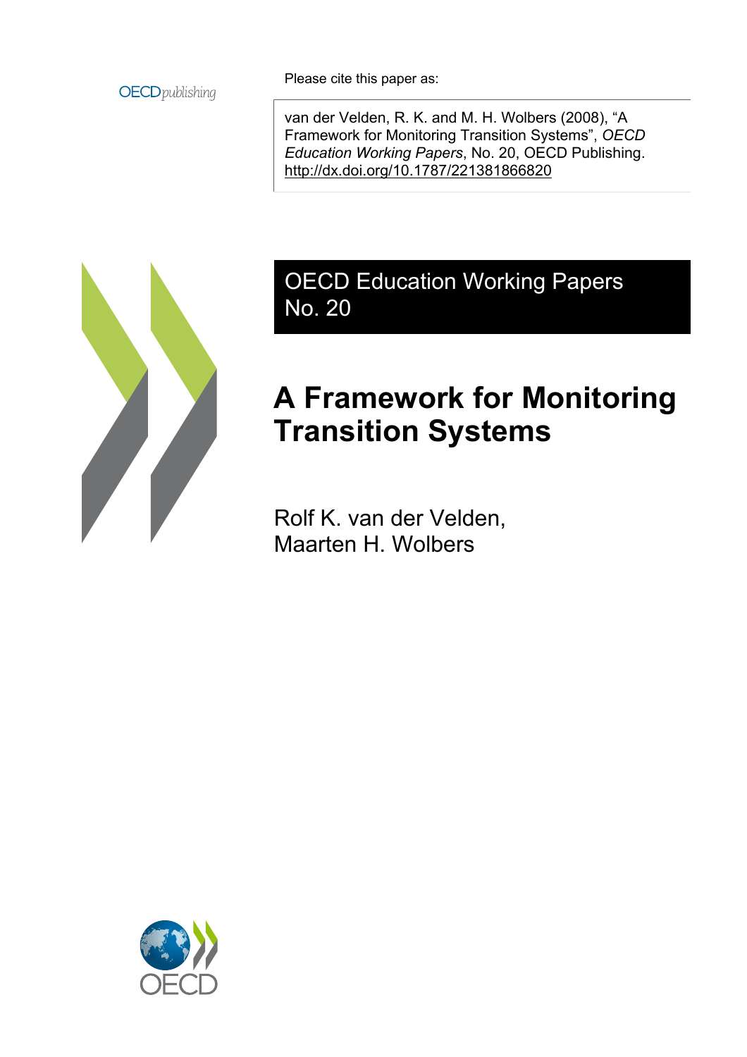OECD*publishing*

Please cite this paper as:

van der Velden, R. K. and M. H. Wolbers (2008), "A Framework for Monitoring Transition Systems", *OECD Education Working Papers*, No. 20, OECD Publishing.
http://dx.doi.org/10.1787/221381866820

OECD Education Working Papers
No. 20

# A Framework for Monitoring Transition Systems

Rolf K. van der Velden,
Maarten H. Wolbers

OECD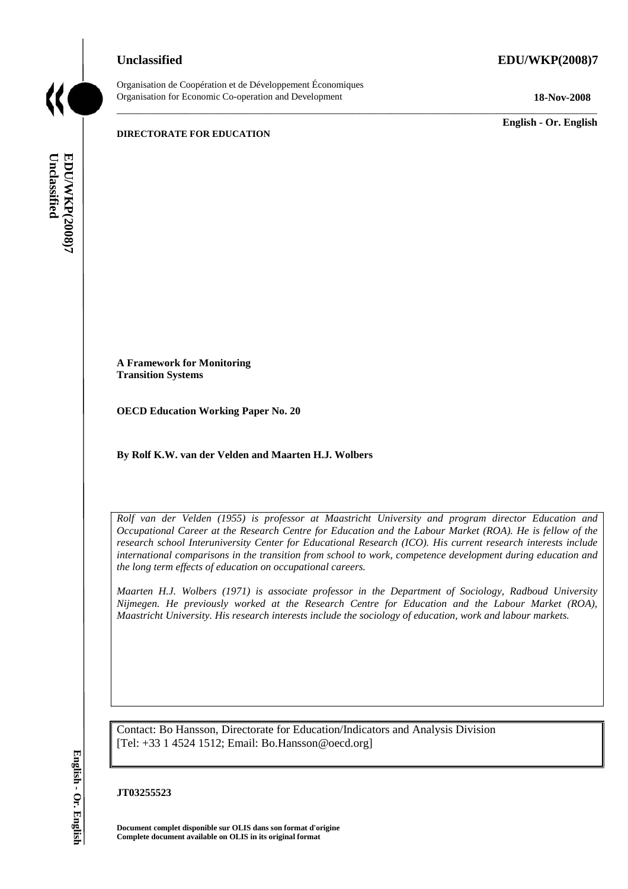Unclassified

EDU/WKP(2008)7

Organisation de Coopération et de Développement Économiques
Organisation for Economic Co-operation and Development

18-Nov-2008

English - Or. English

**DIRECTORATE FOR EDUCATION**

**A Framework for Monitoring Transition Systems**

**OECD Education Working Paper No. 20**

**By Rolf K.W. van der Velden and Maarten H.J. Wolbers**

*Rolf van der Velden (1955) is professor at Maastricht University and program director Education and Occupational Career at the Research Centre for Education and the Labour Market (ROA). He is fellow of the research school Interuniversity Center for Educational Research (ICO). His current research interests include international comparisons in the transition from school to work, competence development during education and the long term effects of education on occupational careers.*

*Maarten H.J. Wolbers (1971) is associate professor in the Department of Sociology, Radboud University Nijmegen. He previously worked at the Research Centre for Education and the Labour Market (ROA), Maastricht University. His research interests include the sociology of education, work and labour markets.*

Contact: Bo Hansson, Directorate for Education/Indicators and Analysis Division
[Tel: +33 1 4524 1512; Email: Bo.Hansson@oecd.org]

**JT03255523**

**Document complet disponible sur OLIS dans son format d'origine**
**Complete document available on OLIS in its original format**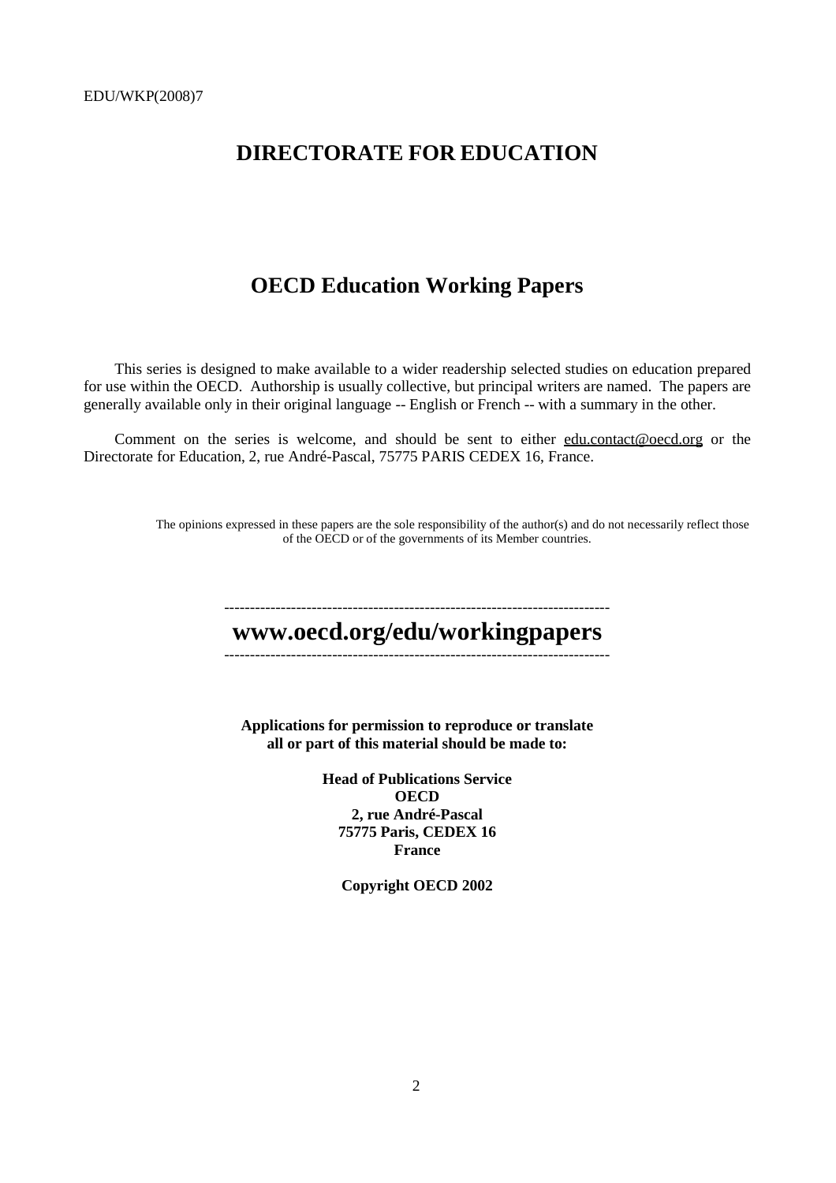# DIRECTORATE FOR EDUCATION

## OECD Education Working Papers

This series is designed to make available to a wider readership selected studies on education prepared for use within the OECD. Authorship is usually collective, but principal writers are named. The papers are generally available only in their original language -- English or French -- with a summary in the other.

Comment on the series is welcome, and should be sent to either edu.contact@oecd.org or the Directorate for Education, 2, rue André-Pascal, 75775 PARIS CEDEX 16, France.

The opinions expressed in these papers are the sole responsibility of the author(s) and do not necessarily reflect those of the OECD or of the governments of its Member countries.

---

**www.oecd.org/edu/workingpapers**

---

**Applications for permission to reproduce or translate all or part of this material should be made to:**

**Head of Publications Service**
**OECD**
**2, rue André-Pascal**
**75775 Paris, CEDEX 16**
**France**

**Copyright OECD 2002**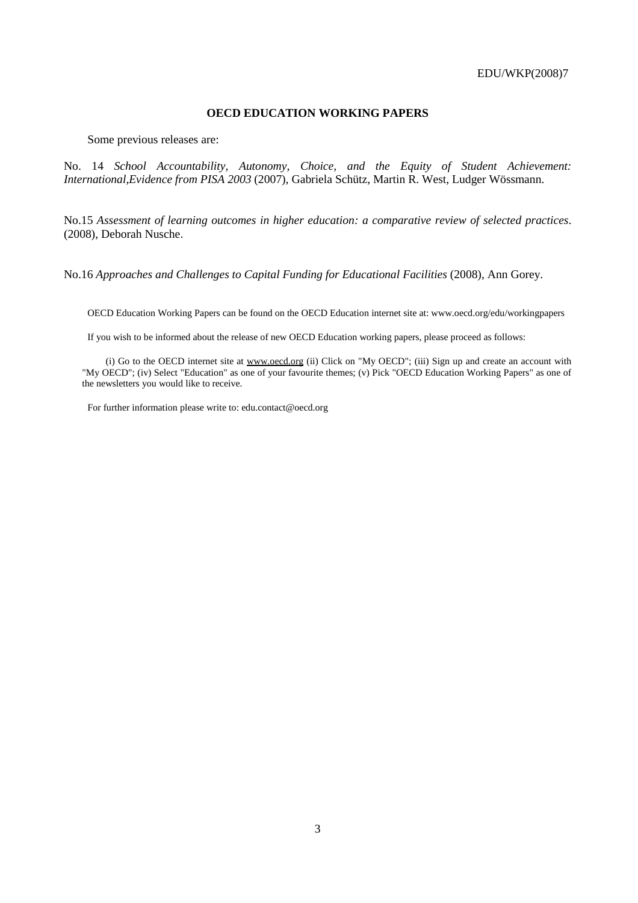**OECD EDUCATION WORKING PAPERS**

Some previous releases are:

No. 14 *School Accountability, Autonomy, Choice, and the Equity of Student Achievement: International,Evidence from PISA 2003* (2007), Gabriela Schütz, Martin R. West, Ludger Wössmann.

No.15 *Assessment of learning outcomes in higher education: a comparative review of selected practices*. (2008), Deborah Nusche.

No.16 *Approaches and Challenges to Capital Funding for Educational Facilities* (2008), Ann Gorey.

OECD Education Working Papers can be found on the OECD Education internet site at: www.oecd.org/edu/workingpapers

If you wish to be informed about the release of new OECD Education working papers, please proceed as follows:

(i) Go to the OECD internet site at www.oecd.org (ii) Click on "My OECD"; (iii) Sign up and create an account with "My OECD"; (iv) Select "Education" as one of your favourite themes; (v) Pick "OECD Education Working Papers" as one of the newsletters you would like to receive.

For further information please write to: edu.contact@oecd.org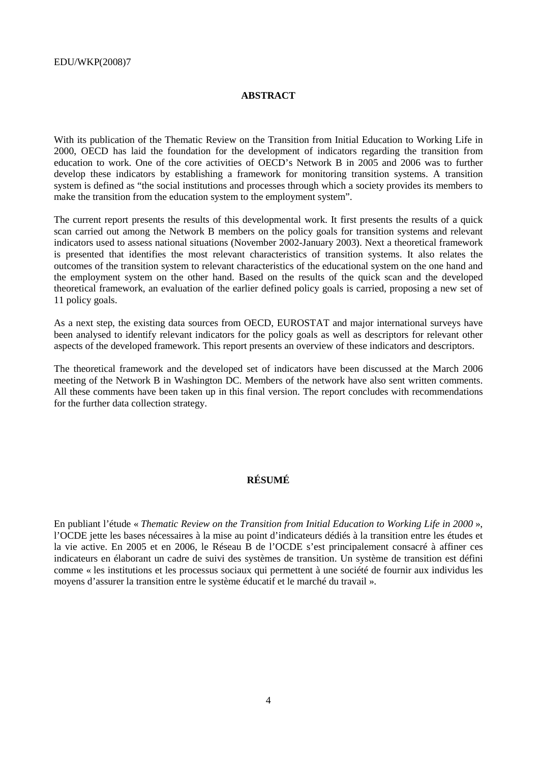## ABSTRACT

With its publication of the Thematic Review on the Transition from Initial Education to Working Life in 2000, OECD has laid the foundation for the development of indicators regarding the transition from education to work. One of the core activities of OECD's Network B in 2005 and 2006 was to further develop these indicators by establishing a framework for monitoring transition systems. A transition system is defined as "the social institutions and processes through which a society provides its members to make the transition from the education system to the employment system".

The current report presents the results of this developmental work. It first presents the results of a quick scan carried out among the Network B members on the policy goals for transition systems and relevant indicators used to assess national situations (November 2002-January 2003). Next a theoretical framework is presented that identifies the most relevant characteristics of transition systems. It also relates the outcomes of the transition system to relevant characteristics of the educational system on the one hand and the employment system on the other hand. Based on the results of the quick scan and the developed theoretical framework, an evaluation of the earlier defined policy goals is carried, proposing a new set of 11 policy goals.

As a next step, the existing data sources from OECD, EUROSTAT and major international surveys have been analysed to identify relevant indicators for the policy goals as well as descriptors for relevant other aspects of the developed framework. This report presents an overview of these indicators and descriptors.

The theoretical framework and the developed set of indicators have been discussed at the March 2006 meeting of the Network B in Washington DC. Members of the network have also sent written comments. All these comments have been taken up in this final version. The report concludes with recommendations for the further data collection strategy.

## RÉSUMÉ

En publiant l'étude « *Thematic Review on the Transition from Initial Education to Working Life in 2000* », l'OCDE jette les bases nécessaires à la mise au point d'indicateurs dédiés à la transition entre les études et la vie active. En 2005 et en 2006, le Réseau B de l'OCDE s'est principalement consacré à affiner ces indicateurs en élaborant un cadre de suivi des systèmes de transition. Un système de transition est défini comme « les institutions et les processus sociaux qui permettent à une société de fournir aux individus les moyens d'assurer la transition entre le système éducatif et le marché du travail ».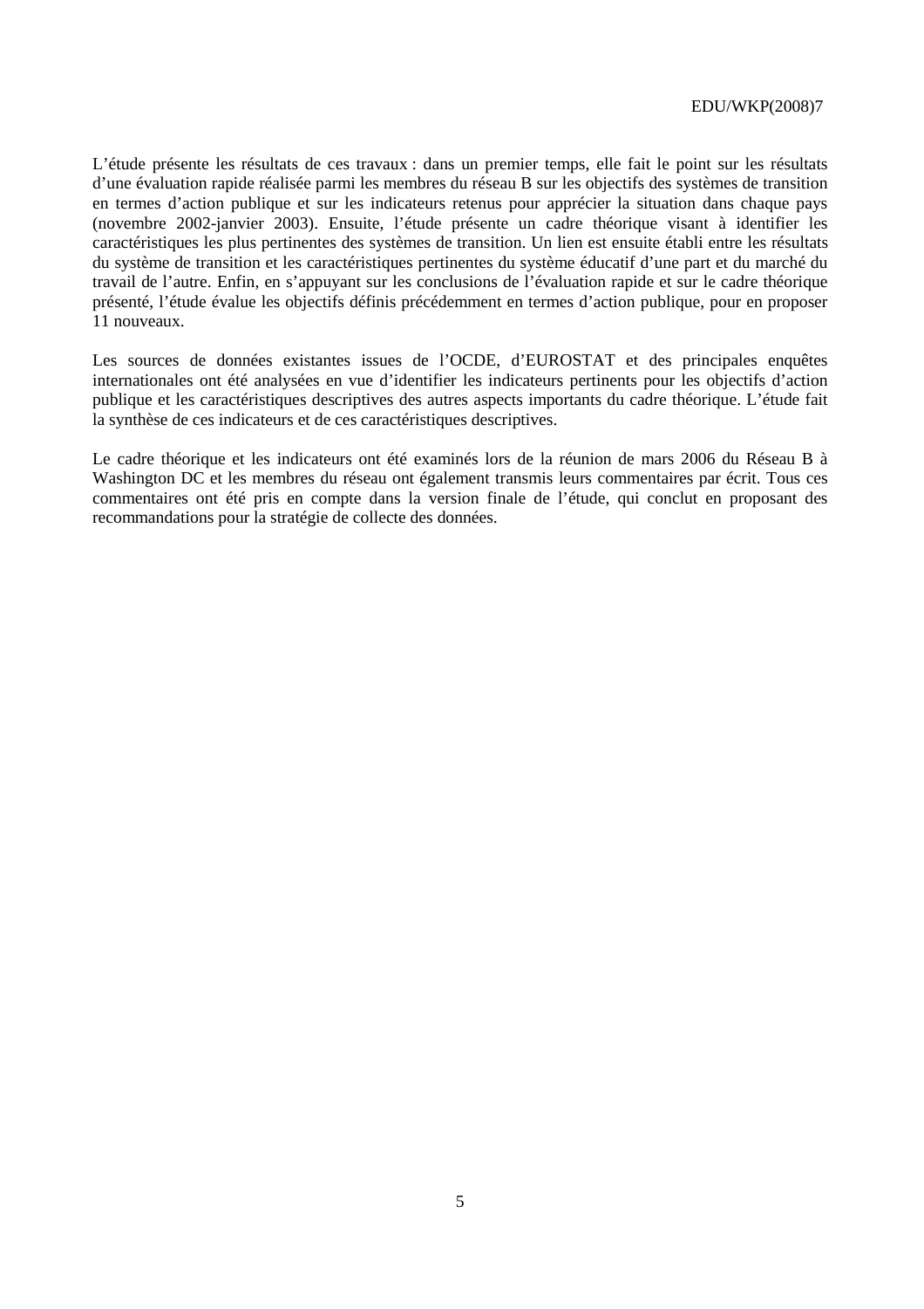L’étude présente les résultats de ces travaux : dans un premier temps, elle fait le point sur les résultats d’une évaluation rapide réalisée parmi les membres du réseau B sur les objectifs des systèmes de transition en termes d’action publique et sur les indicateurs retenus pour apprécier la situation dans chaque pays (novembre 2002-janvier 2003). Ensuite, l’étude présente un cadre théorique visant à identifier les caractéristiques les plus pertinentes des systèmes de transition. Un lien est ensuite établi entre les résultats du système de transition et les caractéristiques pertinentes du système éducatif d’une part et du marché du travail de l’autre. Enfin, en s’appuyant sur les conclusions de l’évaluation rapide et sur le cadre théorique présenté, l’étude évalue les objectifs définis précédemment en termes d’action publique, pour en proposer 11 nouveaux.

Les sources de données existantes issues de l’OCDE, d’EUROSTAT et des principales enquêtes internationales ont été analysées en vue d’identifier les indicateurs pertinents pour les objectifs d’action publique et les caractéristiques descriptives des autres aspects importants du cadre théorique. L’étude fait la synthèse de ces indicateurs et de ces caractéristiques descriptives.

Le cadre théorique et les indicateurs ont été examinés lors de la réunion de mars 2006 du Réseau B à Washington DC et les membres du réseau ont également transmis leurs commentaires par écrit. Tous ces commentaires ont été pris en compte dans la version finale de l’étude, qui conclut en proposant des recommandations pour la stratégie de collecte des données.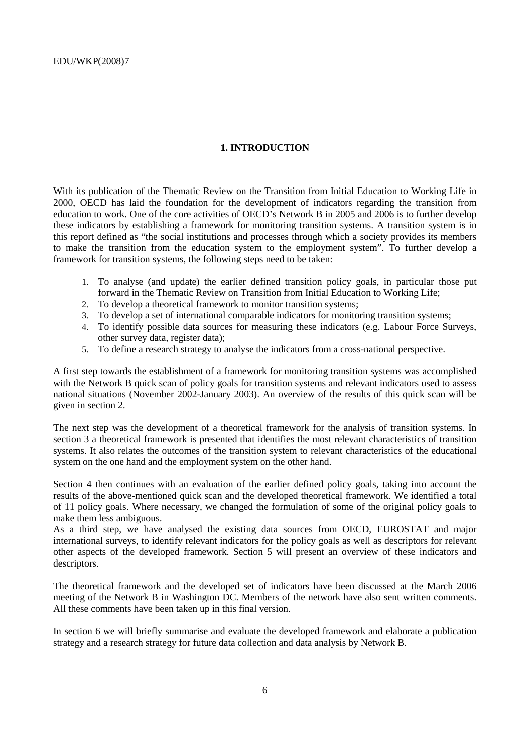## 1. INTRODUCTION

With its publication of the Thematic Review on the Transition from Initial Education to Working Life in 2000, OECD has laid the foundation for the development of indicators regarding the transition from education to work. One of the core activities of OECD's Network B in 2005 and 2006 is to further develop these indicators by establishing a framework for monitoring transition systems. A transition system is in this report defined as "the social institutions and processes through which a society provides its members to make the transition from the education system to the employment system". To further develop a framework for transition systems, the following steps need to be taken:

1. To analyse (and update) the earlier defined transition policy goals, in particular those put forward in the Thematic Review on Transition from Initial Education to Working Life;
2. To develop a theoretical framework to monitor transition systems;
3. To develop a set of international comparable indicators for monitoring transition systems;
4. To identify possible data sources for measuring these indicators (e.g. Labour Force Surveys, other survey data, register data);
5. To define a research strategy to analyse the indicators from a cross-national perspective.

A first step towards the establishment of a framework for monitoring transition systems was accomplished with the Network B quick scan of policy goals for transition systems and relevant indicators used to assess national situations (November 2002-January 2003). An overview of the results of this quick scan will be given in section 2.

The next step was the development of a theoretical framework for the analysis of transition systems. In section 3 a theoretical framework is presented that identifies the most relevant characteristics of transition systems. It also relates the outcomes of the transition system to relevant characteristics of the educational system on the one hand and the employment system on the other hand.

Section 4 then continues with an evaluation of the earlier defined policy goals, taking into account the results of the above-mentioned quick scan and the developed theoretical framework. We identified a total of 11 policy goals. Where necessary, we changed the formulation of some of the original policy goals to make them less ambiguous.

As a third step, we have analysed the existing data sources from OECD, EUROSTAT and major international surveys, to identify relevant indicators for the policy goals as well as descriptors for relevant other aspects of the developed framework. Section 5 will present an overview of these indicators and descriptors.

The theoretical framework and the developed set of indicators have been discussed at the March 2006 meeting of the Network B in Washington DC. Members of the network have also sent written comments. All these comments have been taken up in this final version.

In section 6 we will briefly summarise and evaluate the developed framework and elaborate a publication strategy and a research strategy for future data collection and data analysis by Network B.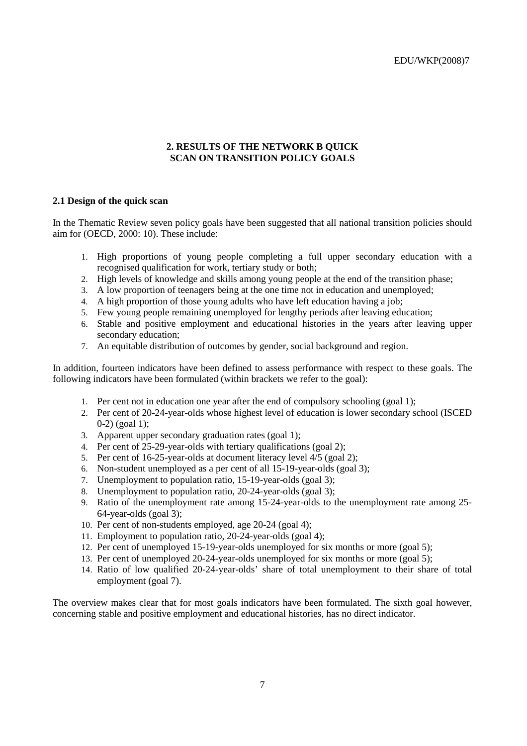## 2. RESULTS OF THE NETWORK B QUICK SCAN ON TRANSITION POLICY GOALS

### 2.1 Design of the quick scan

In the Thematic Review seven policy goals have been suggested that all national transition policies should aim for (OECD, 2000: 10). These include:

1. High proportions of young people completing a full upper secondary education with a recognised qualification for work, tertiary study or both;
2. High levels of knowledge and skills among young people at the end of the transition phase;
3. A low proportion of teenagers being at the one time not in education and unemployed;
4. A high proportion of those young adults who have left education having a job;
5. Few young people remaining unemployed for lengthy periods after leaving education;
6. Stable and positive employment and educational histories in the years after leaving upper secondary education;
7. An equitable distribution of outcomes by gender, social background and region.

In addition, fourteen indicators have been defined to assess performance with respect to these goals. The following indicators have been formulated (within brackets we refer to the goal):

1. Per cent not in education one year after the end of compulsory schooling (goal 1);
2. Per cent of 20-24-year-olds whose highest level of education is lower secondary school (ISCED 0-2) (goal 1);
3. Apparent upper secondary graduation rates (goal 1);
4. Per cent of 25-29-year-olds with tertiary qualifications (goal 2);
5. Per cent of 16-25-year-olds at document literacy level 4/5 (goal 2);
6. Non-student unemployed as a per cent of all 15-19-year-olds (goal 3);
7. Unemployment to population ratio, 15-19-year-olds (goal 3);
8. Unemployment to population ratio, 20-24-year-olds (goal 3);
9. Ratio of the unemployment rate among 15-24-year-olds to the unemployment rate among 25-64-year-olds (goal 3);
10. Per cent of non-students employed, age 20-24 (goal 4);
11. Employment to population ratio, 20-24-year-olds (goal 4);
12. Per cent of unemployed 15-19-year-olds unemployed for six months or more (goal 5);
13. Per cent of unemployed 20-24-year-olds unemployed for six months or more (goal 5);
14. Ratio of low qualified 20-24-year-olds' share of total unemployment to their share of total employment (goal 7).

The overview makes clear that for most goals indicators have been formulated. The sixth goal however, concerning stable and positive employment and educational histories, has no direct indicator.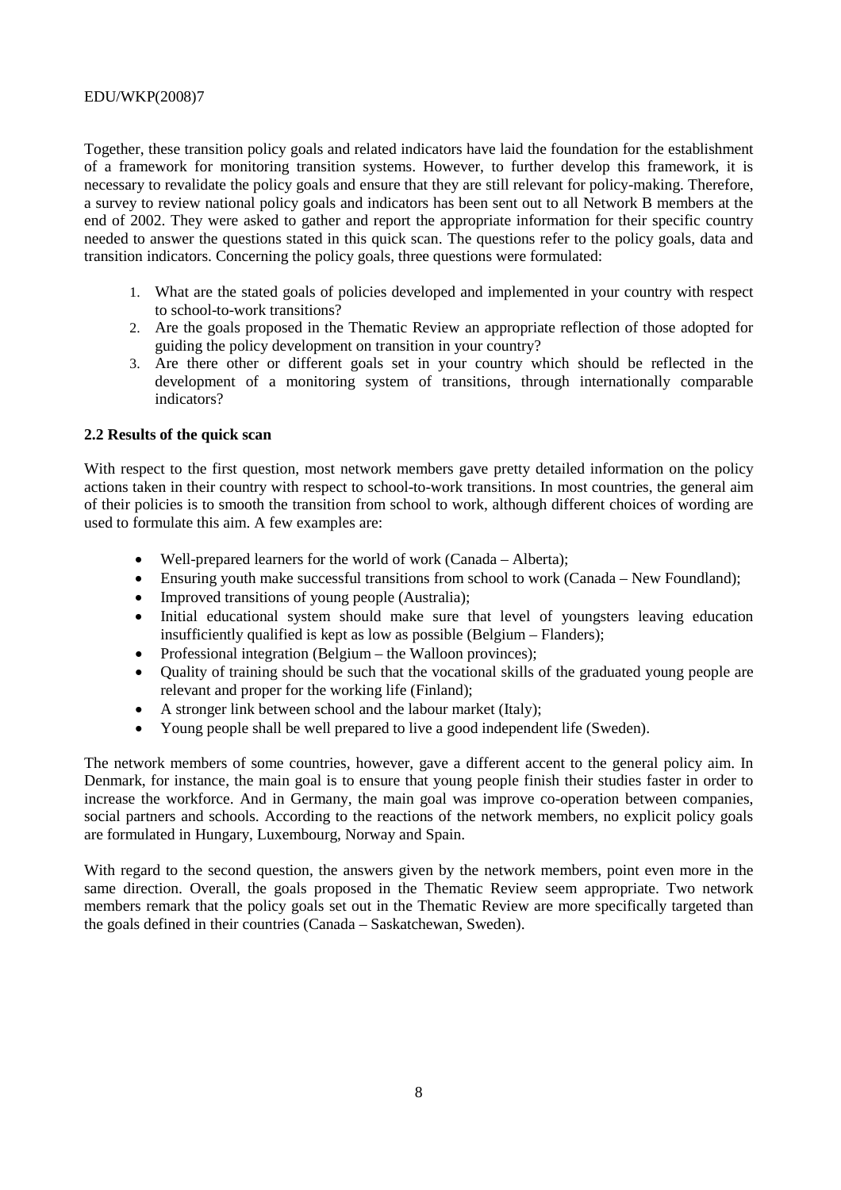Together, these transition policy goals and related indicators have laid the foundation for the establishment of a framework for monitoring transition systems. However, to further develop this framework, it is necessary to revalidate the policy goals and ensure that they are still relevant for policy-making. Therefore, a survey to review national policy goals and indicators has been sent out to all Network B members at the end of 2002. They were asked to gather and report the appropriate information for their specific country needed to answer the questions stated in this quick scan. The questions refer to the policy goals, data and transition indicators. Concerning the policy goals, three questions were formulated:

1. What are the stated goals of policies developed and implemented in your country with respect to school-to-work transitions?
2. Are the goals proposed in the Thematic Review an appropriate reflection of those adopted for guiding the policy development on transition in your country?
3. Are there other or different goals set in your country which should be reflected in the development of a monitoring system of transitions, through internationally comparable indicators?

**2.2 Results of the quick scan**

With respect to the first question, most network members gave pretty detailed information on the policy actions taken in their country with respect to school-to-work transitions. In most countries, the general aim of their policies is to smooth the transition from school to work, although different choices of wording are used to formulate this aim. A few examples are:

- Well-prepared learners for the world of work (Canada – Alberta);
- Ensuring youth make successful transitions from school to work (Canada – New Foundland);
- Improved transitions of young people (Australia);
- Initial educational system should make sure that level of youngsters leaving education insufficiently qualified is kept as low as possible (Belgium – Flanders);
- Professional integration (Belgium – the Walloon provinces);
- Quality of training should be such that the vocational skills of the graduated young people are relevant and proper for the working life (Finland);
- A stronger link between school and the labour market (Italy);
- Young people shall be well prepared to live a good independent life (Sweden).

The network members of some countries, however, gave a different accent to the general policy aim. In Denmark, for instance, the main goal is to ensure that young people finish their studies faster in order to increase the workforce. And in Germany, the main goal was improve co-operation between companies, social partners and schools. According to the reactions of the network members, no explicit policy goals are formulated in Hungary, Luxembourg, Norway and Spain.

With regard to the second question, the answers given by the network members, point even more in the same direction. Overall, the goals proposed in the Thematic Review seem appropriate. Two network members remark that the policy goals set out in the Thematic Review are more specifically targeted than the goals defined in their countries (Canada – Saskatchewan, Sweden).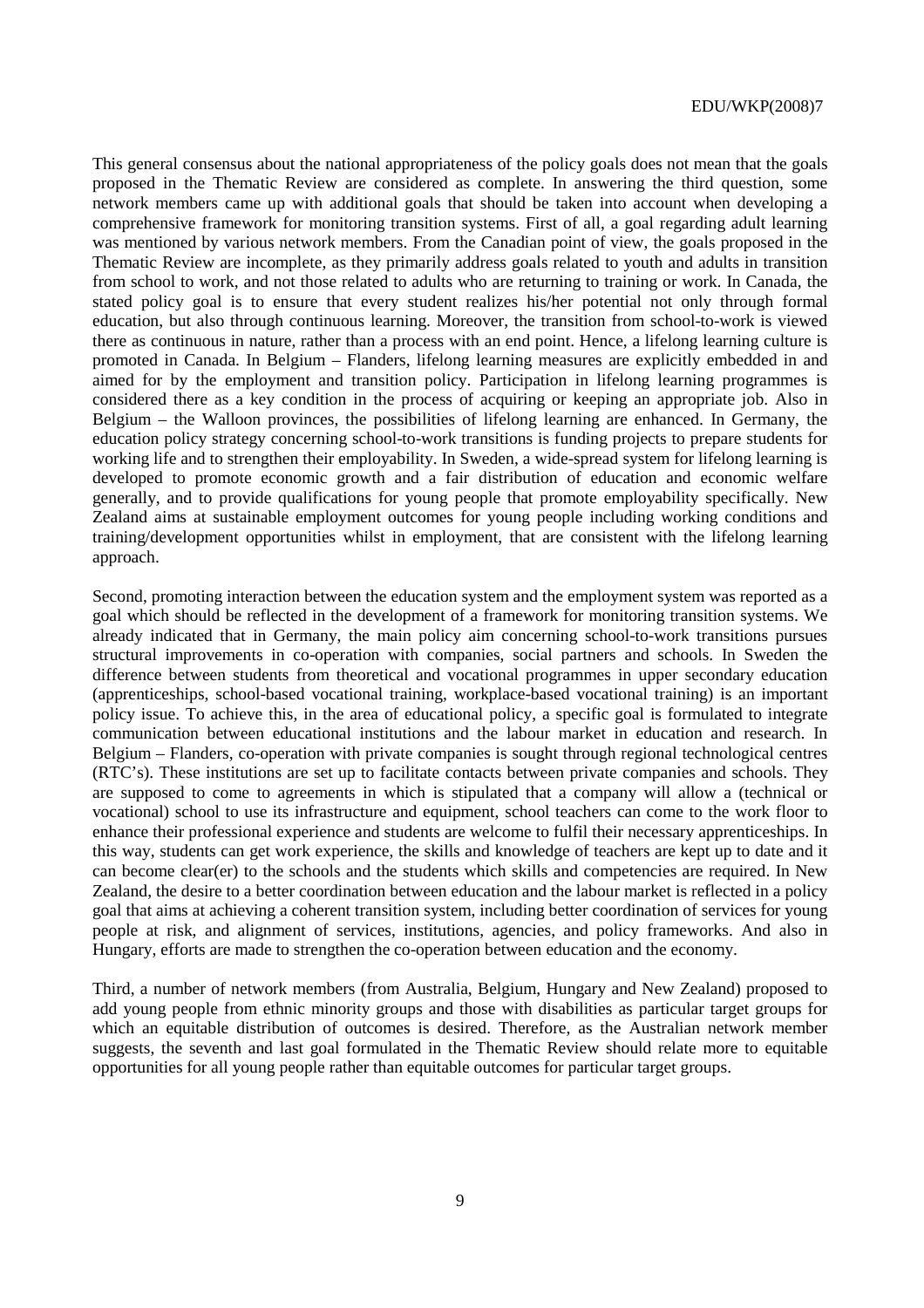This general consensus about the national appropriateness of the policy goals does not mean that the goals proposed in the Thematic Review are considered as complete. In answering the third question, some network members came up with additional goals that should be taken into account when developing a comprehensive framework for monitoring transition systems. First of all, a goal regarding adult learning was mentioned by various network members. From the Canadian point of view, the goals proposed in the Thematic Review are incomplete, as they primarily address goals related to youth and adults in transition from school to work, and not those related to adults who are returning to training or work. In Canada, the stated policy goal is to ensure that every student realizes his/her potential not only through formal education, but also through continuous learning. Moreover, the transition from school-to-work is viewed there as continuous in nature, rather than a process with an end point. Hence, a lifelong learning culture is promoted in Canada. In Belgium – Flanders, lifelong learning measures are explicitly embedded in and aimed for by the employment and transition policy. Participation in lifelong learning programmes is considered there as a key condition in the process of acquiring or keeping an appropriate job. Also in Belgium – the Walloon provinces, the possibilities of lifelong learning are enhanced. In Germany, the education policy strategy concerning school-to-work transitions is funding projects to prepare students for working life and to strengthen their employability. In Sweden, a wide-spread system for lifelong learning is developed to promote economic growth and a fair distribution of education and economic welfare generally, and to provide qualifications for young people that promote employability specifically. New Zealand aims at sustainable employment outcomes for young people including working conditions and training/development opportunities whilst in employment, that are consistent with the lifelong learning approach.

Second, promoting interaction between the education system and the employment system was reported as a goal which should be reflected in the development of a framework for monitoring transition systems. We already indicated that in Germany, the main policy aim concerning school-to-work transitions pursues structural improvements in co-operation with companies, social partners and schools. In Sweden the difference between students from theoretical and vocational programmes in upper secondary education (apprenticeships, school-based vocational training, workplace-based vocational training) is an important policy issue. To achieve this, in the area of educational policy, a specific goal is formulated to integrate communication between educational institutions and the labour market in education and research. In Belgium – Flanders, co-operation with private companies is sought through regional technological centres (RTC's). These institutions are set up to facilitate contacts between private companies and schools. They are supposed to come to agreements in which is stipulated that a company will allow a (technical or vocational) school to use its infrastructure and equipment, school teachers can come to the work floor to enhance their professional experience and students are welcome to fulfil their necessary apprenticeships. In this way, students can get work experience, the skills and knowledge of teachers are kept up to date and it can become clear(er) to the schools and the students which skills and competencies are required. In New Zealand, the desire to a better coordination between education and the labour market is reflected in a policy goal that aims at achieving a coherent transition system, including better coordination of services for young people at risk, and alignment of services, institutions, agencies, and policy frameworks. And also in Hungary, efforts are made to strengthen the co-operation between education and the economy.

Third, a number of network members (from Australia, Belgium, Hungary and New Zealand) proposed to add young people from ethnic minority groups and those with disabilities as particular target groups for which an equitable distribution of outcomes is desired. Therefore, as the Australian network member suggests, the seventh and last goal formulated in the Thematic Review should relate more to equitable opportunities for all young people rather than equitable outcomes for particular target groups.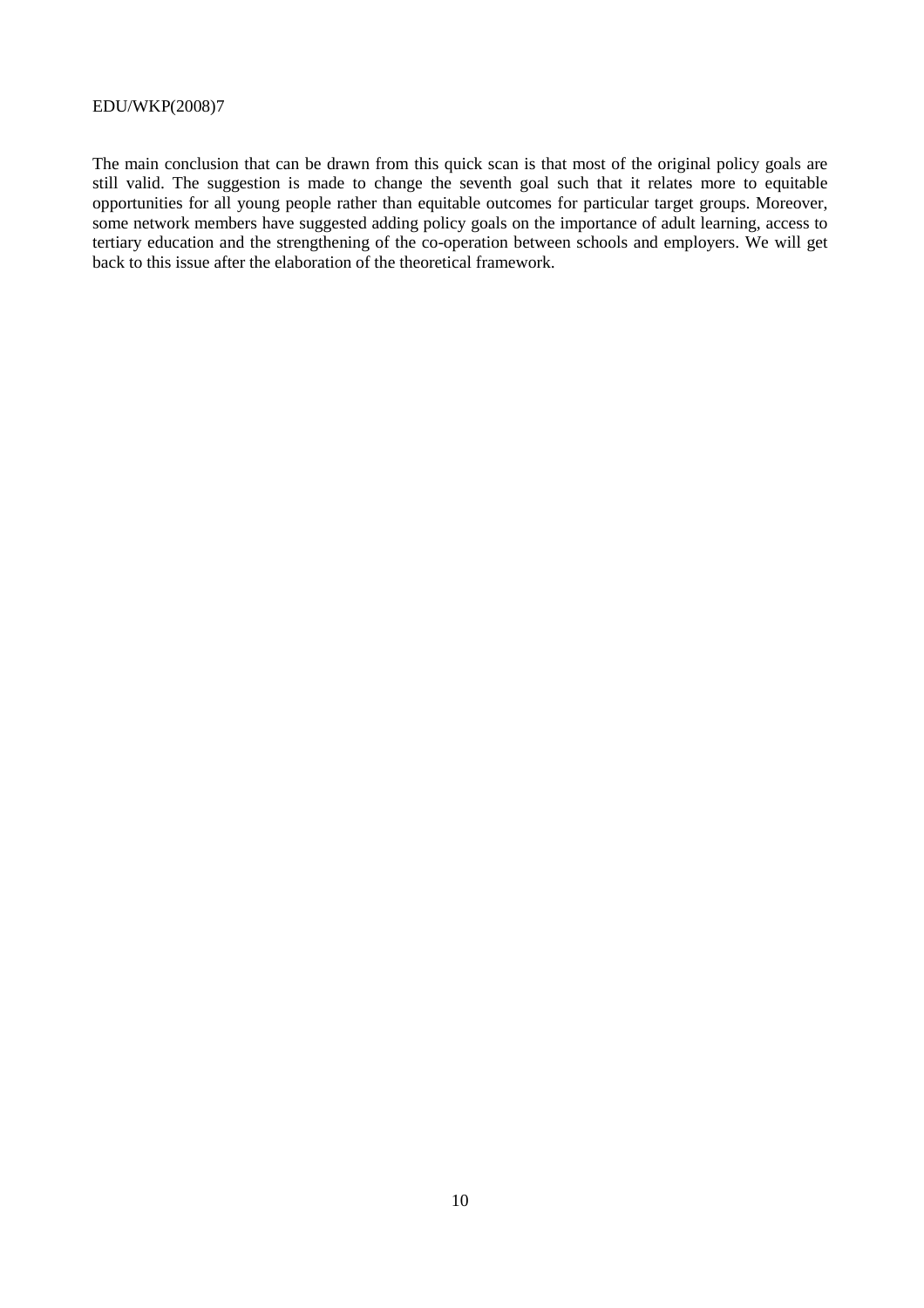The main conclusion that can be drawn from this quick scan is that most of the original policy goals are still valid. The suggestion is made to change the seventh goal such that it relates more to equitable opportunities for all young people rather than equitable outcomes for particular target groups. Moreover, some network members have suggested adding policy goals on the importance of adult learning, access to tertiary education and the strengthening of the co-operation between schools and employers. We will get back to this issue after the elaboration of the theoretical framework.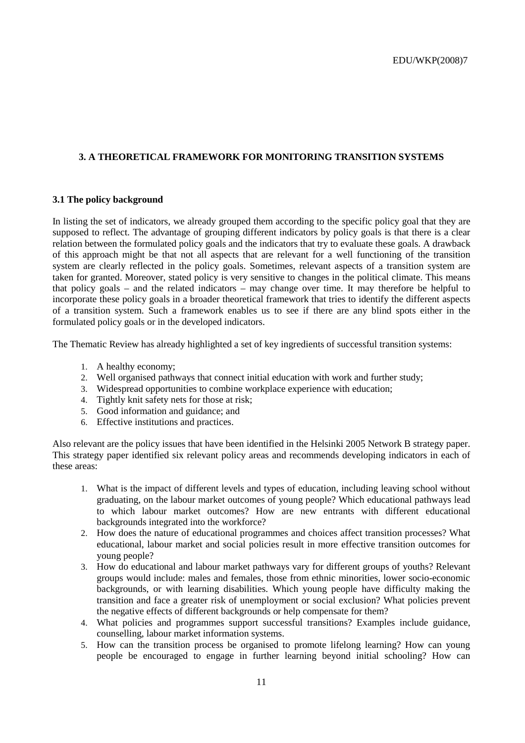## 3. A THEORETICAL FRAMEWORK FOR MONITORING TRANSITION SYSTEMS

### 3.1 The policy background

In listing the set of indicators, we already grouped them according to the specific policy goal that they are supposed to reflect. The advantage of grouping different indicators by policy goals is that there is a clear relation between the formulated policy goals and the indicators that try to evaluate these goals. A drawback of this approach might be that not all aspects that are relevant for a well functioning of the transition system are clearly reflected in the policy goals. Sometimes, relevant aspects of a transition system are taken for granted. Moreover, stated policy is very sensitive to changes in the political climate. This means that policy goals – and the related indicators – may change over time. It may therefore be helpful to incorporate these policy goals in a broader theoretical framework that tries to identify the different aspects of a transition system. Such a framework enables us to see if there are any blind spots either in the formulated policy goals or in the developed indicators.

The Thematic Review has already highlighted a set of key ingredients of successful transition systems:

1. A healthy economy;
2. Well organised pathways that connect initial education with work and further study;
3. Widespread opportunities to combine workplace experience with education;
4. Tightly knit safety nets for those at risk;
5. Good information and guidance; and
6. Effective institutions and practices.

Also relevant are the policy issues that have been identified in the Helsinki 2005 Network B strategy paper. This strategy paper identified six relevant policy areas and recommends developing indicators in each of these areas:

1. What is the impact of different levels and types of education, including leaving school without graduating, on the labour market outcomes of young people? Which educational pathways lead to which labour market outcomes? How are new entrants with different educational backgrounds integrated into the workforce?
2. How does the nature of educational programmes and choices affect transition processes? What educational, labour market and social policies result in more effective transition outcomes for young people?
3. How do educational and labour market pathways vary for different groups of youths? Relevant groups would include: males and females, those from ethnic minorities, lower socio-economic backgrounds, or with learning disabilities. Which young people have difficulty making the transition and face a greater risk of unemployment or social exclusion? What policies prevent the negative effects of different backgrounds or help compensate for them?
4. What policies and programmes support successful transitions? Examples include guidance, counselling, labour market information systems.
5. How can the transition process be organised to promote lifelong learning? How can young people be encouraged to engage in further learning beyond initial schooling? How can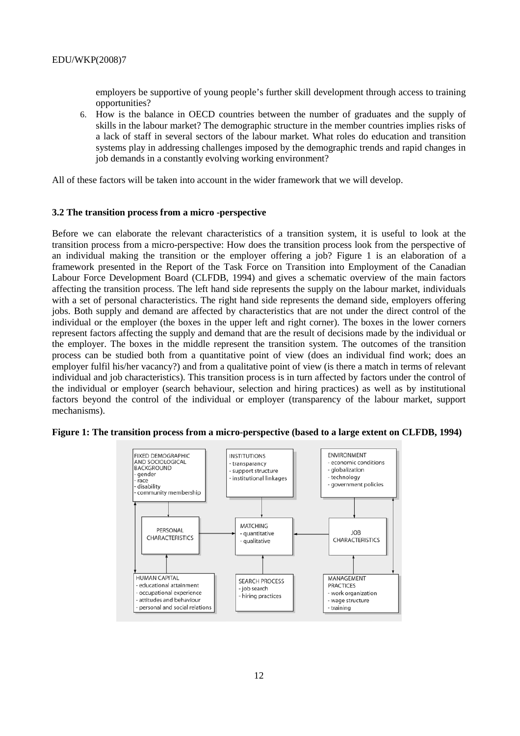employers be supportive of young people's further skill development through access to training opportunities?

6. How is the balance in OECD countries between the number of graduates and the supply of skills in the labour market? The demographic structure in the member countries implies risks of a lack of staff in several sectors of the labour market. What roles do education and transition systems play in addressing challenges imposed by the demographic trends and rapid changes in job demands in a constantly evolving working environment?

All of these factors will be taken into account in the wider framework that we will develop.

### 3.2 The transition process from a micro -perspective

Before we can elaborate the relevant characteristics of a transition system, it is useful to look at the transition process from a micro-perspective: How does the transition process look from the perspective of an individual making the transition or the employer offering a job? Figure 1 is an elaboration of a framework presented in the Report of the Task Force on Transition into Employment of the Canadian Labour Force Development Board (CLFDB, 1994) and gives a schematic overview of the main factors affecting the transition process. The left hand side represents the supply on the labour market, individuals with a set of personal characteristics. The right hand side represents the demand side, employers offering jobs. Both supply and demand are affected by characteristics that are not under the direct control of the individual or the employer (the boxes in the upper left and right corner). The boxes in the lower corners represent factors affecting the supply and demand that are the result of decisions made by the individual or the employer. The boxes in the middle represent the transition system. The outcomes of the transition process can be studied both from a quantitative point of view (does an individual find work; does an employer fulfil his/her vacancy?) and from a qualitative point of view (is there a match in terms of relevant individual and job characteristics). This transition process is in turn affected by factors under the control of the individual or employer (search behaviour, selection and hiring practices) as well as by institutional factors beyond the control of the individual or employer (transparency of the labour market, support mechanisms).

**Figure 1: The transition process from a micro-perspective (based to a large extent on CLFDB, 1994)**

FIXED DEMOGRAPHIC AND SOCIOLOGICAL BACKGROUND
- gender
- race
- disability
- community membership

INSTITUTIONS
- transparancy
- support structure
- institutional linkages

ENVIRONMENT
- economic conditions
- globalization
- technology
- government policies

PERSONAL CHARACTERISTICS

MATCHING
- quantitative
- qualitative

JOB CHARACTERISTICS

HUMAN CAPITAL
- educational attainment
- occupational experience
- attitudes and behaviour
- personal and social relations

SEARCH PROCESS
- job search
- hiring practices

MANAGEMENT PRACTICES
- work organization
- wage structure
- training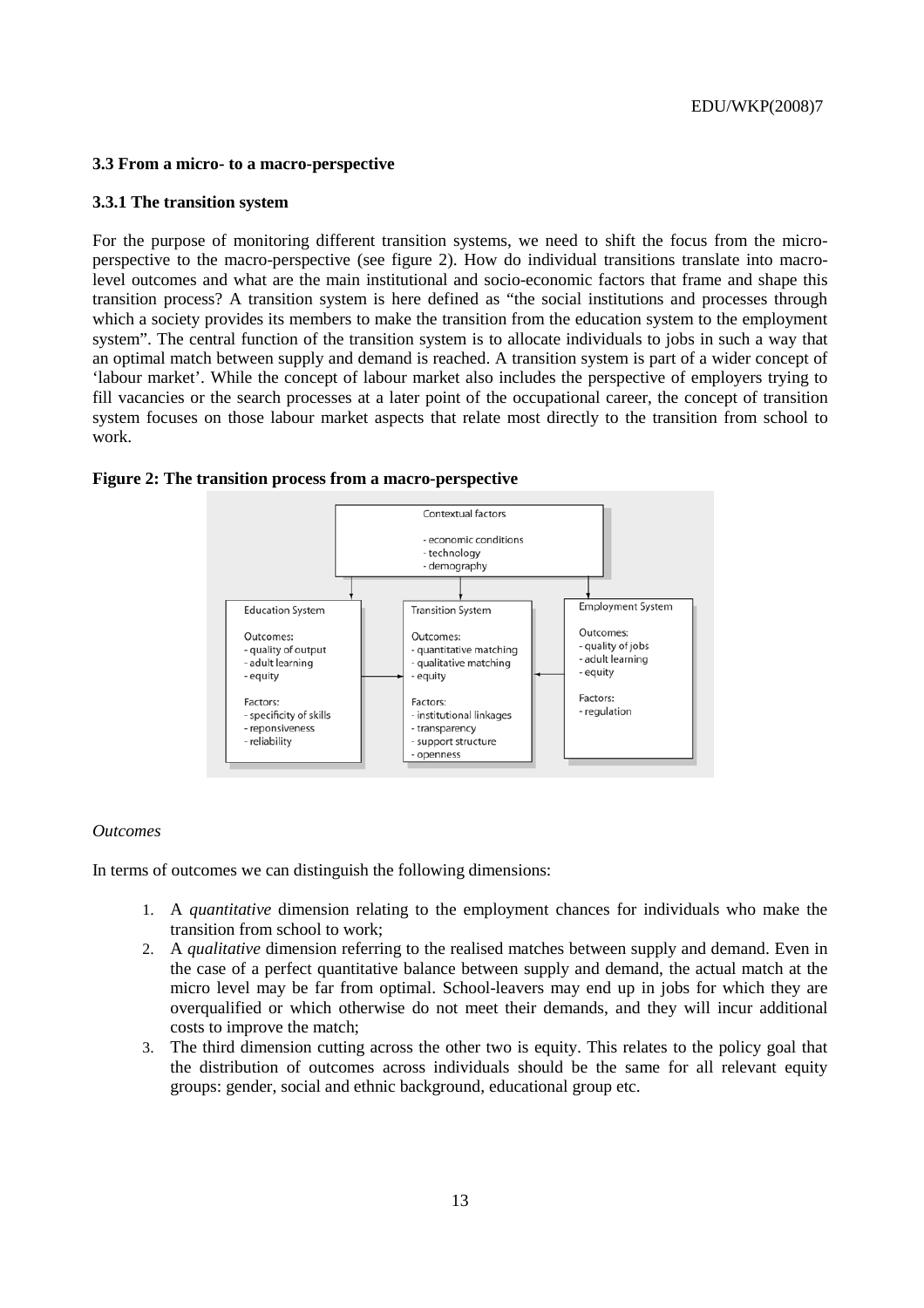### 3.3 From a micro- to a macro-perspective

### 3.3.1 The transition system

For the purpose of monitoring different transition systems, we need to shift the focus from the micro-perspective to the macro-perspective (see figure 2). How do individual transitions translate into macro-level outcomes and what are the main institutional and socio-economic factors that frame and shape this transition process? A transition system is here defined as "the social institutions and processes through which a society provides its members to make the transition from the education system to the employment system". The central function of the transition system is to allocate individuals to jobs in such a way that an optimal match between supply and demand is reached. A transition system is part of a wider concept of 'labour market'. While the concept of labour market also includes the perspective of employers trying to fill vacancies or the search processes at a later point of the occupational career, the concept of transition system focuses on those labour market aspects that relate most directly to the transition from school to work.

**Figure 2: The transition process from a macro-perspective**

Contextual factors
- economic conditions
- technology
- demography

Education System

Outcomes:
- quality of output
- adult learning
- equity

Factors:
- specificity of skills
- reponsiveness
- reliability

Transition System

Outcomes:
- quantitative matching
- qualitative matching
- equity

Factors:
- institutional linkages
- transparency
- support structure
- openness

Employment System

Outcomes:
- quality of jobs
- adult learning
- equity

Factors:
- regulation

*Outcomes*

In terms of outcomes we can distinguish the following dimensions:

1. A *quantitative* dimension relating to the employment chances for individuals who make the transition from school to work;
2. A *qualitative* dimension referring to the realised matches between supply and demand. Even in the case of a perfect quantitative balance between supply and demand, the actual match at the micro level may be far from optimal. School-leavers may end up in jobs for which they are overqualified or which otherwise do not meet their demands, and they will incur additional costs to improve the match;
3. The third dimension cutting across the other two is equity. This relates to the policy goal that the distribution of outcomes across individuals should be the same for all relevant equity groups: gender, social and ethnic background, educational group etc.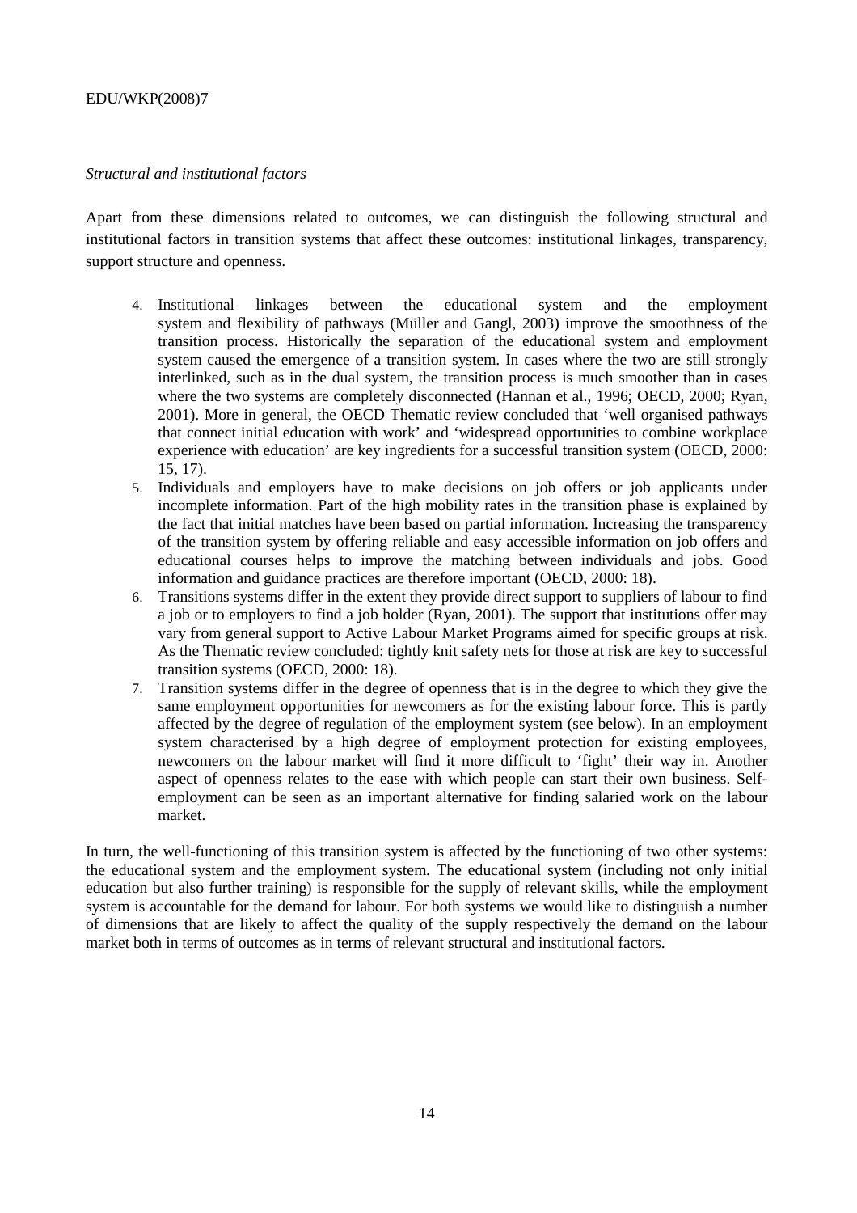*Structural and institutional factors*

Apart from these dimensions related to outcomes, we can distinguish the following structural and institutional factors in transition systems that affect these outcomes: institutional linkages, transparency, support structure and openness.

4. Institutional linkages between the educational system and the employment system and flexibility of pathways (Müller and Gangl, 2003) improve the smoothness of the transition process. Historically the separation of the educational system and employment system caused the emergence of a transition system. In cases where the two are still strongly interlinked, such as in the dual system, the transition process is much smoother than in cases where the two systems are completely disconnected (Hannan et al., 1996; OECD, 2000; Ryan, 2001). More in general, the OECD Thematic review concluded that 'well organised pathways that connect initial education with work' and 'widespread opportunities to combine workplace experience with education' are key ingredients for a successful transition system (OECD, 2000: 15, 17).
5. Individuals and employers have to make decisions on job offers or job applicants under incomplete information. Part of the high mobility rates in the transition phase is explained by the fact that initial matches have been based on partial information. Increasing the transparency of the transition system by offering reliable and easy accessible information on job offers and educational courses helps to improve the matching between individuals and jobs. Good information and guidance practices are therefore important (OECD, 2000: 18).
6. Transitions systems differ in the extent they provide direct support to suppliers of labour to find a job or to employers to find a job holder (Ryan, 2001). The support that institutions offer may vary from general support to Active Labour Market Programs aimed for specific groups at risk. As the Thematic review concluded: tightly knit safety nets for those at risk are key to successful transition systems (OECD, 2000: 18).
7. Transition systems differ in the degree of openness that is in the degree to which they give the same employment opportunities for newcomers as for the existing labour force. This is partly affected by the degree of regulation of the employment system (see below). In an employment system characterised by a high degree of employment protection for existing employees, newcomers on the labour market will find it more difficult to 'fight' their way in. Another aspect of openness relates to the ease with which people can start their own business. Self-employment can be seen as an important alternative for finding salaried work on the labour market.

In turn, the well-functioning of this transition system is affected by the functioning of two other systems: the educational system and the employment system. The educational system (including not only initial education but also further training) is responsible for the supply of relevant skills, while the employment system is accountable for the demand for labour. For both systems we would like to distinguish a number of dimensions that are likely to affect the quality of the supply respectively the demand on the labour market both in terms of outcomes as in terms of relevant structural and institutional factors.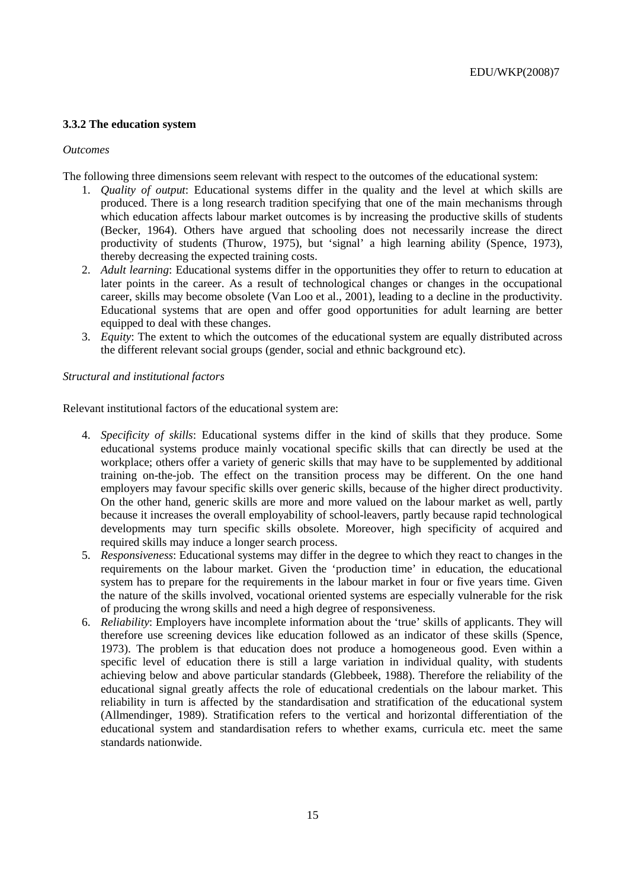### 3.3.2 The education system

*Outcomes*

The following three dimensions seem relevant with respect to the outcomes of the educational system:

1. *Quality of output*: Educational systems differ in the quality and the level at which skills are produced. There is a long research tradition specifying that one of the main mechanisms through which education affects labour market outcomes is by increasing the productive skills of students (Becker, 1964). Others have argued that schooling does not necessarily increase the direct productivity of students (Thurow, 1975), but 'signal' a high learning ability (Spence, 1973), thereby decreasing the expected training costs.
2. *Adult learning*: Educational systems differ in the opportunities they offer to return to education at later points in the career. As a result of technological changes or changes in the occupational career, skills may become obsolete (Van Loo et al., 2001), leading to a decline in the productivity. Educational systems that are open and offer good opportunities for adult learning are better equipped to deal with these changes.
3. *Equity*: The extent to which the outcomes of the educational system are equally distributed across the different relevant social groups (gender, social and ethnic background etc).

*Structural and institutional factors*

Relevant institutional factors of the educational system are:

4. *Specificity of skills*: Educational systems differ in the kind of skills that they produce. Some educational systems produce mainly vocational specific skills that can directly be used at the workplace; others offer a variety of generic skills that may have to be supplemented by additional training on-the-job. The effect on the transition process may be different. On the one hand employers may favour specific skills over generic skills, because of the higher direct productivity. On the other hand, generic skills are more and more valued on the labour market as well, partly because it increases the overall employability of school-leavers, partly because rapid technological developments may turn specific skills obsolete. Moreover, high specificity of acquired and required skills may induce a longer search process.
5. *Responsiveness*: Educational systems may differ in the degree to which they react to changes in the requirements on the labour market. Given the 'production time' in education, the educational system has to prepare for the requirements in the labour market in four or five years time. Given the nature of the skills involved, vocational oriented systems are especially vulnerable for the risk of producing the wrong skills and need a high degree of responsiveness.
6. *Reliability*: Employers have incomplete information about the 'true' skills of applicants. They will therefore use screening devices like education followed as an indicator of these skills (Spence, 1973). The problem is that education does not produce a homogeneous good. Even within a specific level of education there is still a large variation in individual quality, with students achieving below and above particular standards (Glebbeek, 1988). Therefore the reliability of the educational signal greatly affects the role of educational credentials on the labour market. This reliability in turn is affected by the standardisation and stratification of the educational system (Allmendinger, 1989). Stratification refers to the vertical and horizontal differentiation of the educational system and standardisation refers to whether exams, curricula etc. meet the same standards nationwide.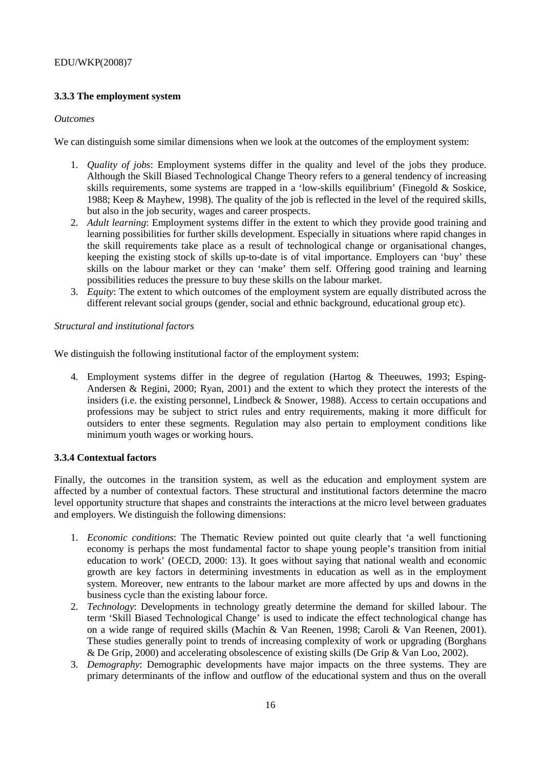### 3.3.3 The employment system

*Outcomes*

We can distinguish some similar dimensions when we look at the outcomes of the employment system:

1. *Quality of jobs*: Employment systems differ in the quality and level of the jobs they produce. Although the Skill Biased Technological Change Theory refers to a general tendency of increasing skills requirements, some systems are trapped in a 'low-skills equilibrium' (Finegold & Soskice, 1988; Keep & Mayhew, 1998). The quality of the job is reflected in the level of the required skills, but also in the job security, wages and career prospects.
2. *Adult learning*: Employment systems differ in the extent to which they provide good training and learning possibilities for further skills development. Especially in situations where rapid changes in the skill requirements take place as a result of technological change or organisational changes, keeping the existing stock of skills up-to-date is of vital importance. Employers can 'buy' these skills on the labour market or they can 'make' them self. Offering good training and learning possibilities reduces the pressure to buy these skills on the labour market.
3. *Equity*: The extent to which outcomes of the employment system are equally distributed across the different relevant social groups (gender, social and ethnic background, educational group etc).

*Structural and institutional factors*

We distinguish the following institutional factor of the employment system:

4. Employment systems differ in the degree of regulation (Hartog & Theeuwes, 1993; Esping-Andersen & Regini, 2000; Ryan, 2001) and the extent to which they protect the interests of the insiders (i.e. the existing personnel, Lindbeck & Snower, 1988). Access to certain occupations and professions may be subject to strict rules and entry requirements, making it more difficult for outsiders to enter these segments. Regulation may also pertain to employment conditions like minimum youth wages or working hours.

### 3.3.4 Contextual factors

Finally, the outcomes in the transition system, as well as the education and employment system are affected by a number of contextual factors. These structural and institutional factors determine the macro level opportunity structure that shapes and constraints the interactions at the micro level between graduates and employers. We distinguish the following dimensions:

1. *Economic conditions*: The Thematic Review pointed out quite clearly that 'a well functioning economy is perhaps the most fundamental factor to shape young people's transition from initial education to work' (OECD, 2000: 13). It goes without saying that national wealth and economic growth are key factors in determining investments in education as well as in the employment system. Moreover, new entrants to the labour market are more affected by ups and downs in the business cycle than the existing labour force.
2. *Technology*: Developments in technology greatly determine the demand for skilled labour. The term 'Skill Biased Technological Change' is used to indicate the effect technological change has on a wide range of required skills (Machin & Van Reenen, 1998; Caroli & Van Reenen, 2001). These studies generally point to trends of increasing complexity of work or upgrading (Borghans & De Grip, 2000) and accelerating obsolescence of existing skills (De Grip & Van Loo, 2002).
3. *Demography*: Demographic developments have major impacts on the three systems. They are primary determinants of the inflow and outflow of the educational system and thus on the overall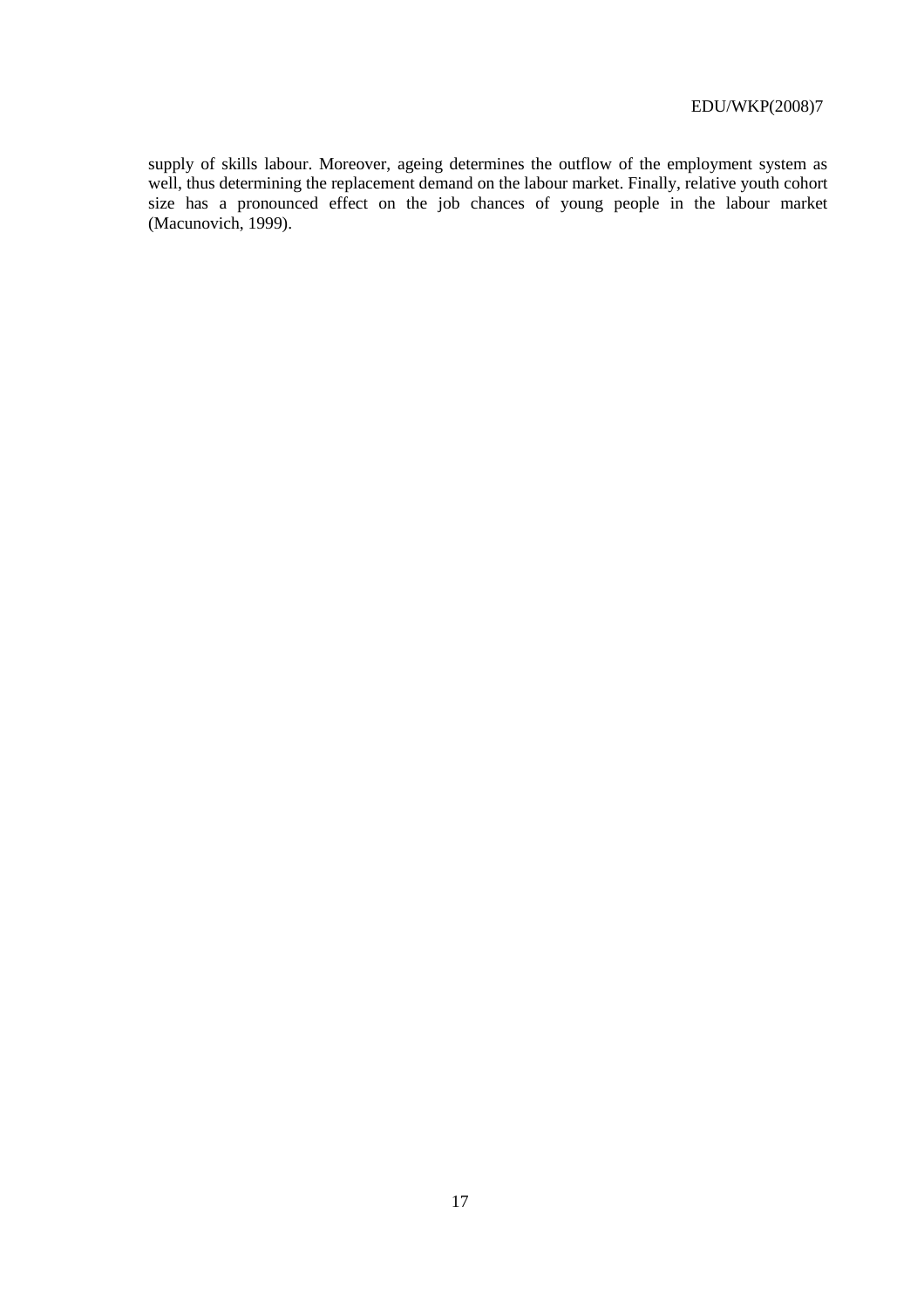supply of skills labour. Moreover, ageing determines the outflow of the employment system as well, thus determining the replacement demand on the labour market. Finally, relative youth cohort size has a pronounced effect on the job chances of young people in the labour market (Macunovich, 1999).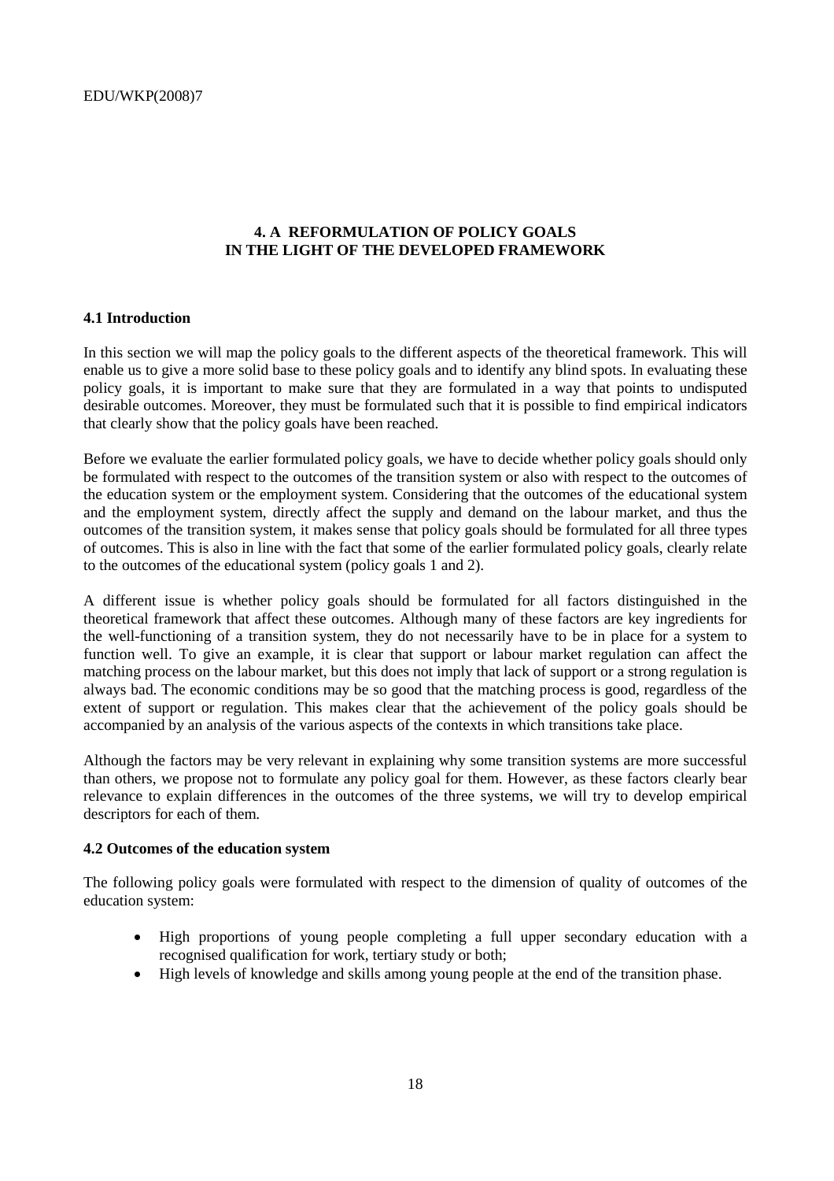## 4. A REFORMULATION OF POLICY GOALS IN THE LIGHT OF THE DEVELOPED FRAMEWORK

### 4.1 Introduction

In this section we will map the policy goals to the different aspects of the theoretical framework. This will enable us to give a more solid base to these policy goals and to identify any blind spots. In evaluating these policy goals, it is important to make sure that they are formulated in a way that points to undisputed desirable outcomes. Moreover, they must be formulated such that it is possible to find empirical indicators that clearly show that the policy goals have been reached.

Before we evaluate the earlier formulated policy goals, we have to decide whether policy goals should only be formulated with respect to the outcomes of the transition system or also with respect to the outcomes of the education system or the employment system. Considering that the outcomes of the educational system and the employment system, directly affect the supply and demand on the labour market, and thus the outcomes of the transition system, it makes sense that policy goals should be formulated for all three types of outcomes. This is also in line with the fact that some of the earlier formulated policy goals, clearly relate to the outcomes of the educational system (policy goals 1 and 2).

A different issue is whether policy goals should be formulated for all factors distinguished in the theoretical framework that affect these outcomes. Although many of these factors are key ingredients for the well-functioning of a transition system, they do not necessarily have to be in place for a system to function well. To give an example, it is clear that support or labour market regulation can affect the matching process on the labour market, but this does not imply that lack of support or a strong regulation is always bad. The economic conditions may be so good that the matching process is good, regardless of the extent of support or regulation. This makes clear that the achievement of the policy goals should be accompanied by an analysis of the various aspects of the contexts in which transitions take place.

Although the factors may be very relevant in explaining why some transition systems are more successful than others, we propose not to formulate any policy goal for them. However, as these factors clearly bear relevance to explain differences in the outcomes of the three systems, we will try to develop empirical descriptors for each of them.

### 4.2 Outcomes of the education system

The following policy goals were formulated with respect to the dimension of quality of outcomes of the education system:

- High proportions of young people completing a full upper secondary education with a recognised qualification for work, tertiary study or both;
- High levels of knowledge and skills among young people at the end of the transition phase.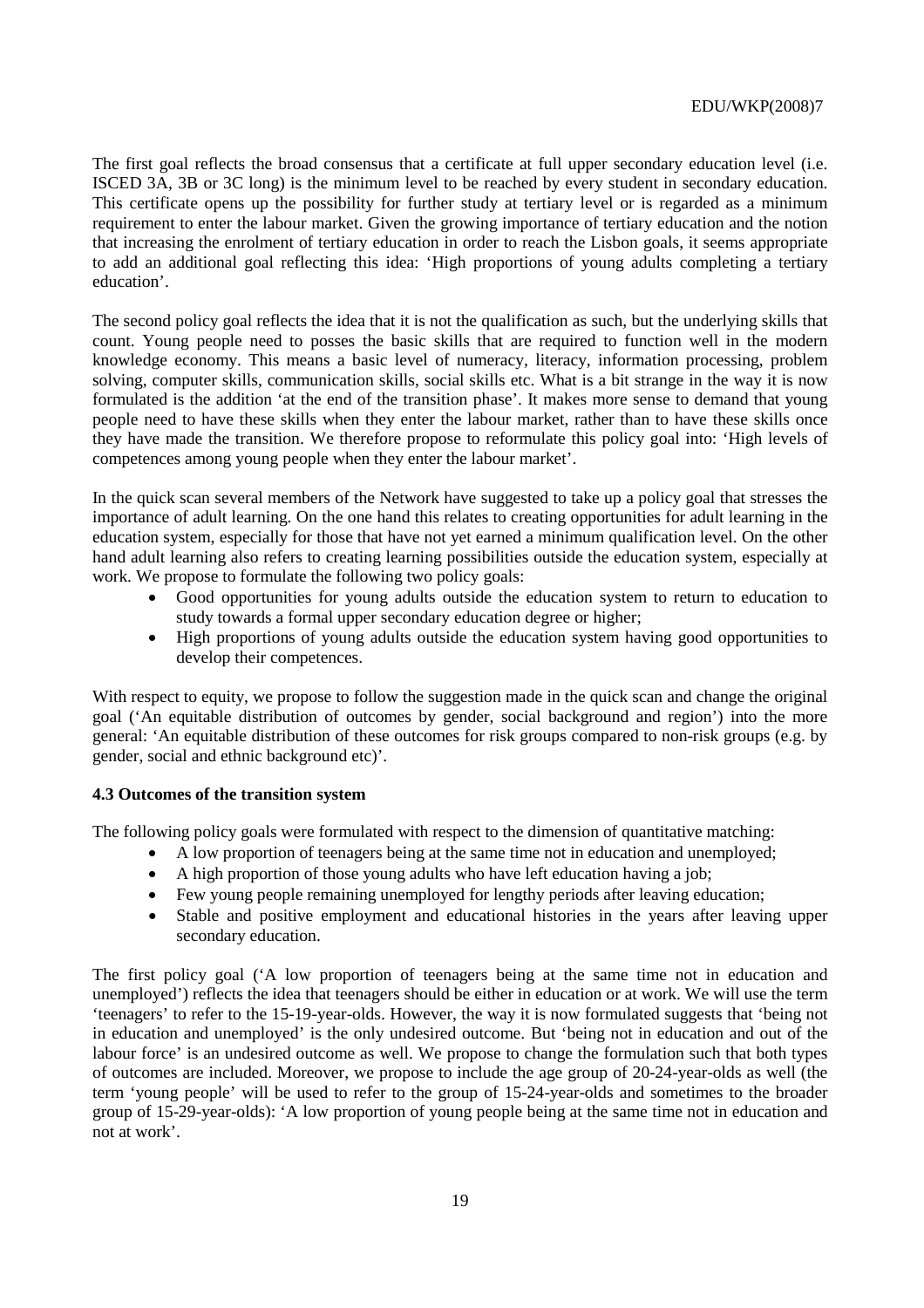The first goal reflects the broad consensus that a certificate at full upper secondary education level (i.e. ISCED 3A, 3B or 3C long) is the minimum level to be reached by every student in secondary education. This certificate opens up the possibility for further study at tertiary level or is regarded as a minimum requirement to enter the labour market. Given the growing importance of tertiary education and the notion that increasing the enrolment of tertiary education in order to reach the Lisbon goals, it seems appropriate to add an additional goal reflecting this idea: 'High proportions of young adults completing a tertiary education'.

The second policy goal reflects the idea that it is not the qualification as such, but the underlying skills that count. Young people need to posses the basic skills that are required to function well in the modern knowledge economy. This means a basic level of numeracy, literacy, information processing, problem solving, computer skills, communication skills, social skills etc. What is a bit strange in the way it is now formulated is the addition 'at the end of the transition phase'. It makes more sense to demand that young people need to have these skills when they enter the labour market, rather than to have these skills once they have made the transition. We therefore propose to reformulate this policy goal into: 'High levels of competences among young people when they enter the labour market'.

In the quick scan several members of the Network have suggested to take up a policy goal that stresses the importance of adult learning. On the one hand this relates to creating opportunities for adult learning in the education system, especially for those that have not yet earned a minimum qualification level. On the other hand adult learning also refers to creating learning possibilities outside the education system, especially at work. We propose to formulate the following two policy goals:

- Good opportunities for young adults outside the education system to return to education to study towards a formal upper secondary education degree or higher;
- High proportions of young adults outside the education system having good opportunities to develop their competences.

With respect to equity, we propose to follow the suggestion made in the quick scan and change the original goal ('An equitable distribution of outcomes by gender, social background and region') into the more general: 'An equitable distribution of these outcomes for risk groups compared to non-risk groups (e.g. by gender, social and ethnic background etc)'.

#### 4.3 Outcomes of the transition system

The following policy goals were formulated with respect to the dimension of quantitative matching:

- A low proportion of teenagers being at the same time not in education and unemployed;
- A high proportion of those young adults who have left education having a job;
- Few young people remaining unemployed for lengthy periods after leaving education;
- Stable and positive employment and educational histories in the years after leaving upper secondary education.

The first policy goal ('A low proportion of teenagers being at the same time not in education and unemployed') reflects the idea that teenagers should be either in education or at work. We will use the term 'teenagers' to refer to the 15-19-year-olds. However, the way it is now formulated suggests that 'being not in education and unemployed' is the only undesired outcome. But 'being not in education and out of the labour force' is an undesired outcome as well. We propose to change the formulation such that both types of outcomes are included. Moreover, we propose to include the age group of 20-24-year-olds as well (the term 'young people' will be used to refer to the group of 15-24-year-olds and sometimes to the broader group of 15-29-year-olds): 'A low proportion of young people being at the same time not in education and not at work'.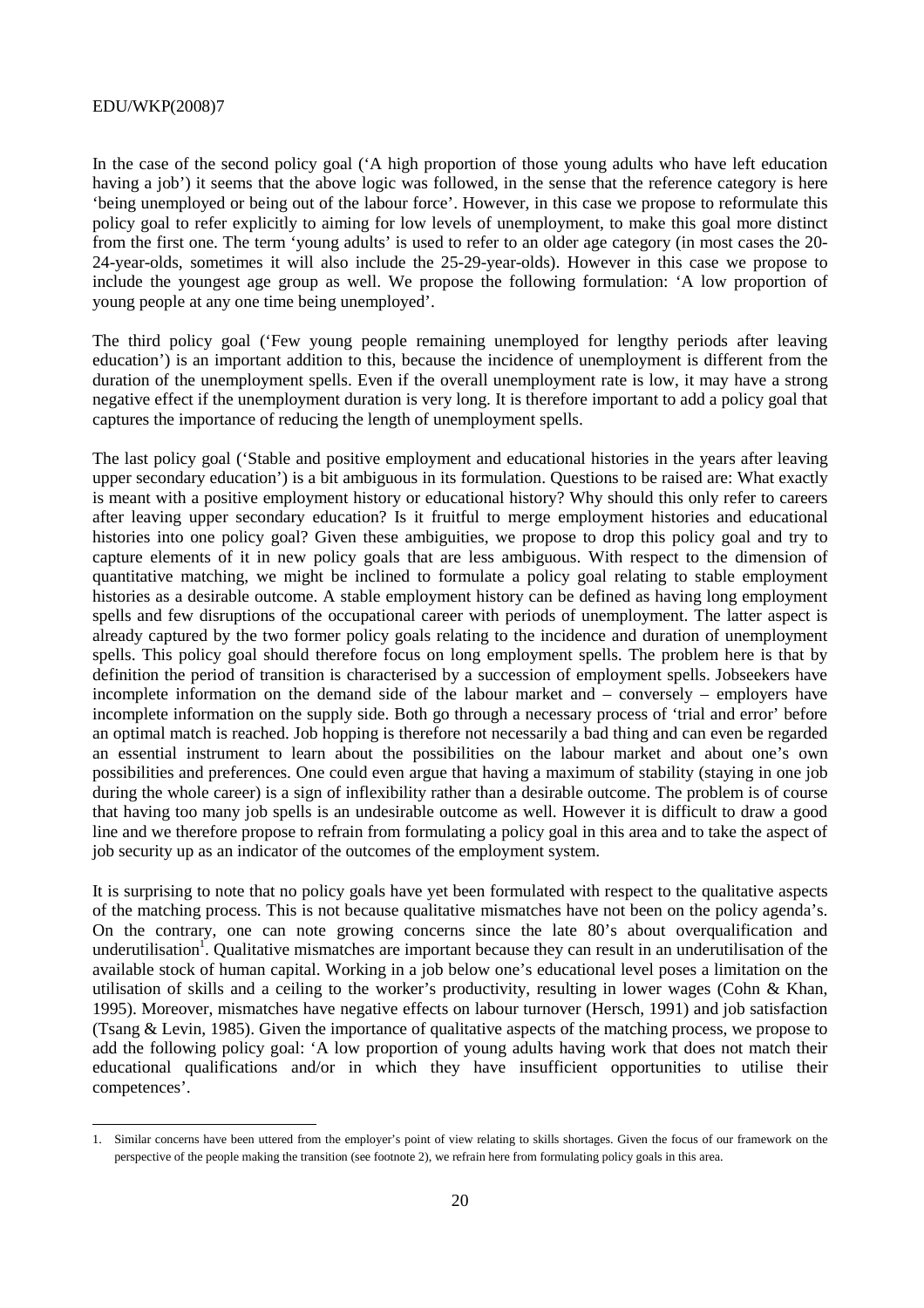In the case of the second policy goal ('A high proportion of those young adults who have left education having a job') it seems that the above logic was followed, in the sense that the reference category is here 'being unemployed or being out of the labour force'. However, in this case we propose to reformulate this policy goal to refer explicitly to aiming for low levels of unemployment, to make this goal more distinct from the first one. The term 'young adults' is used to refer to an older age category (in most cases the 20-24-year-olds, sometimes it will also include the 25-29-year-olds). However in this case we propose to include the youngest age group as well. We propose the following formulation: 'A low proportion of young people at any one time being unemployed'.

The third policy goal ('Few young people remaining unemployed for lengthy periods after leaving education') is an important addition to this, because the incidence of unemployment is different from the duration of the unemployment spells. Even if the overall unemployment rate is low, it may have a strong negative effect if the unemployment duration is very long. It is therefore important to add a policy goal that captures the importance of reducing the length of unemployment spells.

The last policy goal ('Stable and positive employment and educational histories in the years after leaving upper secondary education') is a bit ambiguous in its formulation. Questions to be raised are: What exactly is meant with a positive employment history or educational history? Why should this only refer to careers after leaving upper secondary education? Is it fruitful to merge employment histories and educational histories into one policy goal? Given these ambiguities, we propose to drop this policy goal and try to capture elements of it in new policy goals that are less ambiguous. With respect to the dimension of quantitative matching, we might be inclined to formulate a policy goal relating to stable employment histories as a desirable outcome. A stable employment history can be defined as having long employment spells and few disruptions of the occupational career with periods of unemployment. The latter aspect is already captured by the two former policy goals relating to the incidence and duration of unemployment spells. This policy goal should therefore focus on long employment spells. The problem here is that by definition the period of transition is characterised by a succession of employment spells. Jobseekers have incomplete information on the demand side of the labour market and – conversely – employers have incomplete information on the supply side. Both go through a necessary process of 'trial and error' before an optimal match is reached. Job hopping is therefore not necessarily a bad thing and can even be regarded an essential instrument to learn about the possibilities on the labour market and about one's own possibilities and preferences. One could even argue that having a maximum of stability (staying in one job during the whole career) is a sign of inflexibility rather than a desirable outcome. The problem is of course that having too many job spells is an undesirable outcome as well. However it is difficult to draw a good line and we therefore propose to refrain from formulating a policy goal in this area and to take the aspect of job security up as an indicator of the outcomes of the employment system.

It is surprising to note that no policy goals have yet been formulated with respect to the qualitative aspects of the matching process. This is not because qualitative mismatches have not been on the policy agenda's. On the contrary, one can note growing concerns since the late 80's about overqualification and underutilisation[1]. Qualitative mismatches are important because they can result in an underutilisation of the available stock of human capital. Working in a job below one's educational level poses a limitation on the utilisation of skills and a ceiling to the worker's productivity, resulting in lower wages (Cohn & Khan, 1995). Moreover, mismatches have negative effects on labour turnover (Hersch, 1991) and job satisfaction (Tsang & Levin, 1985). Given the importance of qualitative aspects of the matching process, we propose to add the following policy goal: 'A low proportion of young adults having work that does not match their educational qualifications and/or in which they have insufficient opportunities to utilise their competences'.

1. Similar concerns have been uttered from the employer's point of view relating to skills shortages. Given the focus of our framework on the perspective of the people making the transition (see footnote 2), we refrain here from formulating policy goals in this area.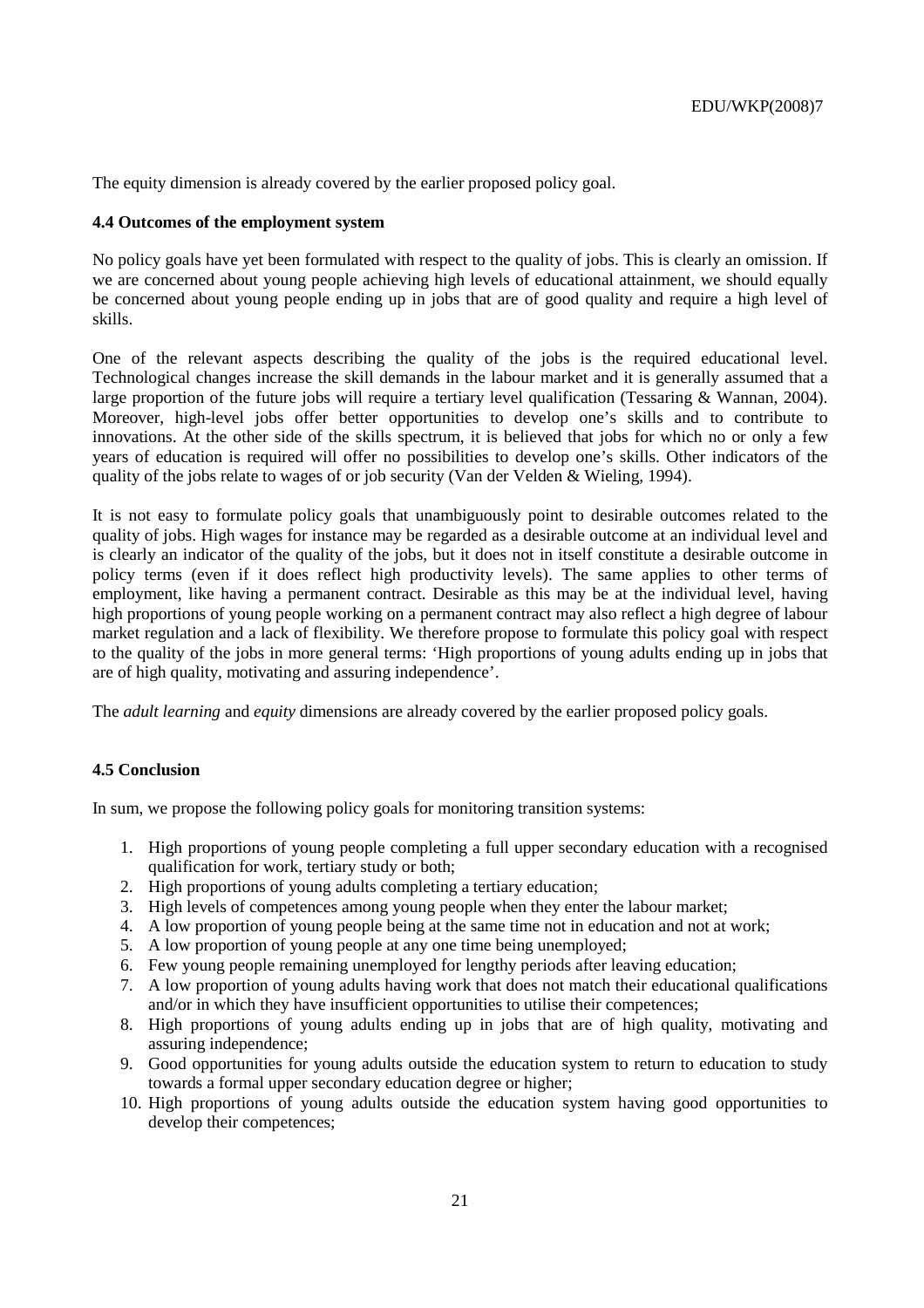The equity dimension is already covered by the earlier proposed policy goal.

### 4.4 Outcomes of the employment system

No policy goals have yet been formulated with respect to the quality of jobs. This is clearly an omission. If we are concerned about young people achieving high levels of educational attainment, we should equally be concerned about young people ending up in jobs that are of good quality and require a high level of skills.

One of the relevant aspects describing the quality of the jobs is the required educational level. Technological changes increase the skill demands in the labour market and it is generally assumed that a large proportion of the future jobs will require a tertiary level qualification (Tessaring & Wannan, 2004). Moreover, high-level jobs offer better opportunities to develop one's skills and to contribute to innovations. At the other side of the skills spectrum, it is believed that jobs for which no or only a few years of education is required will offer no possibilities to develop one's skills. Other indicators of the quality of the jobs relate to wages of or job security (Van der Velden & Wieling, 1994).

It is not easy to formulate policy goals that unambiguously point to desirable outcomes related to the quality of jobs. High wages for instance may be regarded as a desirable outcome at an individual level and is clearly an indicator of the quality of the jobs, but it does not in itself constitute a desirable outcome in policy terms (even if it does reflect high productivity levels). The same applies to other terms of employment, like having a permanent contract. Desirable as this may be at the individual level, having high proportions of young people working on a permanent contract may also reflect a high degree of labour market regulation and a lack of flexibility. We therefore propose to formulate this policy goal with respect to the quality of the jobs in more general terms: 'High proportions of young adults ending up in jobs that are of high quality, motivating and assuring independence'.

The *adult learning* and *equity* dimensions are already covered by the earlier proposed policy goals.

### 4.5 Conclusion

In sum, we propose the following policy goals for monitoring transition systems:

1. High proportions of young people completing a full upper secondary education with a recognised qualification for work, tertiary study or both;
2. High proportions of young adults completing a tertiary education;
3. High levels of competences among young people when they enter the labour market;
4. A low proportion of young people being at the same time not in education and not at work;
5. A low proportion of young people at any one time being unemployed;
6. Few young people remaining unemployed for lengthy periods after leaving education;
7. A low proportion of young adults having work that does not match their educational qualifications and/or in which they have insufficient opportunities to utilise their competences;
8. High proportions of young adults ending up in jobs that are of high quality, motivating and assuring independence;
9. Good opportunities for young adults outside the education system to return to education to study towards a formal upper secondary education degree or higher;
10. High proportions of young adults outside the education system having good opportunities to develop their competences;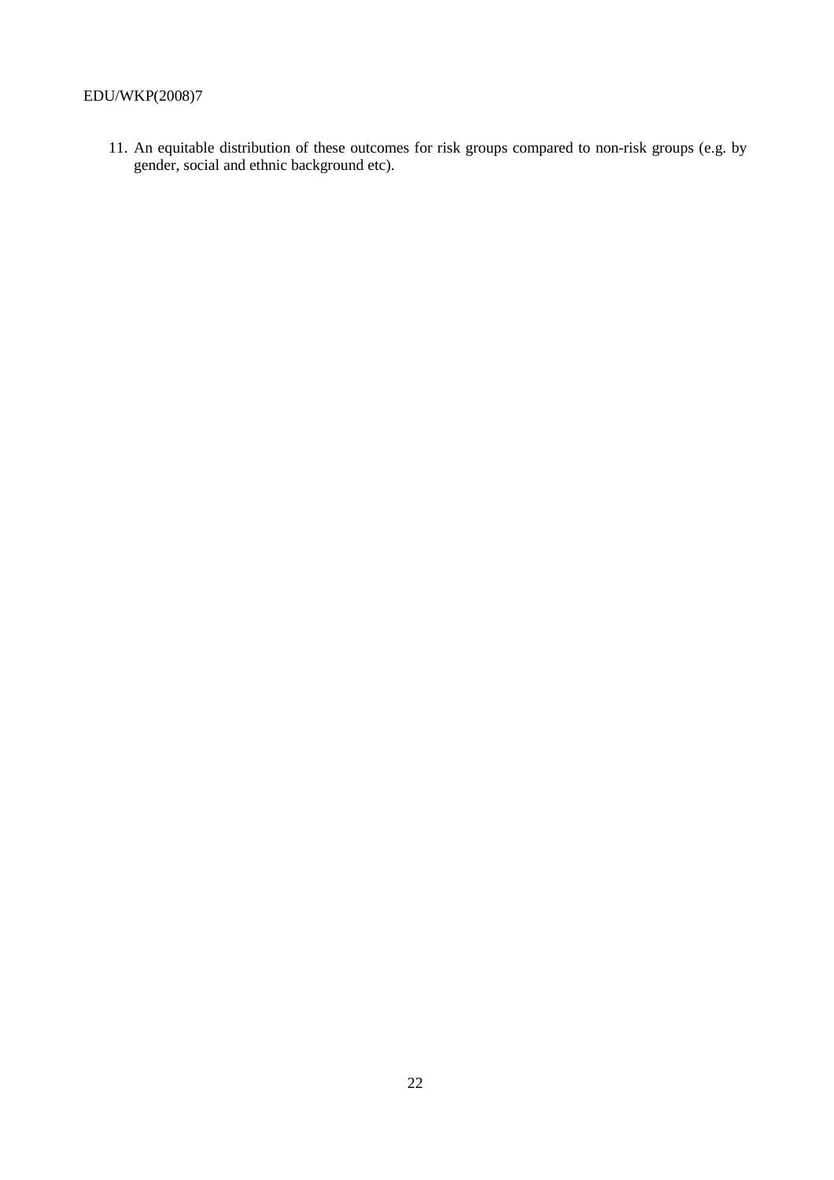11. An equitable distribution of these outcomes for risk groups compared to non-risk groups (e.g. by gender, social and ethnic background etc).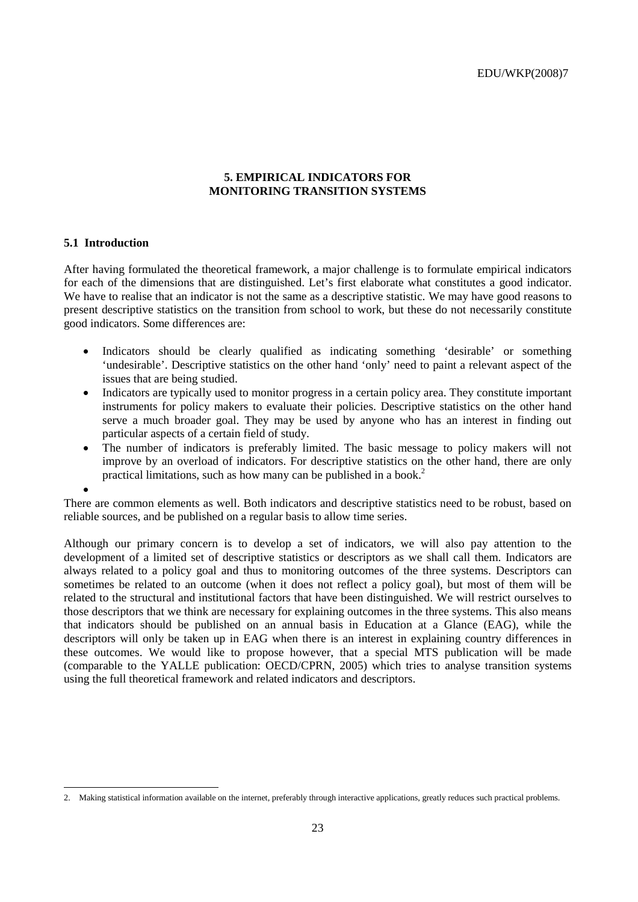## 5. EMPIRICAL INDICATORS FOR MONITORING TRANSITION SYSTEMS

### 5.1 Introduction

After having formulated the theoretical framework, a major challenge is to formulate empirical indicators for each of the dimensions that are distinguished. Let's first elaborate what constitutes a good indicator. We have to realise that an indicator is not the same as a descriptive statistic. We may have good reasons to present descriptive statistics on the transition from school to work, but these do not necessarily constitute good indicators. Some differences are:

- Indicators should be clearly qualified as indicating something 'desirable' or something 'undesirable'. Descriptive statistics on the other hand 'only' need to paint a relevant aspect of the issues that are being studied.
- Indicators are typically used to monitor progress in a certain policy area. They constitute important instruments for policy makers to evaluate their policies. Descriptive statistics on the other hand serve a much broader goal. They may be used by anyone who has an interest in finding out particular aspects of a certain field of study.
- The number of indicators is preferably limited. The basic message to policy makers will not improve by an overload of indicators. For descriptive statistics on the other hand, there are only practical limitations, such as how many can be published in a book.[2]

There are common elements as well. Both indicators and descriptive statistics need to be robust, based on reliable sources, and be published on a regular basis to allow time series.

Although our primary concern is to develop a set of indicators, we will also pay attention to the development of a limited set of descriptive statistics or descriptors as we shall call them. Indicators are always related to a policy goal and thus to monitoring outcomes of the three systems. Descriptors can sometimes be related to an outcome (when it does not reflect a policy goal), but most of them will be related to the structural and institutional factors that have been distinguished. We will restrict ourselves to those descriptors that we think are necessary for explaining outcomes in the three systems. This also means that indicators should be published on an annual basis in Education at a Glance (EAG), while the descriptors will only be taken up in EAG when there is an interest in explaining country differences in these outcomes. We would like to propose however, that a special MTS publication will be made (comparable to the YALLE publication: OECD/CPRN, 2005) which tries to analyse transition systems using the full theoretical framework and related indicators and descriptors.

---

2. Making statistical information available on the internet, preferably through interactive applications, greatly reduces such practical problems.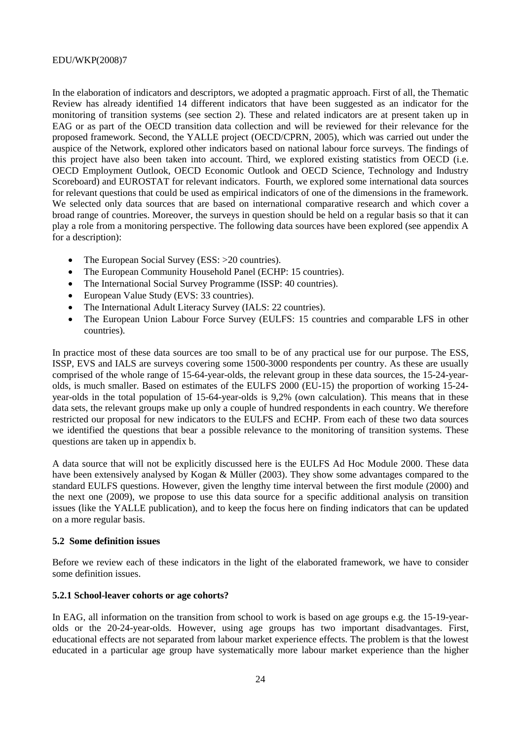In the elaboration of indicators and descriptors, we adopted a pragmatic approach. First of all, the Thematic Review has already identified 14 different indicators that have been suggested as an indicator for the monitoring of transition systems (see section 2). These and related indicators are at present taken up in EAG or as part of the OECD transition data collection and will be reviewed for their relevance for the proposed framework. Second, the YALLE project (OECD/CPRN, 2005), which was carried out under the auspice of the Network, explored other indicators based on national labour force surveys. The findings of this project have also been taken into account. Third, we explored existing statistics from OECD (i.e. OECD Employment Outlook, OECD Economic Outlook and OECD Science, Technology and Industry Scoreboard) and EUROSTAT for relevant indicators. Fourth, we explored some international data sources for relevant questions that could be used as empirical indicators of one of the dimensions in the framework. We selected only data sources that are based on international comparative research and which cover a broad range of countries. Moreover, the surveys in question should be held on a regular basis so that it can play a role from a monitoring perspective. The following data sources have been explored (see appendix A for a description):

- The European Social Survey (ESS: >20 countries).
- The European Community Household Panel (ECHP: 15 countries).
- The International Social Survey Programme (ISSP: 40 countries).
- European Value Study (EVS: 33 countries).
- The International Adult Literacy Survey (IALS: 22 countries).
- The European Union Labour Force Survey (EULFS: 15 countries and comparable LFS in other countries).

In practice most of these data sources are too small to be of any practical use for our purpose. The ESS, ISSP, EVS and IALS are surveys covering some 1500-3000 respondents per country. As these are usually comprised of the whole range of 15-64-year-olds, the relevant group in these data sources, the 15-24-year-olds, is much smaller. Based on estimates of the EULFS 2000 (EU-15) the proportion of working 15-24-year-olds in the total population of 15-64-year-olds is 9,2% (own calculation). This means that in these data sets, the relevant groups make up only a couple of hundred respondents in each country. We therefore restricted our proposal for new indicators to the EULFS and ECHP. From each of these two data sources we identified the questions that bear a possible relevance to the monitoring of transition systems. These questions are taken up in appendix b.

A data source that will not be explicitly discussed here is the EULFS Ad Hoc Module 2000. These data have been extensively analysed by Kogan & Müller (2003). They show some advantages compared to the standard EULFS questions. However, given the lengthy time interval between the first module (2000) and the next one (2009), we propose to use this data source for a specific additional analysis on transition issues (like the YALLE publication), and to keep the focus here on finding indicators that can be updated on a more regular basis.

### 5.2 Some definition issues

Before we review each of these indicators in the light of the elaborated framework, we have to consider some definition issues.

#### 5.2.1 School-leaver cohorts or age cohorts?

In EAG, all information on the transition from school to work is based on age groups e.g. the 15-19-year-olds or the 20-24-year-olds. However, using age groups has two important disadvantages. First, educational effects are not separated from labour market experience effects. The problem is that the lowest educated in a particular age group have systematically more labour market experience than the higher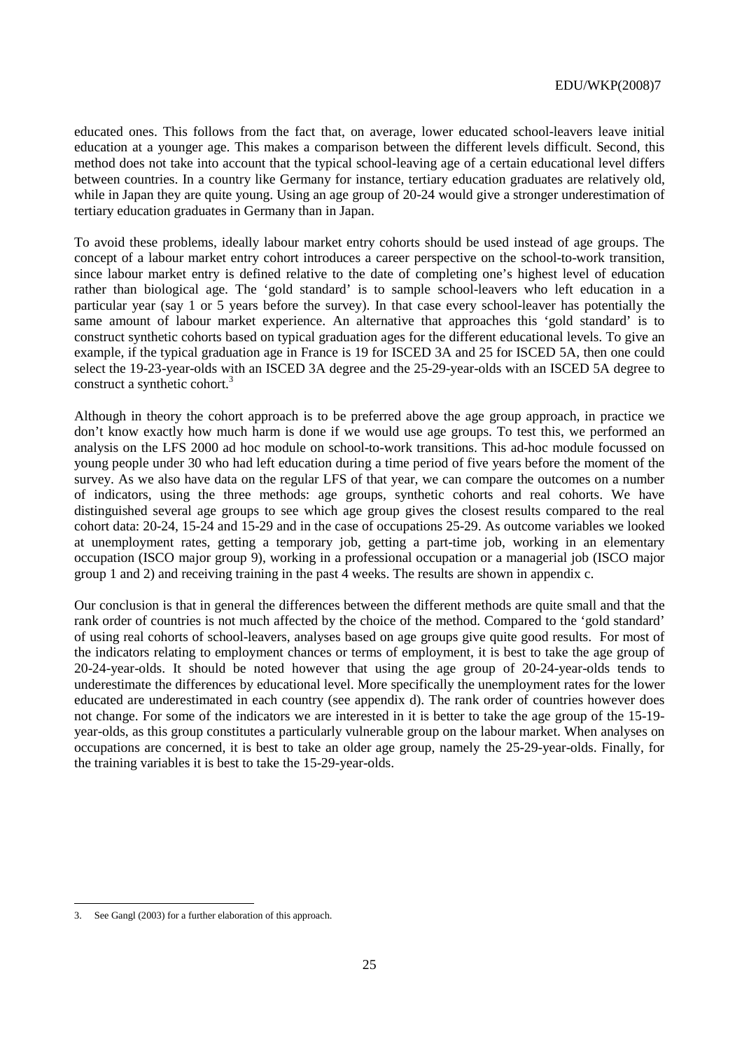educated ones. This follows from the fact that, on average, lower educated school-leavers leave initial education at a younger age. This makes a comparison between the different levels difficult. Second, this method does not take into account that the typical school-leaving age of a certain educational level differs between countries. In a country like Germany for instance, tertiary education graduates are relatively old, while in Japan they are quite young. Using an age group of 20-24 would give a stronger underestimation of tertiary education graduates in Germany than in Japan.

To avoid these problems, ideally labour market entry cohorts should be used instead of age groups. The concept of a labour market entry cohort introduces a career perspective on the school-to-work transition, since labour market entry is defined relative to the date of completing one's highest level of education rather than biological age. The 'gold standard' is to sample school-leavers who left education in a particular year (say 1 or 5 years before the survey). In that case every school-leaver has potentially the same amount of labour market experience. An alternative that approaches this 'gold standard' is to construct synthetic cohorts based on typical graduation ages for the different educational levels. To give an example, if the typical graduation age in France is 19 for ISCED 3A and 25 for ISCED 5A, then one could select the 19-23-year-olds with an ISCED 3A degree and the 25-29-year-olds with an ISCED 5A degree to construct a synthetic cohort.[3]

Although in theory the cohort approach is to be preferred above the age group approach, in practice we don't know exactly how much harm is done if we would use age groups. To test this, we performed an analysis on the LFS 2000 ad hoc module on school-to-work transitions. This ad-hoc module focussed on young people under 30 who had left education during a time period of five years before the moment of the survey. As we also have data on the regular LFS of that year, we can compare the outcomes on a number of indicators, using the three methods: age groups, synthetic cohorts and real cohorts. We have distinguished several age groups to see which age group gives the closest results compared to the real cohort data: 20-24, 15-24 and 15-29 and in the case of occupations 25-29. As outcome variables we looked at unemployment rates, getting a temporary job, getting a part-time job, working in an elementary occupation (ISCO major group 9), working in a professional occupation or a managerial job (ISCO major group 1 and 2) and receiving training in the past 4 weeks. The results are shown in appendix c.

Our conclusion is that in general the differences between the different methods are quite small and that the rank order of countries is not much affected by the choice of the method. Compared to the 'gold standard' of using real cohorts of school-leavers, analyses based on age groups give quite good results. For most of the indicators relating to employment chances or terms of employment, it is best to take the age group of 20-24-year-olds. It should be noted however that using the age group of 20-24-year-olds tends to underestimate the differences by educational level. More specifically the unemployment rates for the lower educated are underestimated in each country (see appendix d). The rank order of countries however does not change. For some of the indicators we are interested in it is better to take the age group of the 15-19-year-olds, as this group constitutes a particularly vulnerable group on the labour market. When analyses on occupations are concerned, it is best to take an older age group, namely the 25-29-year-olds. Finally, for the training variables it is best to take the 15-29-year-olds.

3. See Gangl (2003) for a further elaboration of this approach.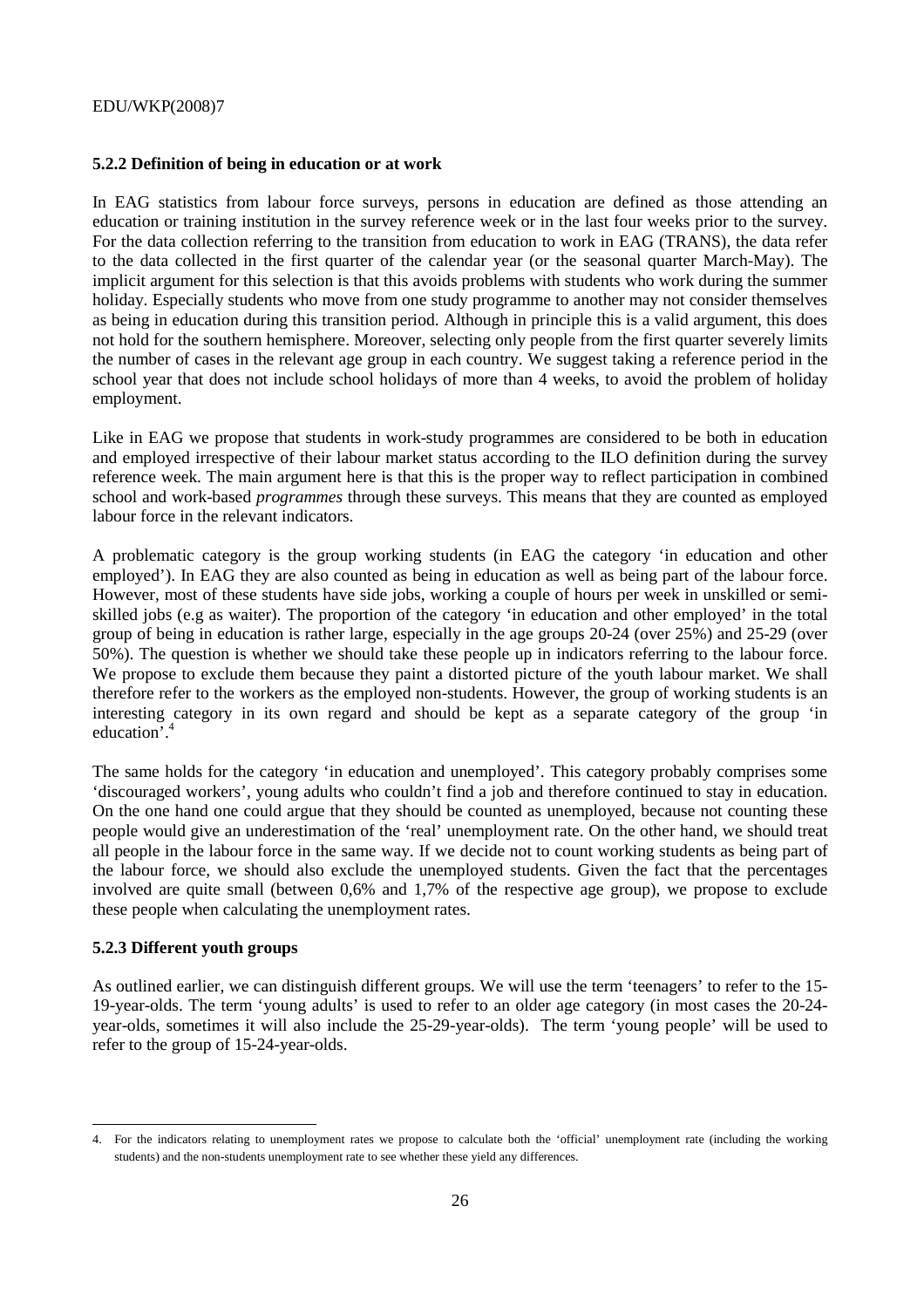### 5.2.2 Definition of being in education or at work

In EAG statistics from labour force surveys, persons in education are defined as those attending an education or training institution in the survey reference week or in the last four weeks prior to the survey. For the data collection referring to the transition from education to work in EAG (TRANS), the data refer to the data collected in the first quarter of the calendar year (or the seasonal quarter March-May). The implicit argument for this selection is that this avoids problems with students who work during the summer holiday. Especially students who move from one study programme to another may not consider themselves as being in education during this transition period. Although in principle this is a valid argument, this does not hold for the southern hemisphere. Moreover, selecting only people from the first quarter severely limits the number of cases in the relevant age group in each country. We suggest taking a reference period in the school year that does not include school holidays of more than 4 weeks, to avoid the problem of holiday employment.

Like in EAG we propose that students in work-study programmes are considered to be both in education and employed irrespective of their labour market status according to the ILO definition during the survey reference week. The main argument here is that this is the proper way to reflect participation in combined school and work-based *programmes* through these surveys. This means that they are counted as employed labour force in the relevant indicators.

A problematic category is the group working students (in EAG the category 'in education and other employed'). In EAG they are also counted as being in education as well as being part of the labour force. However, most of these students have side jobs, working a couple of hours per week in unskilled or semi-skilled jobs (e.g as waiter). The proportion of the category 'in education and other employed' in the total group of being in education is rather large, especially in the age groups 20-24 (over 25%) and 25-29 (over 50%). The question is whether we should take these people up in indicators referring to the labour force. We propose to exclude them because they paint a distorted picture of the youth labour market. We shall therefore refer to the workers as the employed non-students. However, the group of working students is an interesting category in its own regard and should be kept as a separate category of the group 'in education'.[4]

The same holds for the category 'in education and unemployed'. This category probably comprises some 'discouraged workers', young adults who couldn't find a job and therefore continued to stay in education. On the one hand one could argue that they should be counted as unemployed, because not counting these people would give an underestimation of the 'real' unemployment rate. On the other hand, we should treat all people in the labour force in the same way. If we decide not to count working students as being part of the labour force, we should also exclude the unemployed students. Given the fact that the percentages involved are quite small (between 0,6% and 1,7% of the respective age group), we propose to exclude these people when calculating the unemployment rates.

### 5.2.3 Different youth groups

As outlined earlier, we can distinguish different groups. We will use the term 'teenagers' to refer to the 15-19-year-olds. The term 'young adults' is used to refer to an older age category (in most cases the 20-24-year-olds, sometimes it will also include the 25-29-year-olds). The term 'young people' will be used to refer to the group of 15-24-year-olds.

4. For the indicators relating to unemployment rates we propose to calculate both the 'official' unemployment rate (including the working students) and the non-students unemployment rate to see whether these yield any differences.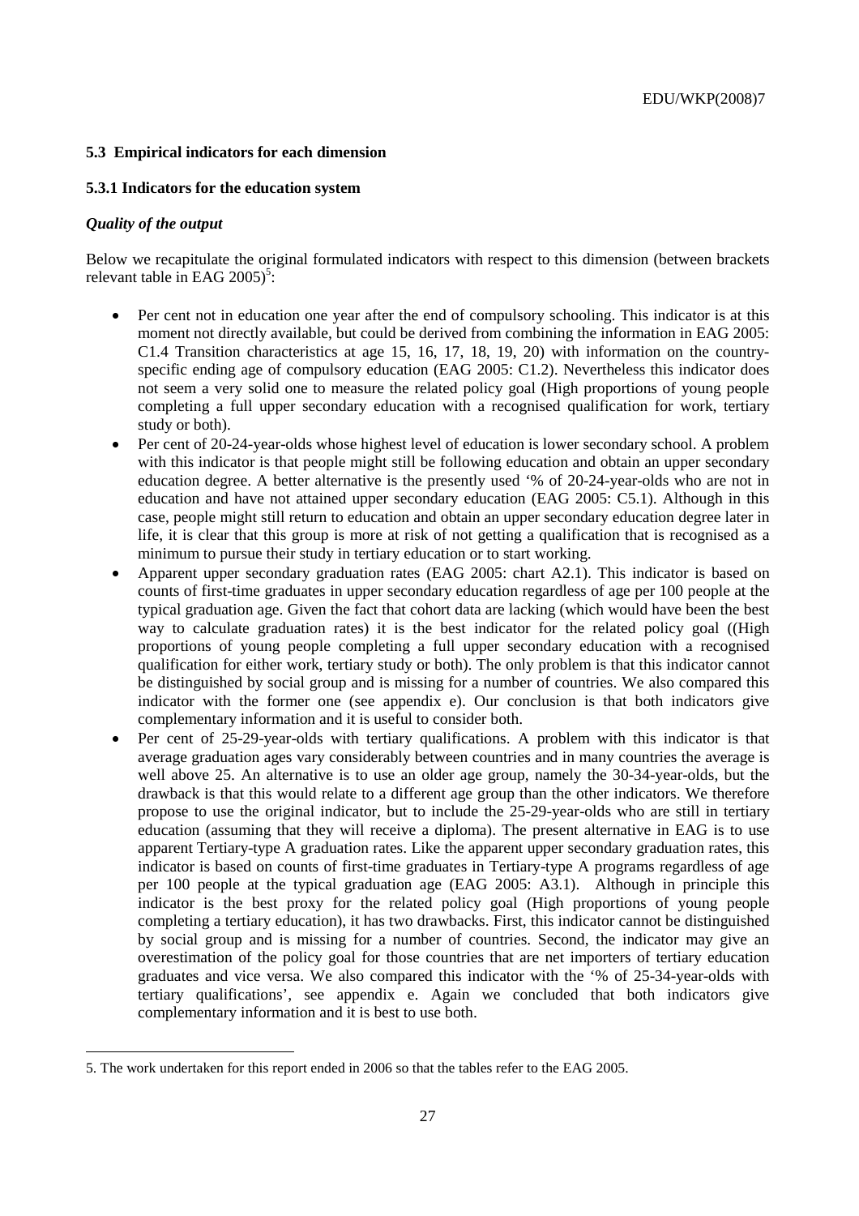### 5.3 Empirical indicators for each dimension

#### 5.3.1 Indicators for the education system

***Quality of the output***

Below we recapitulate the original formulated indicators with respect to this dimension (between brackets relevant table in EAG 2005)[5]:

- Per cent not in education one year after the end of compulsory schooling. This indicator is at this moment not directly available, but could be derived from combining the information in EAG 2005: C1.4 Transition characteristics at age 15, 16, 17, 18, 19, 20) with information on the country-specific ending age of compulsory education (EAG 2005: C1.2). Nevertheless this indicator does not seem a very solid one to measure the related policy goal (High proportions of young people completing a full upper secondary education with a recognised qualification for work, tertiary study or both).
- Per cent of 20-24-year-olds whose highest level of education is lower secondary school. A problem with this indicator is that people might still be following education and obtain an upper secondary education degree. A better alternative is the presently used '% of 20-24-year-olds who are not in education and have not attained upper secondary education (EAG 2005: C5.1). Although in this case, people might still return to education and obtain an upper secondary education degree later in life, it is clear that this group is more at risk of not getting a qualification that is recognised as a minimum to pursue their study in tertiary education or to start working.
- Apparent upper secondary graduation rates (EAG 2005: chart A2.1). This indicator is based on counts of first-time graduates in upper secondary education regardless of age per 100 people at the typical graduation age. Given the fact that cohort data are lacking (which would have been the best way to calculate graduation rates) it is the best indicator for the related policy goal ((High proportions of young people completing a full upper secondary education with a recognised qualification for either work, tertiary study or both). The only problem is that this indicator cannot be distinguished by social group and is missing for a number of countries. We also compared this indicator with the former one (see appendix e). Our conclusion is that both indicators give complementary information and it is useful to consider both.
- Per cent of 25-29-year-olds with tertiary qualifications. A problem with this indicator is that average graduation ages vary considerably between countries and in many countries the average is well above 25. An alternative is to use an older age group, namely the 30-34-year-olds, but the drawback is that this would relate to a different age group than the other indicators. We therefore propose to use the original indicator, but to include the 25-29-year-olds who are still in tertiary education (assuming that they will receive a diploma). The present alternative in EAG is to use apparent Tertiary-type A graduation rates. Like the apparent upper secondary graduation rates, this indicator is based on counts of first-time graduates in Tertiary-type A programs regardless of age per 100 people at the typical graduation age (EAG 2005: A3.1). Although in principle this indicator is the best proxy for the related policy goal (High proportions of young people completing a tertiary education), it has two drawbacks. First, this indicator cannot be distinguished by social group and is missing for a number of countries. Second, the indicator may give an overestimation of the policy goal for those countries that are net importers of tertiary education graduates and vice versa. We also compared this indicator with the '% of 25-34-year-olds with tertiary qualifications', see appendix e. Again we concluded that both indicators give complementary information and it is best to use both.

---

5. The work undertaken for this report ended in 2006 so that the tables refer to the EAG 2005.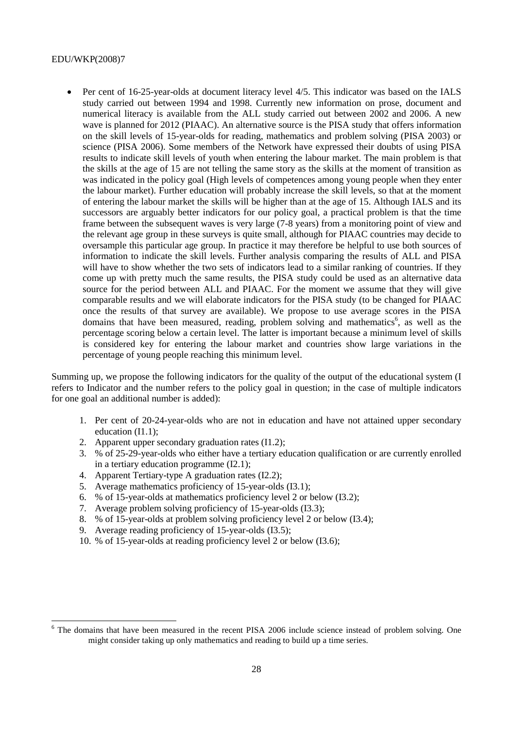- Per cent of 16-25-year-olds at document literacy level 4/5. This indicator was based on the IALS study carried out between 1994 and 1998. Currently new information on prose, document and numerical literacy is available from the ALL study carried out between 2002 and 2006. A new wave is planned for 2012 (PIAAC). An alternative source is the PISA study that offers information on the skill levels of 15-year-olds for reading, mathematics and problem solving (PISA 2003) or science (PISA 2006). Some members of the Network have expressed their doubts of using PISA results to indicate skill levels of youth when entering the labour market. The main problem is that the skills at the age of 15 are not telling the same story as the skills at the moment of transition as was indicated in the policy goal (High levels of competences among young people when they enter the labour market). Further education will probably increase the skill levels, so that at the moment of entering the labour market the skills will be higher than at the age of 15. Although IALS and its successors are arguably better indicators for our policy goal, a practical problem is that the time frame between the subsequent waves is very large (7-8 years) from a monitoring point of view and the relevant age group in these surveys is quite small, although for PIAAC countries may decide to oversample this particular age group. In practice it may therefore be helpful to use both sources of information to indicate the skill levels. Further analysis comparing the results of ALL and PISA will have to show whether the two sets of indicators lead to a similar ranking of countries. If they come up with pretty much the same results, the PISA study could be used as an alternative data source for the period between ALL and PIAAC. For the moment we assume that they will give comparable results and we will elaborate indicators for the PISA study (to be changed for PIAAC once the results of that survey are available). We propose to use average scores in the PISA domains that have been measured, reading, problem solving and mathematics[6], as well as the percentage scoring below a certain level. The latter is important because a minimum level of skills is considered key for entering the labour market and countries show large variations in the percentage of young people reaching this minimum level.

Summing up, we propose the following indicators for the quality of the output of the educational system (I refers to Indicator and the number refers to the policy goal in question; in the case of multiple indicators for one goal an additional number is added):

1. Per cent of 20-24-year-olds who are not in education and have not attained upper secondary education (I1.1);
2. Apparent upper secondary graduation rates (I1.2);
3. % of 25-29-year-olds who either have a tertiary education qualification or are currently enrolled in a tertiary education programme (I2.1);
4. Apparent Tertiary-type A graduation rates (I2.2);
5. Average mathematics proficiency of 15-year-olds (I3.1);
6. % of 15-year-olds at mathematics proficiency level 2 or below (I3.2);
7. Average problem solving proficiency of 15-year-olds (I3.3);
8. % of 15-year-olds at problem solving proficiency level 2 or below (I3.4);
9. Average reading proficiency of 15-year-olds (I3.5);
10. % of 15-year-olds at reading proficiency level 2 or below (I3.6);

[6] The domains that have been measured in the recent PISA 2006 include science instead of problem solving. One might consider taking up only mathematics and reading to build up a time series.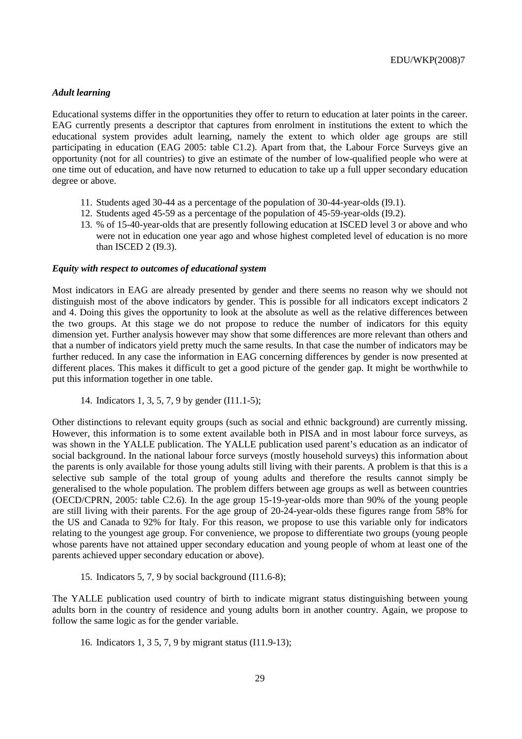### *Adult learning*

Educational systems differ in the opportunities they offer to return to education at later points in the career. EAG currently presents a descriptor that captures from enrolment in institutions the extent to which the educational system provides adult learning, namely the extent to which older age groups are still participating in education (EAG 2005: table C1.2). Apart from that, the Labour Force Surveys give an opportunity (not for all countries) to give an estimate of the number of low-qualified people who were at one time out of education, and have now returned to education to take up a full upper secondary education degree or above.

11. Students aged 30-44 as a percentage of the population of 30-44-year-olds (I9.1).
12. Students aged 45-59 as a percentage of the population of 45-59-year-olds (I9.2).
13. % of 15-40-year-olds that are presently following education at ISCED level 3 or above and who were not in education one year ago and whose highest completed level of education is no more than ISCED 2 (I9.3).

### *Equity with respect to outcomes of educational system*

Most indicators in EAG are already presented by gender and there seems no reason why we should not distinguish most of the above indicators by gender. This is possible for all indicators except indicators 2 and 4. Doing this gives the opportunity to look at the absolute as well as the relative differences between the two groups. At this stage we do not propose to reduce the number of indicators for this equity dimension yet. Further analysis however may show that some differences are more relevant than others and that a number of indicators yield pretty much the same results. In that case the number of indicators may be further reduced. In any case the information in EAG concerning differences by gender is now presented at different places. This makes it difficult to get a good picture of the gender gap. It might be worthwhile to put this information together in one table.

14. Indicators 1, 3, 5, 7, 9 by gender (I11.1-5);

Other distinctions to relevant equity groups (such as social and ethnic background) are currently missing. However, this information is to some extent available both in PISA and in most labour force surveys, as was shown in the YALLE publication. The YALLE publication used parent's education as an indicator of social background. In the national labour force surveys (mostly household surveys) this information about the parents is only available for those young adults still living with their parents. A problem is that this is a selective sub sample of the total group of young adults and therefore the results cannot simply be generalised to the whole population. The problem differs between age groups as well as between countries (OECD/CPRN, 2005: table C2.6). In the age group 15-19-year-olds more than 90% of the young people are still living with their parents. For the age group of 20-24-year-olds these figures range from 58% for the US and Canada to 92% for Italy. For this reason, we propose to use this variable only for indicators relating to the youngest age group. For convenience, we propose to differentiate two groups (young people whose parents have not attained upper secondary education and young people of whom at least one of the parents achieved upper secondary education or above).

15. Indicators 5, 7, 9 by social background (I11.6-8);

The YALLE publication used country of birth to indicate migrant status distinguishing between young adults born in the country of residence and young adults born in another country. Again, we propose to follow the same logic as for the gender variable.

16. Indicators 1, 3 5, 7, 9 by migrant status (I11.9-13);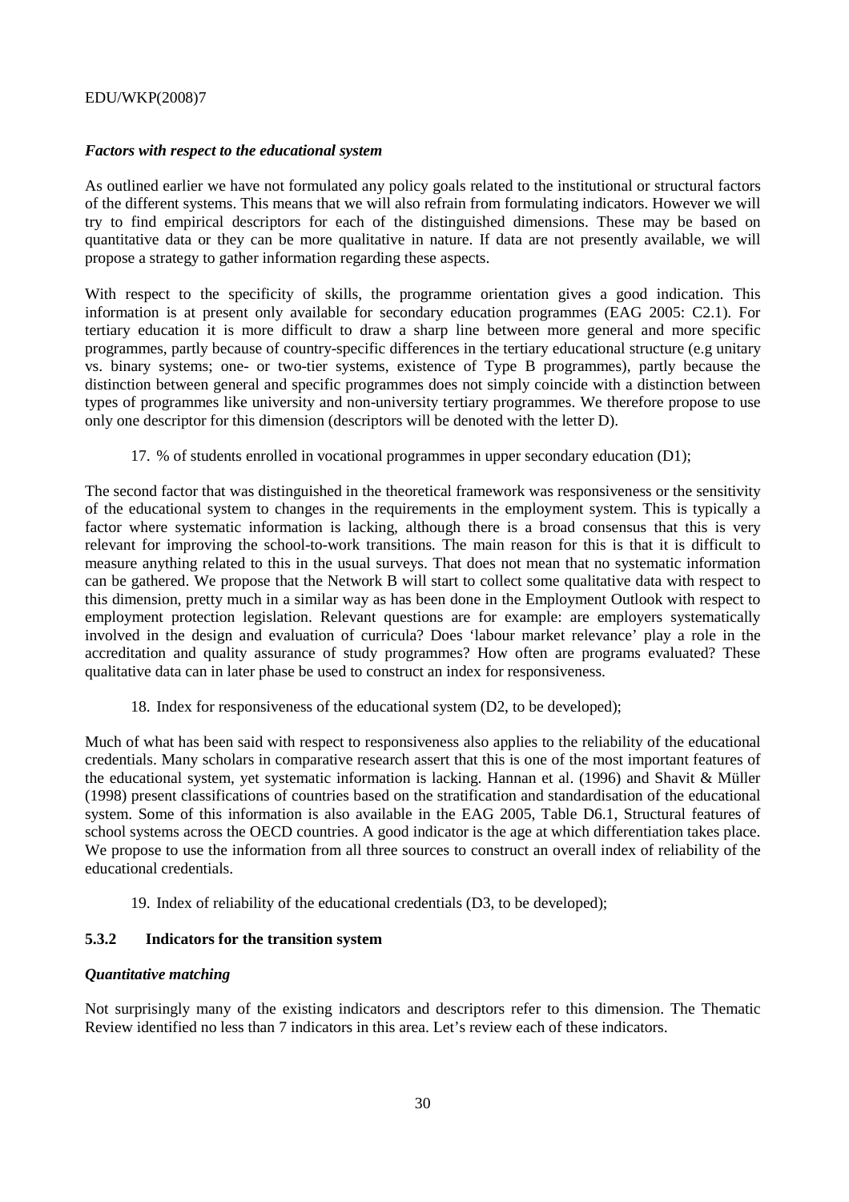### *Factors with respect to the educational system*

As outlined earlier we have not formulated any policy goals related to the institutional or structural factors of the different systems. This means that we will also refrain from formulating indicators. However we will try to find empirical descriptors for each of the distinguished dimensions. These may be based on quantitative data or they can be more qualitative in nature. If data are not presently available, we will propose a strategy to gather information regarding these aspects.

With respect to the specificity of skills, the programme orientation gives a good indication. This information is at present only available for secondary education programmes (EAG 2005: C2.1). For tertiary education it is more difficult to draw a sharp line between more general and more specific programmes, partly because of country-specific differences in the tertiary educational structure (e.g unitary vs. binary systems; one- or two-tier systems, existence of Type B programmes), partly because the distinction between general and specific programmes does not simply coincide with a distinction between types of programmes like university and non-university tertiary programmes. We therefore propose to use only one descriptor for this dimension (descriptors will be denoted with the letter D).

17. % of students enrolled in vocational programmes in upper secondary education (D1);

The second factor that was distinguished in the theoretical framework was responsiveness or the sensitivity of the educational system to changes in the requirements in the employment system. This is typically a factor where systematic information is lacking, although there is a broad consensus that this is very relevant for improving the school-to-work transitions. The main reason for this is that it is difficult to measure anything related to this in the usual surveys. That does not mean that no systematic information can be gathered. We propose that the Network B will start to collect some qualitative data with respect to this dimension, pretty much in a similar way as has been done in the Employment Outlook with respect to employment protection legislation. Relevant questions are for example: are employers systematically involved in the design and evaluation of curricula? Does 'labour market relevance' play a role in the accreditation and quality assurance of study programmes? How often are programs evaluated? These qualitative data can in later phase be used to construct an index for responsiveness.

18. Index for responsiveness of the educational system (D2, to be developed);

Much of what has been said with respect to responsiveness also applies to the reliability of the educational credentials. Many scholars in comparative research assert that this is one of the most important features of the educational system, yet systematic information is lacking. Hannan et al. (1996) and Shavit & Müller (1998) present classifications of countries based on the stratification and standardisation of the educational system. Some of this information is also available in the EAG 2005, Table D6.1, Structural features of school systems across the OECD countries. A good indicator is the age at which differentiation takes place. We propose to use the information from all three sources to construct an overall index of reliability of the educational credentials.

19. Index of reliability of the educational credentials (D3, to be developed);

### 5.3.2 Indicators for the transition system

### *Quantitative matching*

Not surprisingly many of the existing indicators and descriptors refer to this dimension. The Thematic Review identified no less than 7 indicators in this area. Let's review each of these indicators.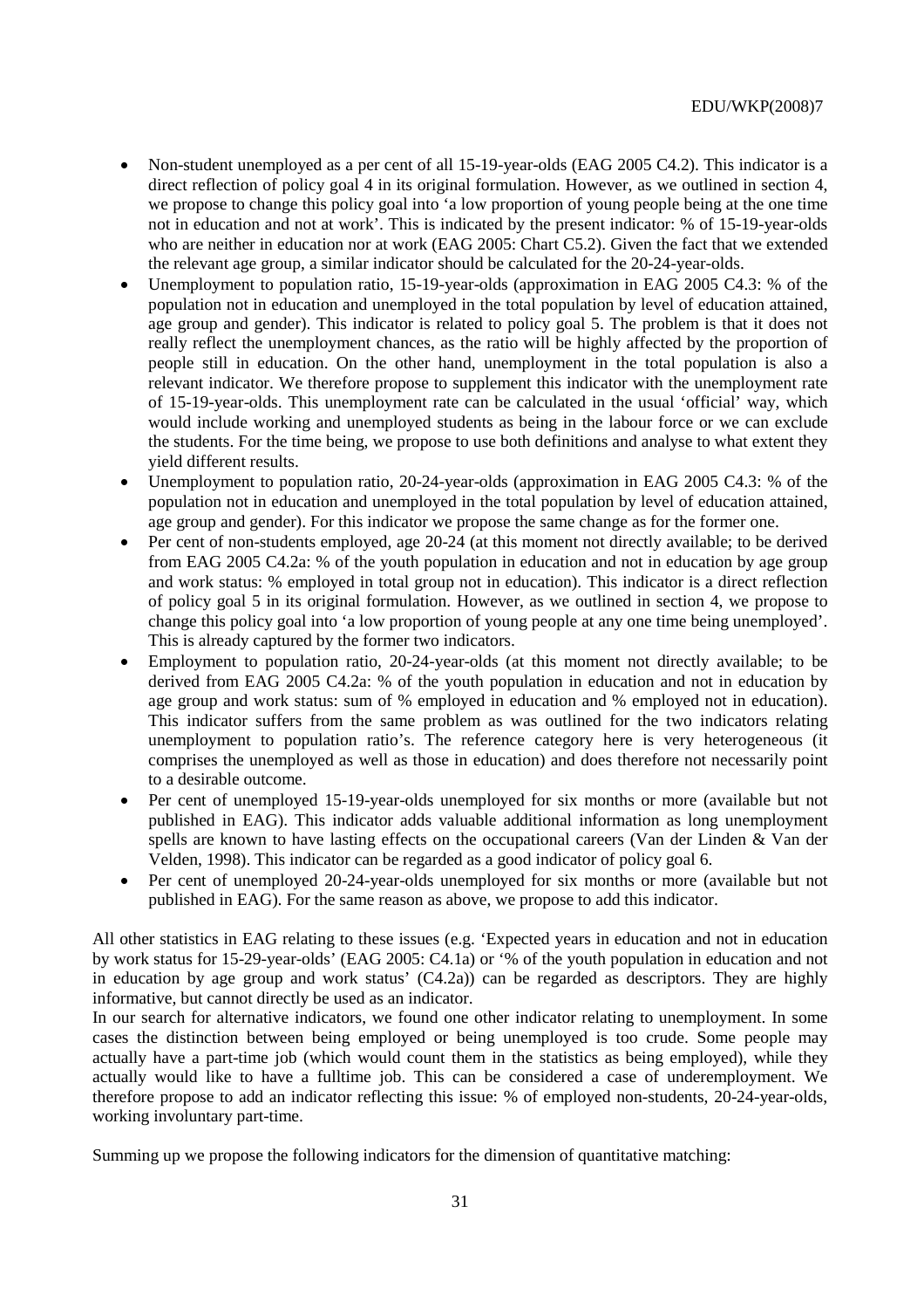- Non-student unemployed as a per cent of all 15-19-year-olds (EAG 2005 C4.2). This indicator is a direct reflection of policy goal 4 in its original formulation. However, as we outlined in section 4, we propose to change this policy goal into 'a low proportion of young people being at the one time not in education and not at work'. This is indicated by the present indicator: % of 15-19-year-olds who are neither in education nor at work (EAG 2005: Chart C5.2). Given the fact that we extended the relevant age group, a similar indicator should be calculated for the 20-24-year-olds.
- Unemployment to population ratio, 15-19-year-olds (approximation in EAG 2005 C4.3: % of the population not in education and unemployed in the total population by level of education attained, age group and gender). This indicator is related to policy goal 5. The problem is that it does not really reflect the unemployment chances, as the ratio will be highly affected by the proportion of people still in education. On the other hand, unemployment in the total population is also a relevant indicator. We therefore propose to supplement this indicator with the unemployment rate of 15-19-year-olds. This unemployment rate can be calculated in the usual 'official' way, which would include working and unemployed students as being in the labour force or we can exclude the students. For the time being, we propose to use both definitions and analyse to what extent they yield different results.
- Unemployment to population ratio, 20-24-year-olds (approximation in EAG 2005 C4.3: % of the population not in education and unemployed in the total population by level of education attained, age group and gender). For this indicator we propose the same change as for the former one.
- Per cent of non-students employed, age 20-24 (at this moment not directly available; to be derived from EAG 2005 C4.2a: % of the youth population in education and not in education by age group and work status: % employed in total group not in education). This indicator is a direct reflection of policy goal 5 in its original formulation. However, as we outlined in section 4, we propose to change this policy goal into 'a low proportion of young people at any one time being unemployed'. This is already captured by the former two indicators.
- Employment to population ratio, 20-24-year-olds (at this moment not directly available; to be derived from EAG 2005 C4.2a: % of the youth population in education and not in education by age group and work status: sum of % employed in education and % employed not in education). This indicator suffers from the same problem as was outlined for the two indicators relating unemployment to population ratio's. The reference category here is very heterogeneous (it comprises the unemployed as well as those in education) and does therefore not necessarily point to a desirable outcome.
- Per cent of unemployed 15-19-year-olds unemployed for six months or more (available but not published in EAG). This indicator adds valuable additional information as long unemployment spells are known to have lasting effects on the occupational careers (Van der Linden & Van der Velden, 1998). This indicator can be regarded as a good indicator of policy goal 6.
- Per cent of unemployed 20-24-year-olds unemployed for six months or more (available but not published in EAG). For the same reason as above, we propose to add this indicator.

All other statistics in EAG relating to these issues (e.g. 'Expected years in education and not in education by work status for 15-29-year-olds' (EAG 2005: C4.1a) or '% of the youth population in education and not in education by age group and work status' (C4.2a)) can be regarded as descriptors. They are highly informative, but cannot directly be used as an indicator.

In our search for alternative indicators, we found one other indicator relating to unemployment. In some cases the distinction between being employed or being unemployed is too crude. Some people may actually have a part-time job (which would count them in the statistics as being employed), while they actually would like to have a fulltime job. This can be considered a case of underemployment. We therefore propose to add an indicator reflecting this issue: % of employed non-students, 20-24-year-olds, working involuntary part-time.

Summing up we propose the following indicators for the dimension of quantitative matching: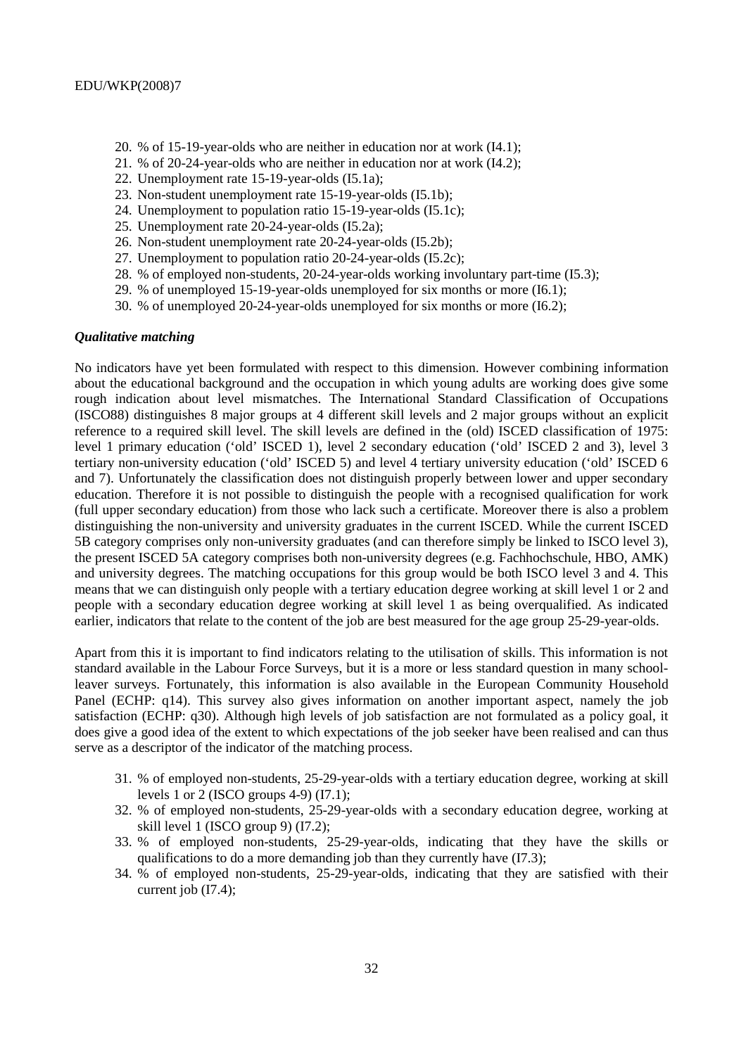20. % of 15-19-year-olds who are neither in education nor at work (I4.1);
21. % of 20-24-year-olds who are neither in education nor at work (I4.2);
22. Unemployment rate 15-19-year-olds (I5.1a);
23. Non-student unemployment rate 15-19-year-olds (I5.1b);
24. Unemployment to population ratio 15-19-year-olds (I5.1c);
25. Unemployment rate 20-24-year-olds (I5.2a);
26. Non-student unemployment rate 20-24-year-olds (I5.2b);
27. Unemployment to population ratio 20-24-year-olds (I5.2c);
28. % of employed non-students, 20-24-year-olds working involuntary part-time (I5.3);
29. % of unemployed 15-19-year-olds unemployed for six months or more (I6.1);
30. % of unemployed 20-24-year-olds unemployed for six months or more (I6.2);

***Qualitative matching***

No indicators have yet been formulated with respect to this dimension. However combining information about the educational background and the occupation in which young adults are working does give some rough indication about level mismatches. The International Standard Classification of Occupations (ISCO88) distinguishes 8 major groups at 4 different skill levels and 2 major groups without an explicit reference to a required skill level. The skill levels are defined in the (old) ISCED classification of 1975: level 1 primary education ('old' ISCED 1), level 2 secondary education ('old' ISCED 2 and 3), level 3 tertiary non-university education ('old' ISCED 5) and level 4 tertiary university education ('old' ISCED 6 and 7). Unfortunately the classification does not distinguish properly between lower and upper secondary education. Therefore it is not possible to distinguish the people with a recognised qualification for work (full upper secondary education) from those who lack such a certificate. Moreover there is also a problem distinguishing the non-university and university graduates in the current ISCED. While the current ISCED 5B category comprises only non-university graduates (and can therefore simply be linked to ISCO level 3), the present ISCED 5A category comprises both non-university degrees (e.g. Fachhochschule, HBO, AMK) and university degrees. The matching occupations for this group would be both ISCO level 3 and 4. This means that we can distinguish only people with a tertiary education degree working at skill level 1 or 2 and people with a secondary education degree working at skill level 1 as being overqualified. As indicated earlier, indicators that relate to the content of the job are best measured for the age group 25-29-year-olds.

Apart from this it is important to find indicators relating to the utilisation of skills. This information is not standard available in the Labour Force Surveys, but it is a more or less standard question in many school-leaver surveys. Fortunately, this information is also available in the European Community Household Panel (ECHP: q14). This survey also gives information on another important aspect, namely the job satisfaction (ECHP: q30). Although high levels of job satisfaction are not formulated as a policy goal, it does give a good idea of the extent to which expectations of the job seeker have been realised and can thus serve as a descriptor of the indicator of the matching process.

31. % of employed non-students, 25-29-year-olds with a tertiary education degree, working at skill levels 1 or 2 (ISCO groups 4-9) (I7.1);
32. % of employed non-students, 25-29-year-olds with a secondary education degree, working at skill level 1 (ISCO group 9) (I7.2);
33. % of employed non-students, 25-29-year-olds, indicating that they have the skills or qualifications to do a more demanding job than they currently have (I7.3);
34. % of employed non-students, 25-29-year-olds, indicating that they are satisfied with their current job (I7.4);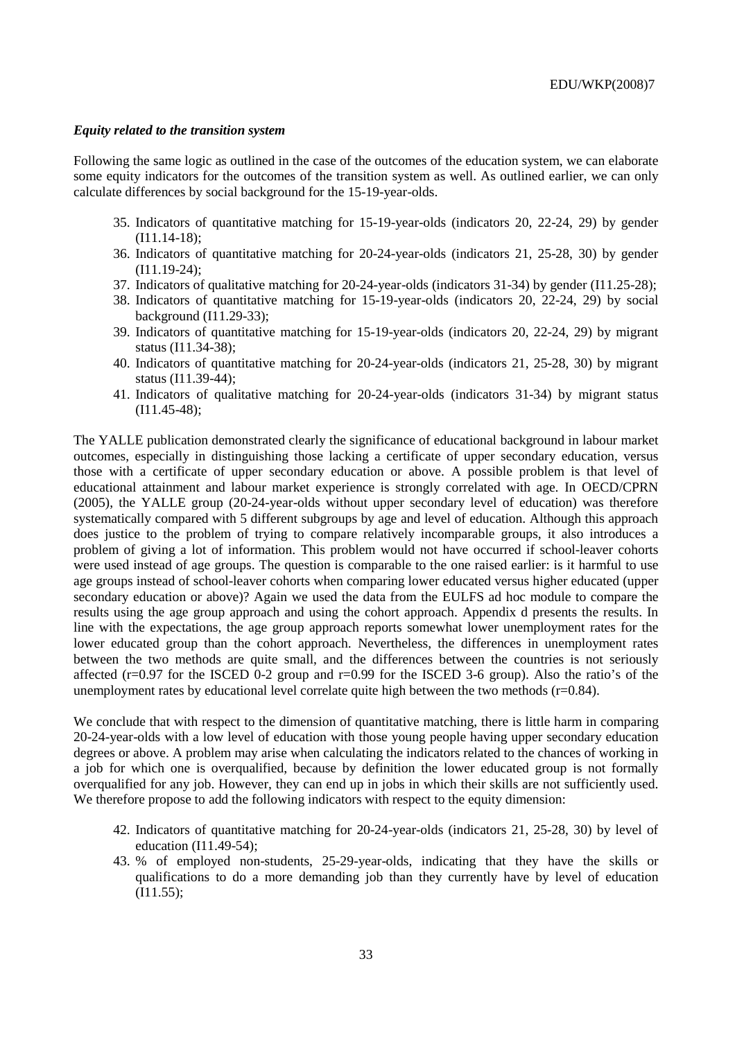### *Equity related to the transition system*

Following the same logic as outlined in the case of the outcomes of the education system, we can elaborate some equity indicators for the outcomes of the transition system as well. As outlined earlier, we can only calculate differences by social background for the 15-19-year-olds.

35. Indicators of quantitative matching for 15-19-year-olds (indicators 20, 22-24, 29) by gender (I11.14-18);
36. Indicators of quantitative matching for 20-24-year-olds (indicators 21, 25-28, 30) by gender (I11.19-24);
37. Indicators of qualitative matching for 20-24-year-olds (indicators 31-34) by gender (I11.25-28);
38. Indicators of quantitative matching for 15-19-year-olds (indicators 20, 22-24, 29) by social background (I11.29-33);
39. Indicators of quantitative matching for 15-19-year-olds (indicators 20, 22-24, 29) by migrant status (I11.34-38);
40. Indicators of quantitative matching for 20-24-year-olds (indicators 21, 25-28, 30) by migrant status (I11.39-44);
41. Indicators of qualitative matching for 20-24-year-olds (indicators 31-34) by migrant status (I11.45-48);

The YALLE publication demonstrated clearly the significance of educational background in labour market outcomes, especially in distinguishing those lacking a certificate of upper secondary education, versus those with a certificate of upper secondary education or above. A possible problem is that level of educational attainment and labour market experience is strongly correlated with age. In OECD/CPRN (2005), the YALLE group (20-24-year-olds without upper secondary level of education) was therefore systematically compared with 5 different subgroups by age and level of education. Although this approach does justice to the problem of trying to compare relatively incomparable groups, it also introduces a problem of giving a lot of information. This problem would not have occurred if school-leaver cohorts were used instead of age groups. The question is comparable to the one raised earlier: is it harmful to use age groups instead of school-leaver cohorts when comparing lower educated versus higher educated (upper secondary education or above)? Again we used the data from the EULFS ad hoc module to compare the results using the age group approach and using the cohort approach. Appendix d presents the results. In line with the expectations, the age group approach reports somewhat lower unemployment rates for the lower educated group than the cohort approach. Nevertheless, the differences in unemployment rates between the two methods are quite small, and the differences between the countries is not seriously affected (r=0.97 for the ISCED 0-2 group and r=0.99 for the ISCED 3-6 group). Also the ratio's of the unemployment rates by educational level correlate quite high between the two methods (r=0.84).

We conclude that with respect to the dimension of quantitative matching, there is little harm in comparing 20-24-year-olds with a low level of education with those young people having upper secondary education degrees or above. A problem may arise when calculating the indicators related to the chances of working in a job for which one is overqualified, because by definition the lower educated group is not formally overqualified for any job. However, they can end up in jobs in which their skills are not sufficiently used. We therefore propose to add the following indicators with respect to the equity dimension:

42. Indicators of quantitative matching for 20-24-year-olds (indicators 21, 25-28, 30) by level of education (I11.49-54);
43. % of employed non-students, 25-29-year-olds, indicating that they have the skills or qualifications to do a more demanding job than they currently have by level of education (I11.55);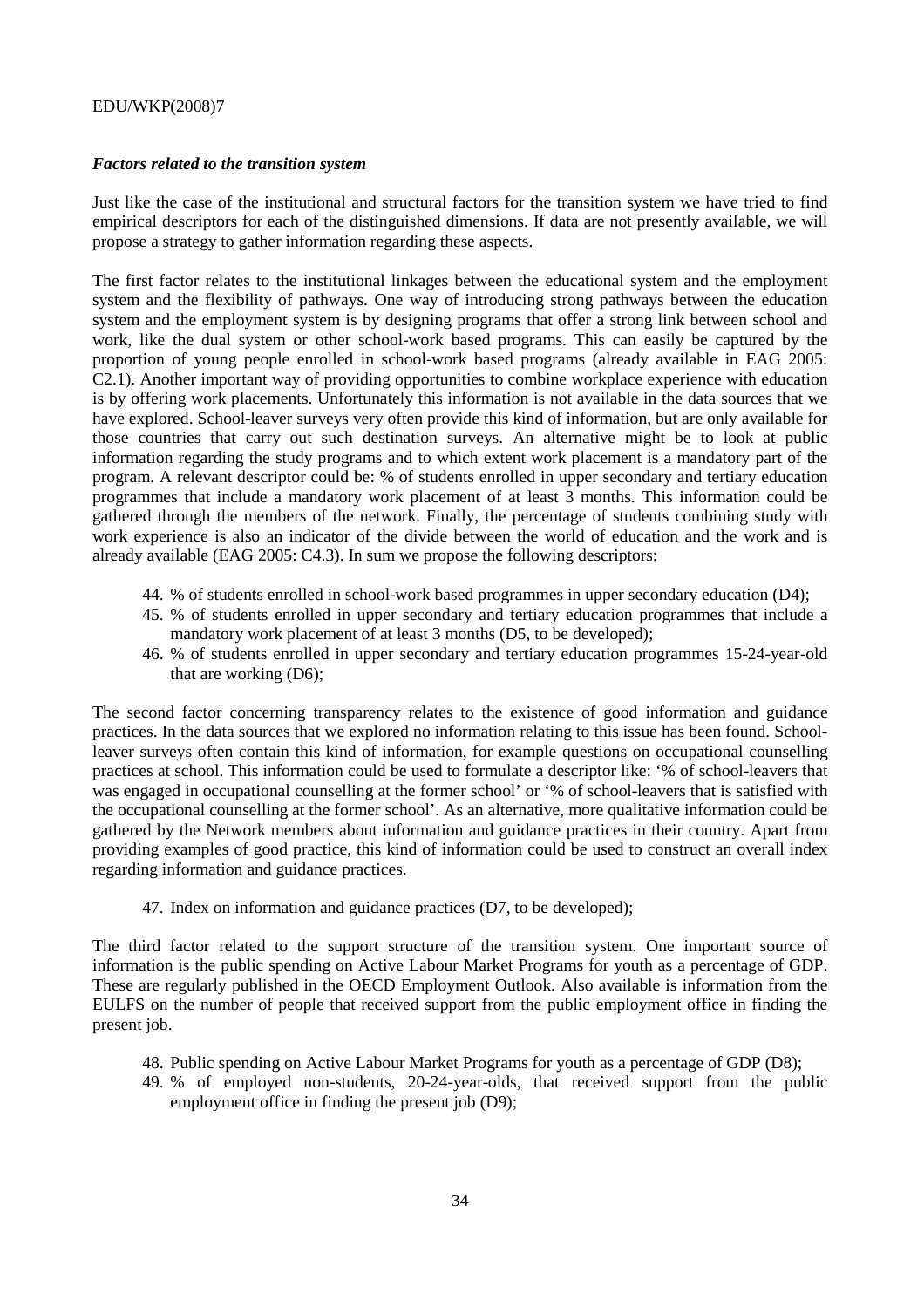***Factors related to the transition system***

Just like the case of the institutional and structural factors for the transition system we have tried to find empirical descriptors for each of the distinguished dimensions. If data are not presently available, we will propose a strategy to gather information regarding these aspects.

The first factor relates to the institutional linkages between the educational system and the employment system and the flexibility of pathways. One way of introducing strong pathways between the education system and the employment system is by designing programs that offer a strong link between school and work, like the dual system or other school-work based programs. This can easily be captured by the proportion of young people enrolled in school-work based programs (already available in EAG 2005: C2.1). Another important way of providing opportunities to combine workplace experience with education is by offering work placements. Unfortunately this information is not available in the data sources that we have explored. School-leaver surveys very often provide this kind of information, but are only available for those countries that carry out such destination surveys. An alternative might be to look at public information regarding the study programs and to which extent work placement is a mandatory part of the program. A relevant descriptor could be: % of students enrolled in upper secondary and tertiary education programmes that include a mandatory work placement of at least 3 months. This information could be gathered through the members of the network. Finally, the percentage of students combining study with work experience is also an indicator of the divide between the world of education and the work and is already available (EAG 2005: C4.3). In sum we propose the following descriptors:

44. % of students enrolled in school-work based programmes in upper secondary education (D4);
45. % of students enrolled in upper secondary and tertiary education programmes that include a mandatory work placement of at least 3 months (D5, to be developed);
46. % of students enrolled in upper secondary and tertiary education programmes 15-24-year-old that are working (D6);

The second factor concerning transparency relates to the existence of good information and guidance practices. In the data sources that we explored no information relating to this issue has been found. School-leaver surveys often contain this kind of information, for example questions on occupational counselling practices at school. This information could be used to formulate a descriptor like: '% of school-leavers that was engaged in occupational counselling at the former school' or '% of school-leavers that is satisfied with the occupational counselling at the former school'. As an alternative, more qualitative information could be gathered by the Network members about information and guidance practices in their country. Apart from providing examples of good practice, this kind of information could be used to construct an overall index regarding information and guidance practices.

47. Index on information and guidance practices (D7, to be developed);

The third factor related to the support structure of the transition system. One important source of information is the public spending on Active Labour Market Programs for youth as a percentage of GDP. These are regularly published in the OECD Employment Outlook. Also available is information from the EULFS on the number of people that received support from the public employment office in finding the present job.

48. Public spending on Active Labour Market Programs for youth as a percentage of GDP (D8);
49. % of employed non-students, 20-24-year-olds, that received support from the public employment office in finding the present job (D9);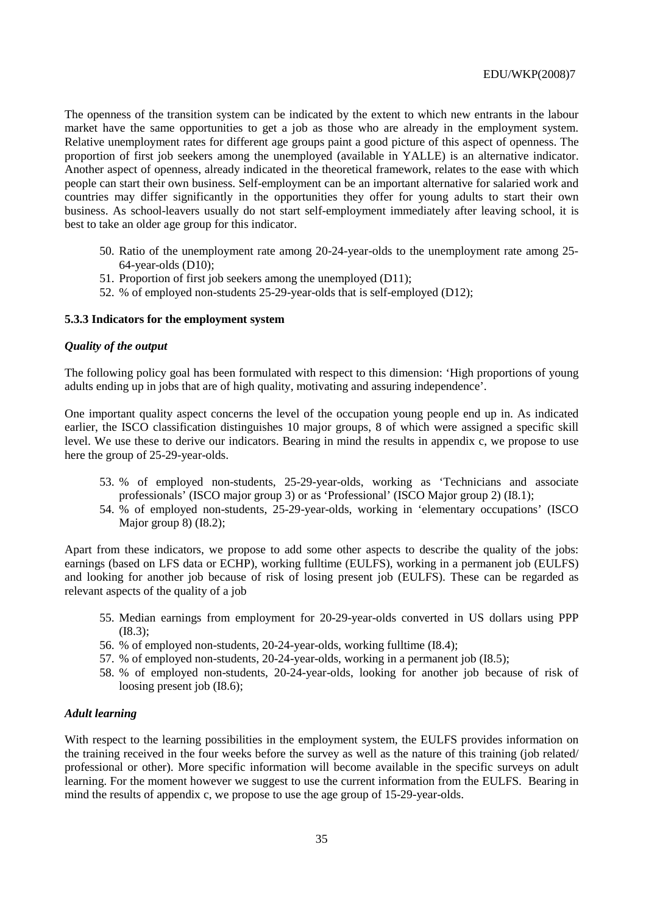The openness of the transition system can be indicated by the extent to which new entrants in the labour market have the same opportunities to get a job as those who are already in the employment system. Relative unemployment rates for different age groups paint a good picture of this aspect of openness. The proportion of first job seekers among the unemployed (available in YALLE) is an alternative indicator. Another aspect of openness, already indicated in the theoretical framework, relates to the ease with which people can start their own business. Self-employment can be an important alternative for salaried work and countries may differ significantly in the opportunities they offer for young adults to start their own business. As school-leavers usually do not start self-employment immediately after leaving school, it is best to take an older age group for this indicator.

50. Ratio of the unemployment rate among 20-24-year-olds to the unemployment rate among 25-64-year-olds (D10);
51. Proportion of first job seekers among the unemployed (D11);
52. % of employed non-students 25-29-year-olds that is self-employed (D12);

### 5.3.3 Indicators for the employment system

#### *Quality of the output*

The following policy goal has been formulated with respect to this dimension: 'High proportions of young adults ending up in jobs that are of high quality, motivating and assuring independence'.

One important quality aspect concerns the level of the occupation young people end up in. As indicated earlier, the ISCO classification distinguishes 10 major groups, 8 of which were assigned a specific skill level. We use these to derive our indicators. Bearing in mind the results in appendix c, we propose to use here the group of 25-29-year-olds.

53. % of employed non-students, 25-29-year-olds, working as 'Technicians and associate professionals' (ISCO major group 3) or as 'Professional' (ISCO Major group 2) (I8.1);
54. % of employed non-students, 25-29-year-olds, working in 'elementary occupations' (ISCO Major group 8) (I8.2);

Apart from these indicators, we propose to add some other aspects to describe the quality of the jobs: earnings (based on LFS data or ECHP), working fulltime (EULFS), working in a permanent job (EULFS) and looking for another job because of risk of losing present job (EULFS). These can be regarded as relevant aspects of the quality of a job

55. Median earnings from employment for 20-29-year-olds converted in US dollars using PPP (I8.3);
56. % of employed non-students, 20-24-year-olds, working fulltime (I8.4);
57. % of employed non-students, 20-24-year-olds, working in a permanent job (I8.5);
58. % of employed non-students, 20-24-year-olds, looking for another job because of risk of loosing present job (I8.6);

#### *Adult learning*

With respect to the learning possibilities in the employment system, the EULFS provides information on the training received in the four weeks before the survey as well as the nature of this training (job related/ professional or other). More specific information will become available in the specific surveys on adult learning. For the moment however we suggest to use the current information from the EULFS. Bearing in mind the results of appendix c, we propose to use the age group of 15-29-year-olds.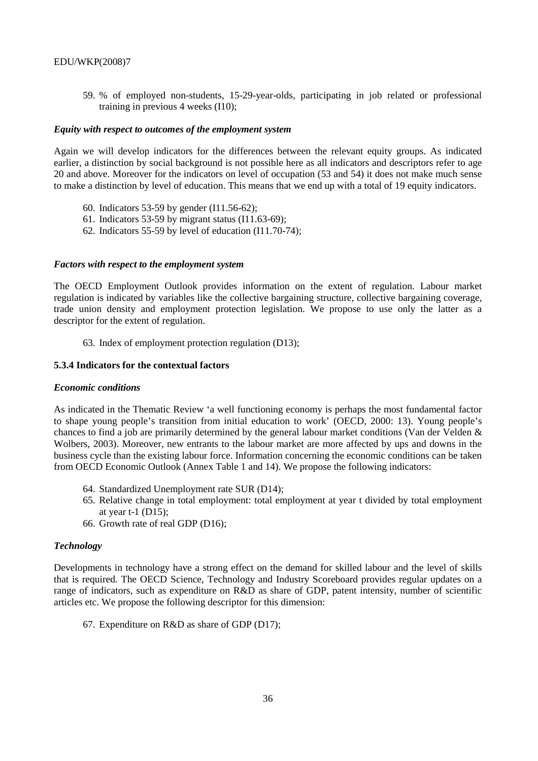59. % of employed non-students, 15-29-year-olds, participating in job related or professional training in previous 4 weeks (I10);

### *Equity with respect to outcomes of the employment system*

Again we will develop indicators for the differences between the relevant equity groups. As indicated earlier, a distinction by social background is not possible here as all indicators and descriptors refer to age 20 and above. Moreover for the indicators on level of occupation (53 and 54) it does not make much sense to make a distinction by level of education. This means that we end up with a total of 19 equity indicators.

60. Indicators 53-59 by gender (I11.56-62);
61. Indicators 53-59 by migrant status (I11.63-69);
62. Indicators 55-59 by level of education (I11.70-74);

### *Factors with respect to the employment system*

The OECD Employment Outlook provides information on the extent of regulation. Labour market regulation is indicated by variables like the collective bargaining structure, collective bargaining coverage, trade union density and employment protection legislation. We propose to use only the latter as a descriptor for the extent of regulation.

63. Index of employment protection regulation (D13);

## 5.3.4 Indicators for the contextual factors

### *Economic conditions*

As indicated in the Thematic Review 'a well functioning economy is perhaps the most fundamental factor to shape young people's transition from initial education to work' (OECD, 2000: 13). Young people's chances to find a job are primarily determined by the general labour market conditions (Van der Velden & Wolbers, 2003). Moreover, new entrants to the labour market are more affected by ups and downs in the business cycle than the existing labour force. Information concerning the economic conditions can be taken from OECD Economic Outlook (Annex Table 1 and 14). We propose the following indicators:

64. Standardized Unemployment rate SUR (D14);
65. Relative change in total employment: total employment at year t divided by total employment at year t-1 (D15);
66. Growth rate of real GDP (D16);

### *Technology*

Developments in technology have a strong effect on the demand for skilled labour and the level of skills that is required. The OECD Science, Technology and Industry Scoreboard provides regular updates on a range of indicators, such as expenditure on R&D as share of GDP, patent intensity, number of scientific articles etc. We propose the following descriptor for this dimension:

67. Expenditure on R&D as share of GDP (D17);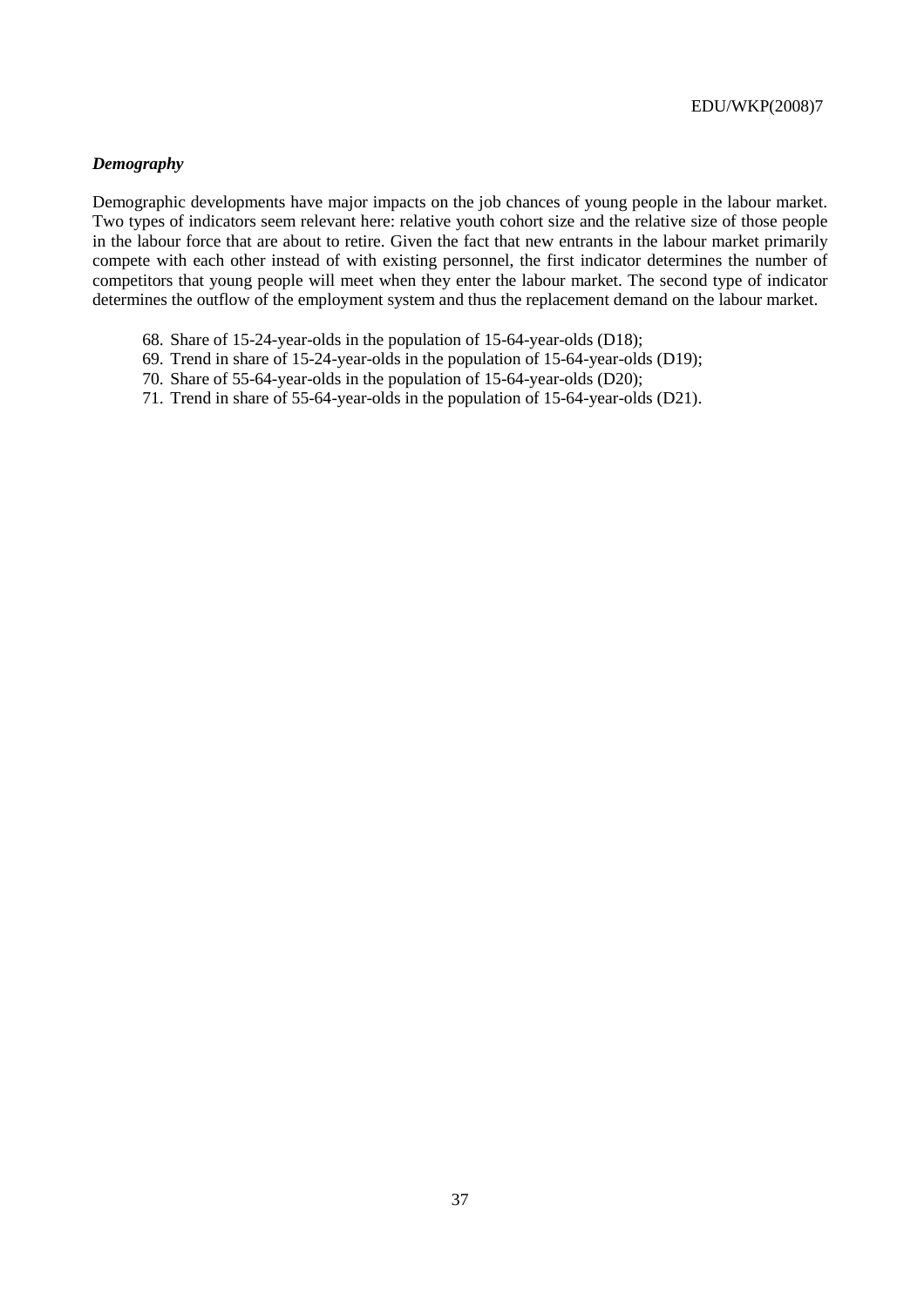***Demography***

Demographic developments have major impacts on the job chances of young people in the labour market. Two types of indicators seem relevant here: relative youth cohort size and the relative size of those people in the labour force that are about to retire. Given the fact that new entrants in the labour market primarily compete with each other instead of with existing personnel, the first indicator determines the number of competitors that young people will meet when they enter the labour market. The second type of indicator determines the outflow of the employment system and thus the replacement demand on the labour market.

68. Share of 15-24-year-olds in the population of 15-64-year-olds (D18);
69. Trend in share of 15-24-year-olds in the population of 15-64-year-olds (D19);
70. Share of 55-64-year-olds in the population of 15-64-year-olds (D20);
71. Trend in share of 55-64-year-olds in the population of 15-64-year-olds (D21).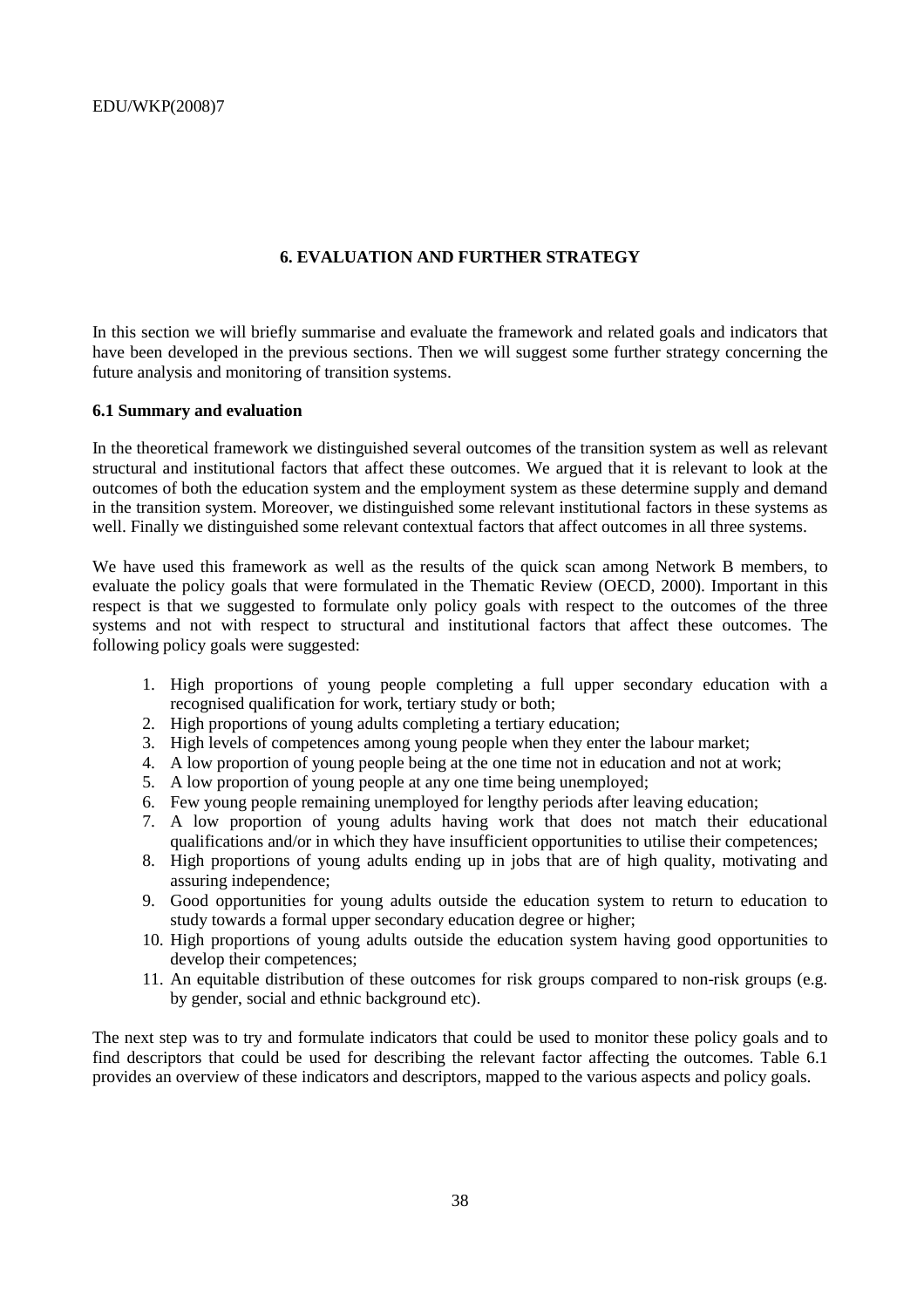## 6. EVALUATION AND FURTHER STRATEGY

In this section we will briefly summarise and evaluate the framework and related goals and indicators that have been developed in the previous sections. Then we will suggest some further strategy concerning the future analysis and monitoring of transition systems.

### 6.1 Summary and evaluation

In the theoretical framework we distinguished several outcomes of the transition system as well as relevant structural and institutional factors that affect these outcomes. We argued that it is relevant to look at the outcomes of both the education system and the employment system as these determine supply and demand in the transition system. Moreover, we distinguished some relevant institutional factors in these systems as well. Finally we distinguished some relevant contextual factors that affect outcomes in all three systems.

We have used this framework as well as the results of the quick scan among Network B members, to evaluate the policy goals that were formulated in the Thematic Review (OECD, 2000). Important in this respect is that we suggested to formulate only policy goals with respect to the outcomes of the three systems and not with respect to structural and institutional factors that affect these outcomes. The following policy goals were suggested:

1. High proportions of young people completing a full upper secondary education with a recognised qualification for work, tertiary study or both;
2. High proportions of young adults completing a tertiary education;
3. High levels of competences among young people when they enter the labour market;
4. A low proportion of young people being at the one time not in education and not at work;
5. A low proportion of young people at any one time being unemployed;
6. Few young people remaining unemployed for lengthy periods after leaving education;
7. A low proportion of young adults having work that does not match their educational qualifications and/or in which they have insufficient opportunities to utilise their competences;
8. High proportions of young adults ending up in jobs that are of high quality, motivating and assuring independence;
9. Good opportunities for young adults outside the education system to return to education to study towards a formal upper secondary education degree or higher;
10. High proportions of young adults outside the education system having good opportunities to develop their competences;
11. An equitable distribution of these outcomes for risk groups compared to non-risk groups (e.g. by gender, social and ethnic background etc).

The next step was to try and formulate indicators that could be used to monitor these policy goals and to find descriptors that could be used for describing the relevant factor affecting the outcomes. Table 6.1 provides an overview of these indicators and descriptors, mapped to the various aspects and policy goals.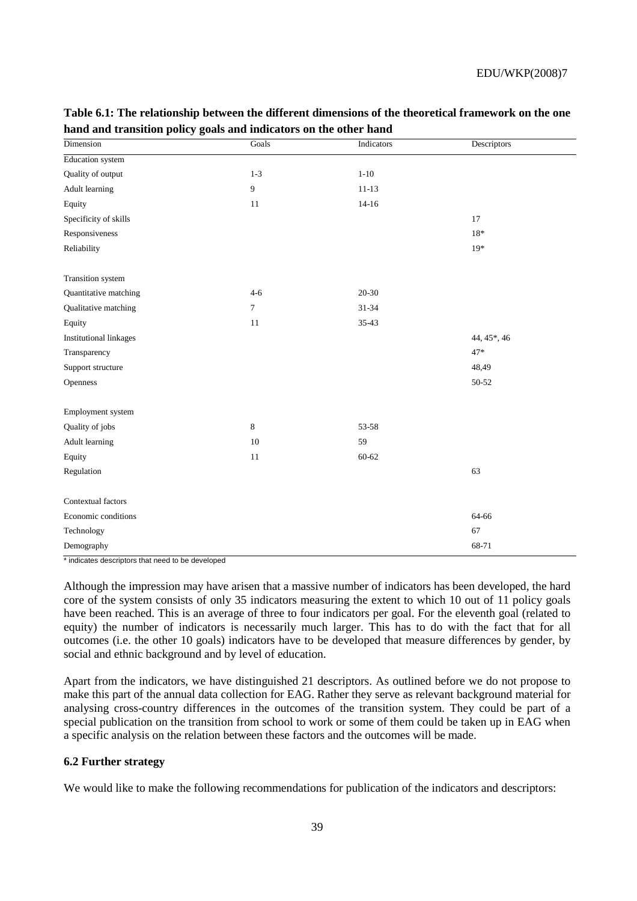**Table 6.1: The relationship between the different dimensions of the theoretical framework on the one hand and transition policy goals and indicators on the other hand**

| Dimension | Goals | Indicators | Descriptors |
|---|---|---|---|
| Education system | | | |
| Quality of output | 1-3 | 1-10 | |
| Adult learning | 9 | 11-13 | |
| Equity | 11 | 14-16 | |
| Specificity of skills | | | 17 |
| Responsiveness | | | 18* |
| Reliability | | | 19* |
| | | | |
| Transition system | | | |
| Quantitative matching | 4-6 | 20-30 | |
| Qualitative matching | 7 | 31-34 | |
| Equity | 11 | 35-43 | |
| Institutional linkages | | | 44, 45*, 46 |
| Transparency | | | 47* |
| Support structure | | | 48,49 |
| Openness | | | 50-52 |
| | | | |
| Employment system | | | |
| Quality of jobs | 8 | 53-58 | |
| Adult learning | 10 | 59 | |
| Equity | 11 | 60-62 | |
| Regulation | | | 63 |
| | | | |
| Contextual factors | | | |
| Economic conditions | | | 64-66 |
| Technology | | | 67 |
| Demography | | | 68-71 |

\* indicates descriptors that need to be developed

Although the impression may have arisen that a massive number of indicators has been developed, the hard core of the system consists of only 35 indicators measuring the extent to which 10 out of 11 policy goals have been reached. This is an average of three to four indicators per goal. For the eleventh goal (related to equity) the number of indicators is necessarily much larger. This has to do with the fact that for all outcomes (i.e. the other 10 goals) indicators have to be developed that measure differences by gender, by social and ethnic background and by level of education.

Apart from the indicators, we have distinguished 21 descriptors. As outlined before we do not propose to make this part of the annual data collection for EAG. Rather they serve as relevant background material for analysing cross-country differences in the outcomes of the transition system. They could be part of a special publication on the transition from school to work or some of them could be taken up in EAG when a specific analysis on the relation between these factors and the outcomes will be made.

### 6.2 Further strategy

We would like to make the following recommendations for publication of the indicators and descriptors: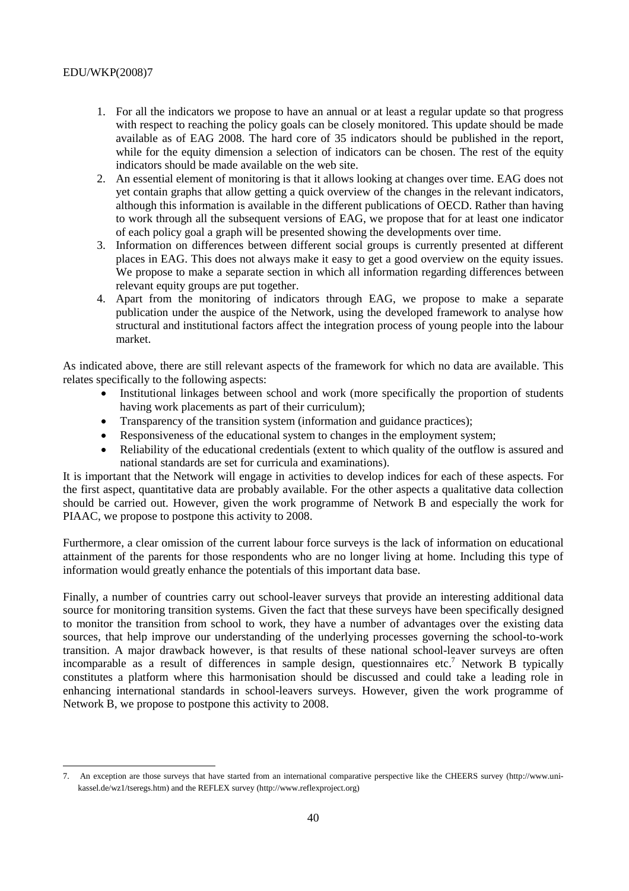1. For all the indicators we propose to have an annual or at least a regular update so that progress with respect to reaching the policy goals can be closely monitored. This update should be made available as of EAG 2008. The hard core of 35 indicators should be published in the report, while for the equity dimension a selection of indicators can be chosen. The rest of the equity indicators should be made available on the web site.
2. An essential element of monitoring is that it allows looking at changes over time. EAG does not yet contain graphs that allow getting a quick overview of the changes in the relevant indicators, although this information is available in the different publications of OECD. Rather than having to work through all the subsequent versions of EAG, we propose that for at least one indicator of each policy goal a graph will be presented showing the developments over time.
3. Information on differences between different social groups is currently presented at different places in EAG. This does not always make it easy to get a good overview on the equity issues. We propose to make a separate section in which all information regarding differences between relevant equity groups are put together.
4. Apart from the monitoring of indicators through EAG, we propose to make a separate publication under the auspice of the Network, using the developed framework to analyse how structural and institutional factors affect the integration process of young people into the labour market.

As indicated above, there are still relevant aspects of the framework for which no data are available. This relates specifically to the following aspects:

- Institutional linkages between school and work (more specifically the proportion of students having work placements as part of their curriculum);
- Transparency of the transition system (information and guidance practices);
- Responsiveness of the educational system to changes in the employment system;
- Reliability of the educational credentials (extent to which quality of the outflow is assured and national standards are set for curricula and examinations).

It is important that the Network will engage in activities to develop indices for each of these aspects. For the first aspect, quantitative data are probably available. For the other aspects a qualitative data collection should be carried out. However, given the work programme of Network B and especially the work for PIAAC, we propose to postpone this activity to 2008.

Furthermore, a clear omission of the current labour force surveys is the lack of information on educational attainment of the parents for those respondents who are no longer living at home. Including this type of information would greatly enhance the potentials of this important data base.

Finally, a number of countries carry out school-leaver surveys that provide an interesting additional data source for monitoring transition systems. Given the fact that these surveys have been specifically designed to monitor the transition from school to work, they have a number of advantages over the existing data sources, that help improve our understanding of the underlying processes governing the school-to-work transition. A major drawback however, is that results of these national school-leaver surveys are often incomparable as a result of differences in sample design, questionnaires etc.[7] Network B typically constitutes a platform where this harmonisation should be discussed and could take a leading role in enhancing international standards in school-leavers surveys. However, given the work programme of Network B, we propose to postpone this activity to 2008.

7. An exception are those surveys that have started from an international comparative perspective like the CHEERS survey (http://www.uni-kassel.de/wz1/tseregs.htm) and the REFLEX survey (http://www.reflexproject.org)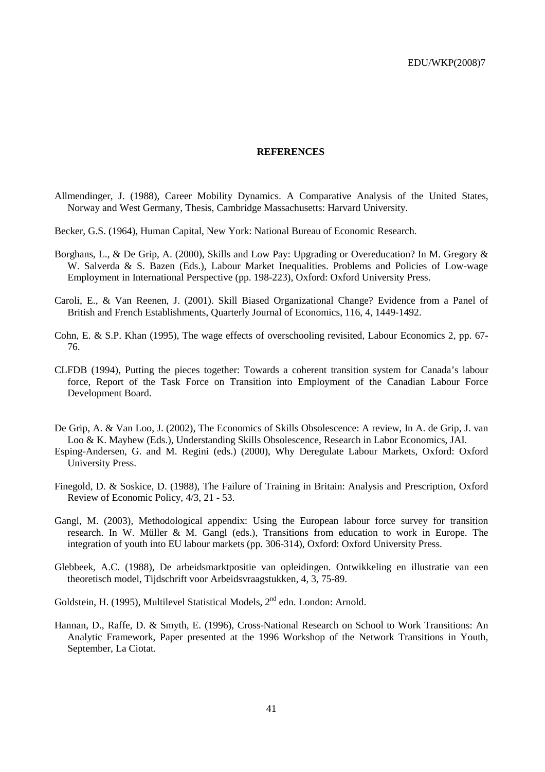## REFERENCES

Allmendinger, J. (1988), Career Mobility Dynamics. A Comparative Analysis of the United States, Norway and West Germany, Thesis, Cambridge Massachusetts: Harvard University.

Becker, G.S. (1964), Human Capital, New York: National Bureau of Economic Research.

Borghans, L., & De Grip, A. (2000), Skills and Low Pay: Upgrading or Overeducation? In M. Gregory & W. Salverda & S. Bazen (Eds.), Labour Market Inequalities. Problems and Policies of Low-wage Employment in International Perspective (pp. 198-223), Oxford: Oxford University Press.

Caroli, E., & Van Reenen, J. (2001). Skill Biased Organizational Change? Evidence from a Panel of British and French Establishments, Quarterly Journal of Economics, 116, 4, 1449-1492.

Cohn, E. & S.P. Khan (1995), The wage effects of overschooling revisited, Labour Economics 2, pp. 67-76.

CLFDB (1994), Putting the pieces together: Towards a coherent transition system for Canada's labour force, Report of the Task Force on Transition into Employment of the Canadian Labour Force Development Board.

De Grip, A. & Van Loo, J. (2002), The Economics of Skills Obsolescence: A review, In A. de Grip, J. van Loo & K. Mayhew (Eds.), Understanding Skills Obsolescence, Research in Labor Economics, JAI.

Esping-Andersen, G. and M. Regini (eds.) (2000), Why Deregulate Labour Markets, Oxford: Oxford University Press.

Finegold, D. & Soskice, D. (1988), The Failure of Training in Britain: Analysis and Prescription, Oxford Review of Economic Policy, 4/3, 21 - 53.

Gangl, M. (2003), Methodological appendix: Using the European labour force survey for transition research. In W. Müller & M. Gangl (eds.), Transitions from education to work in Europe. The integration of youth into EU labour markets (pp. 306-314), Oxford: Oxford University Press.

Glebbeek, A.C. (1988), De arbeidsmarktpositie van opleidingen. Ontwikkeling en illustratie van een theoretisch model, Tijdschrift voor Arbeidsvraagstukken, 4, 3, 75-89.

Goldstein, H. (1995), Multilevel Statistical Models, 2nd edn. London: Arnold.

Hannan, D., Raffe, D. & Smyth, E. (1996), Cross-National Research on School to Work Transitions: An Analytic Framework, Paper presented at the 1996 Workshop of the Network Transitions in Youth, September, La Ciotat.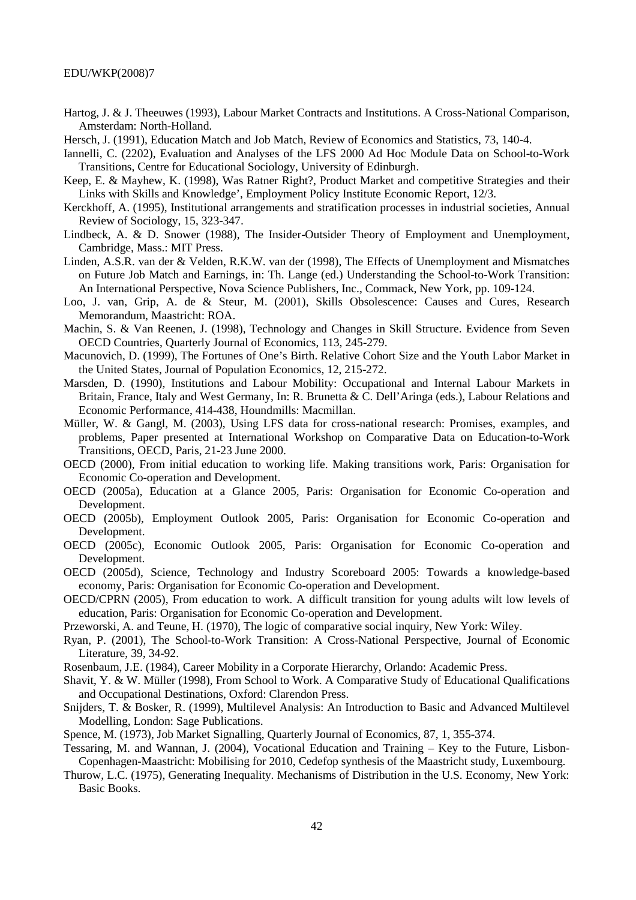Hartog, J. & J. Theeuwes (1993), Labour Market Contracts and Institutions. A Cross-National Comparison, Amsterdam: North-Holland.

Hersch, J. (1991), Education Match and Job Match, Review of Economics and Statistics, 73, 140-4.

Iannelli, C. (2202), Evaluation and Analyses of the LFS 2000 Ad Hoc Module Data on School-to-Work Transitions, Centre for Educational Sociology, University of Edinburgh.

Keep, E. & Mayhew, K. (1998), Was Ratner Right?, Product Market and competitive Strategies and their Links with Skills and Knowledge', Employment Policy Institute Economic Report, 12/3.

Kerckhoff, A. (1995), Institutional arrangements and stratification processes in industrial societies, Annual Review of Sociology, 15, 323-347.

Lindbeck, A. & D. Snower (1988), The Insider-Outsider Theory of Employment and Unemployment, Cambridge, Mass.: MIT Press.

Linden, A.S.R. van der & Velden, R.K.W. van der (1998), The Effects of Unemployment and Mismatches on Future Job Match and Earnings, in: Th. Lange (ed.) Understanding the School-to-Work Transition: An International Perspective, Nova Science Publishers, Inc., Commack, New York, pp. 109-124.

Loo, J. van, Grip, A. de & Steur, M. (2001), Skills Obsolescence: Causes and Cures, Research Memorandum, Maastricht: ROA.

Machin, S. & Van Reenen, J. (1998), Technology and Changes in Skill Structure. Evidence from Seven OECD Countries, Quarterly Journal of Economics, 113, 245-279.

Macunovich, D. (1999), The Fortunes of One's Birth. Relative Cohort Size and the Youth Labor Market in the United States, Journal of Population Economics, 12, 215-272.

Marsden, D. (1990), Institutions and Labour Mobility: Occupational and Internal Labour Markets in Britain, France, Italy and West Germany, In: R. Brunetta & C. Dell'Aringa (eds.), Labour Relations and Economic Performance, 414-438, Houndmills: Macmillan.

Müller, W. & Gangl, M. (2003), Using LFS data for cross-national research: Promises, examples, and problems, Paper presented at International Workshop on Comparative Data on Education-to-Work Transitions, OECD, Paris, 21-23 June 2000.

OECD (2000), From initial education to working life. Making transitions work, Paris: Organisation for Economic Co-operation and Development.

OECD (2005a), Education at a Glance 2005, Paris: Organisation for Economic Co-operation and Development.

OECD (2005b), Employment Outlook 2005, Paris: Organisation for Economic Co-operation and Development.

OECD (2005c), Economic Outlook 2005, Paris: Organisation for Economic Co-operation and Development.

OECD (2005d), Science, Technology and Industry Scoreboard 2005: Towards a knowledge-based economy, Paris: Organisation for Economic Co-operation and Development.

OECD/CPRN (2005), From education to work. A difficult transition for young adults wilt low levels of education, Paris: Organisation for Economic Co-operation and Development.

Przeworski, A. and Teune, H. (1970), The logic of comparative social inquiry, New York: Wiley.

Ryan, P. (2001), The School-to-Work Transition: A Cross-National Perspective, Journal of Economic Literature, 39, 34-92.

Rosenbaum, J.E. (1984), Career Mobility in a Corporate Hierarchy, Orlando: Academic Press.

Shavit, Y. & W. Müller (1998), From School to Work. A Comparative Study of Educational Qualifications and Occupational Destinations, Oxford: Clarendon Press.

Snijders, T. & Bosker, R. (1999), Multilevel Analysis: An Introduction to Basic and Advanced Multilevel Modelling, London: Sage Publications.

Spence, M. (1973), Job Market Signalling, Quarterly Journal of Economics, 87, 1, 355-374.

Tessaring, M. and Wannan, J. (2004), Vocational Education and Training – Key to the Future, Lisbon-Copenhagen-Maastricht: Mobilising for 2010, Cedefop synthesis of the Maastricht study, Luxembourg.

Thurow, L.C. (1975), Generating Inequality. Mechanisms of Distribution in the U.S. Economy, New York: Basic Books.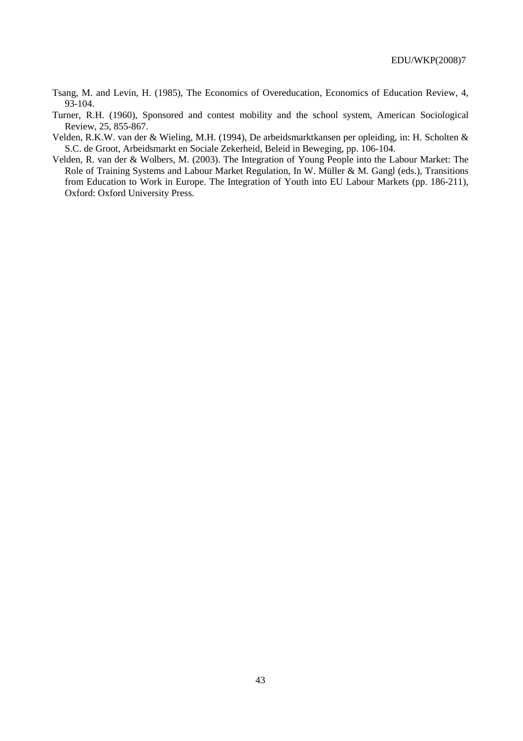Tsang, M. and Levin, H. (1985), The Economics of Overeducation, Economics of Education Review, 4, 93-104.

Turner, R.H. (1960), Sponsored and contest mobility and the school system, American Sociological Review, 25, 855-867.

Velden, R.K.W. van der & Wieling, M.H. (1994), De arbeidsmarktkansen per opleiding, in: H. Scholten & S.C. de Groot, Arbeidsmarkt en Sociale Zekerheid, Beleid in Beweging, pp. 106-104.

Velden, R. van der & Wolbers, M. (2003). The Integration of Young People into the Labour Market: The Role of Training Systems and Labour Market Regulation, In W. Müller & M. Gangl (eds.), Transitions from Education to Work in Europe. The Integration of Youth into EU Labour Markets (pp. 186-211), Oxford: Oxford University Press.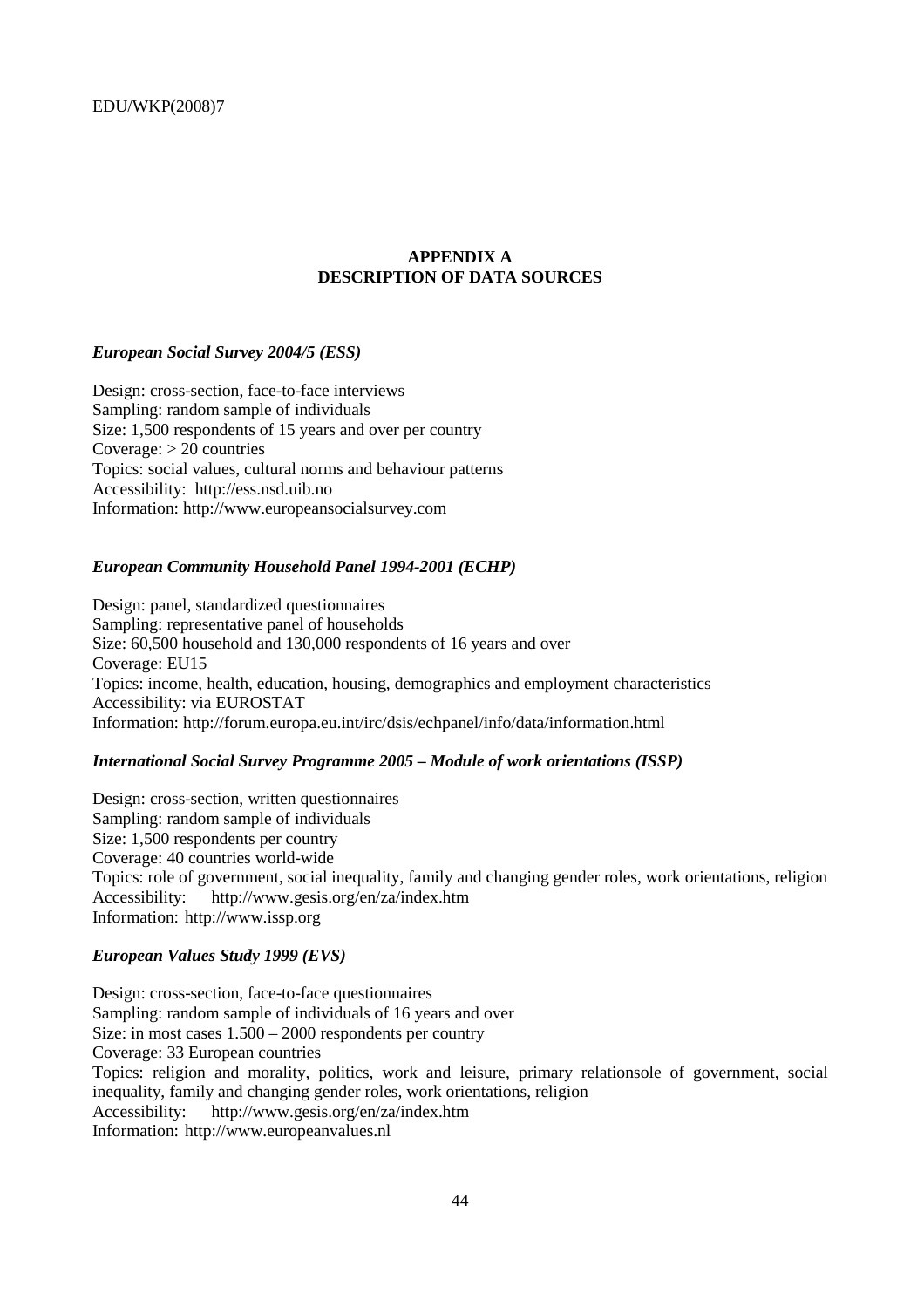## APPENDIX A
## DESCRIPTION OF DATA SOURCES

### *European Social Survey 2004/5 (ESS)*

Design: cross-section, face-to-face interviews
Sampling: random sample of individuals
Size: 1,500 respondents of 15 years and over per country
Coverage: > 20 countries
Topics: social values, cultural norms and behaviour patterns
Accessibility: http://ess.nsd.uib.no
Information: http://www.europeansocialsurvey.com

### *European Community Household Panel 1994-2001 (ECHP)*

Design: panel, standardized questionnaires
Sampling: representative panel of households
Size: 60,500 household and 130,000 respondents of 16 years and over
Coverage: EU15
Topics: income, health, education, housing, demographics and employment characteristics
Accessibility: via EUROSTAT
Information: http://forum.europa.eu.int/irc/dsis/echpanel/info/data/information.html

### *International Social Survey Programme 2005 – Module of work orientations (ISSP)*

Design: cross-section, written questionnaires
Sampling: random sample of individuals
Size: 1,500 respondents per country
Coverage: 40 countries world-wide
Topics: role of government, social inequality, family and changing gender roles, work orientations, religion
Accessibility: http://www.gesis.org/en/za/index.htm
Information: http://www.issp.org

### *European Values Study 1999 (EVS)*

Design: cross-section, face-to-face questionnaires
Sampling: random sample of individuals of 16 years and over
Size: in most cases 1.500 – 2000 respondents per country
Coverage: 33 European countries
Topics: religion and morality, politics, work and leisure, primary relationsole of government, social inequality, family and changing gender roles, work orientations, religion
Accessibility: http://www.gesis.org/en/za/index.htm
Information: http://www.europeanvalues.nl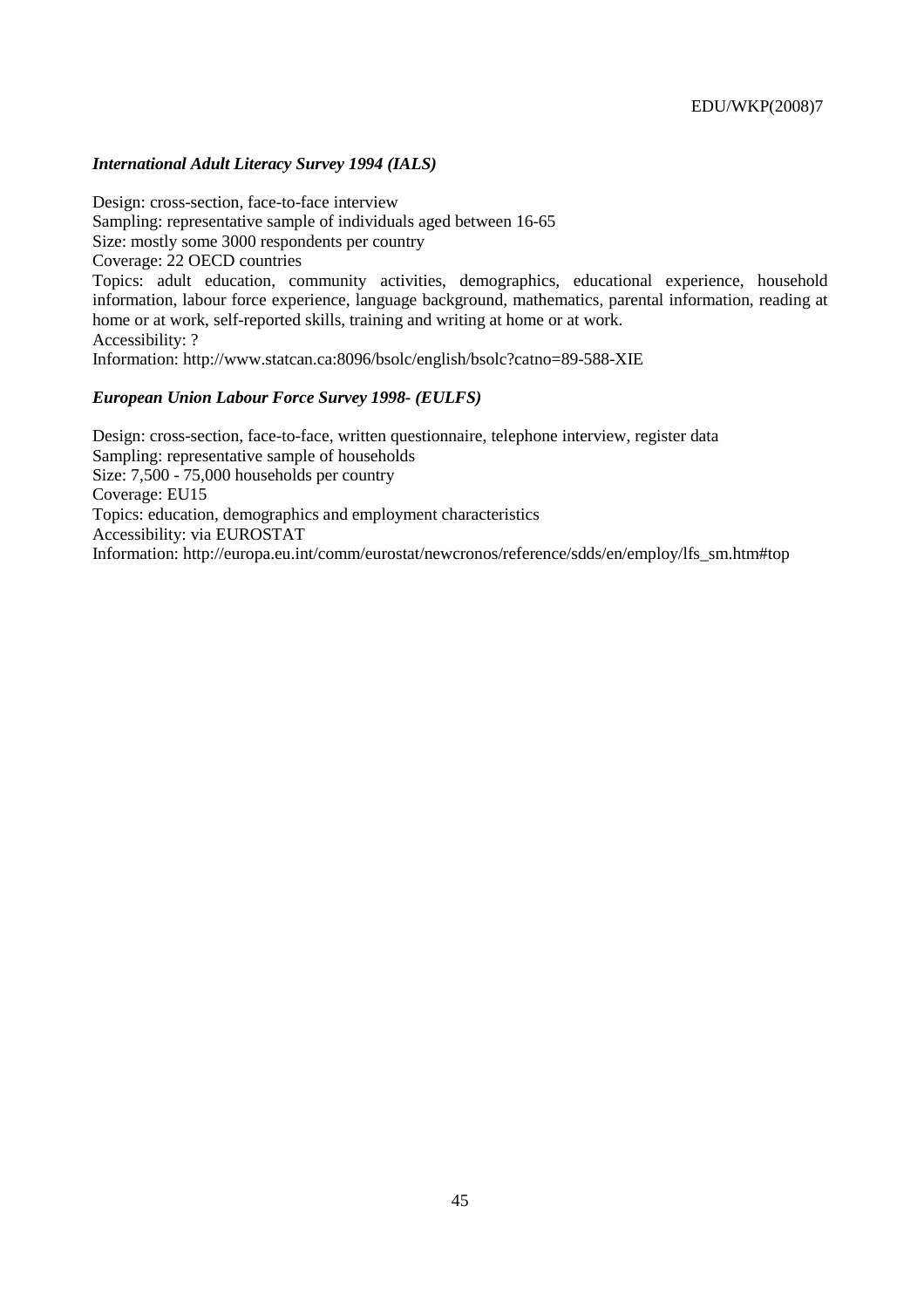***International Adult Literacy Survey 1994 (IALS)***

Design: cross-section, face-to-face interview
Sampling: representative sample of individuals aged between 16-65
Size: mostly some 3000 respondents per country
Coverage: 22 OECD countries
Topics: adult education, community activities, demographics, educational experience, household information, labour force experience, language background, mathematics, parental information, reading at home or at work, self-reported skills, training and writing at home or at work.
Accessibility: ?
Information: http://www.statcan.ca:8096/bsolc/english/bsolc?catno=89-588-XIE

***European Union Labour Force Survey 1998- (EULFS)***

Design: cross-section, face-to-face, written questionnaire, telephone interview, register data
Sampling: representative sample of households
Size: 7,500 - 75,000 households per country
Coverage: EU15
Topics: education, demographics and employment characteristics
Accessibility: via EUROSTAT
Information: http://europa.eu.int/comm/eurostat/newcronos/reference/sdds/en/employ/lfs_sm.htm#top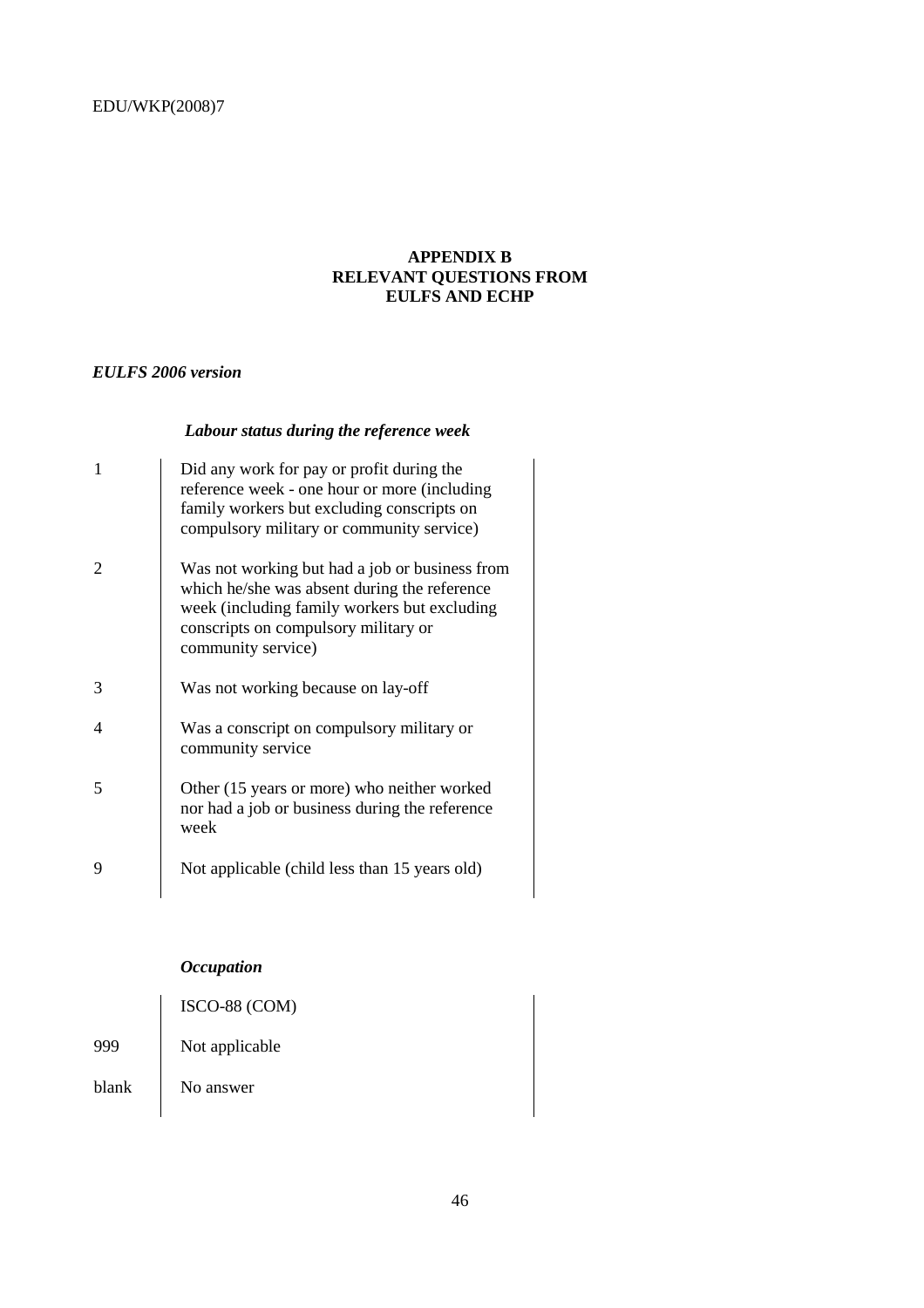## APPENDIX B
## RELEVANT QUESTIONS FROM EULFS AND ECHP

***EULFS 2006 version***

***Labour status during the reference week***

| Code | Description |
|---|---|
| 1 | Did any work for pay or profit during the reference week - one hour or more (including family workers but excluding conscripts on compulsory military or community service) |
| 2 | Was not working but had a job or business from which he/she was absent during the reference week (including family workers but excluding conscripts on compulsory military or community service) |
| 3 | Was not working because on lay-off |
| 4 | Was a conscript on compulsory military or community service |
| 5 | Other (15 years or more) who neither worked nor had a job or business during the reference week |
| 9 | Not applicable (child less than 15 years old) |

***Occupation***

| Code | Description |
|---|---|
| | ISCO-88 (COM) |
| 999 | Not applicable |
| blank | No answer |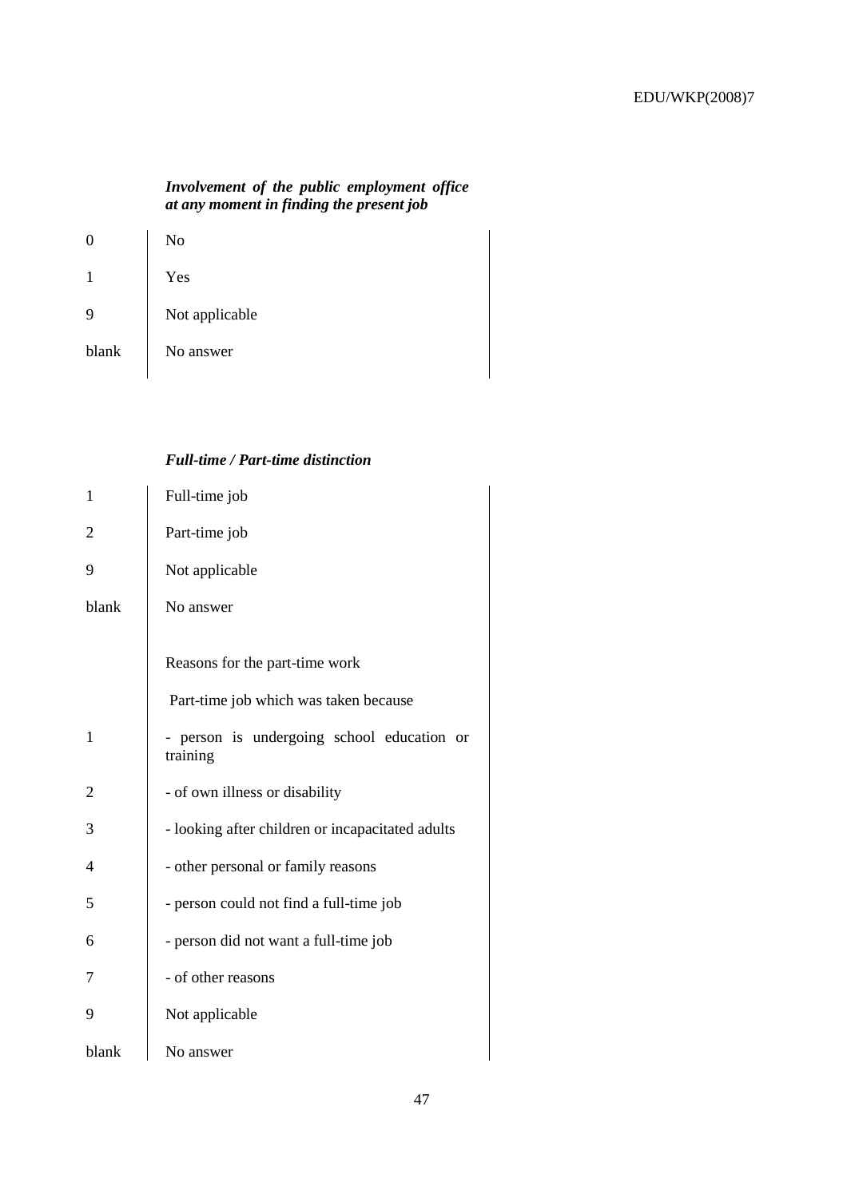***Involvement of the public employment office at any moment in finding the present job***

| | |
|---|---|
| 0 | No |
| 1 | Yes |
| 9 | Not applicable |
| blank | No answer |

***Full-time / Part-time distinction***

| | |
|---|---|
| 1 | Full-time job |
| 2 | Part-time job |
| 9 | Not applicable |
| blank | No answer |
| | Reasons for the part-time work |
| | Part-time job which was taken because |
| 1 | - person is undergoing school education or training |
| 2 | - of own illness or disability |
| 3 | - looking after children or incapacitated adults |
| 4 | - other personal or family reasons |
| 5 | - person could not find a full-time job |
| 6 | - person did not want a full-time job |
| 7 | - of other reasons |
| 9 | Not applicable |
| blank | No answer |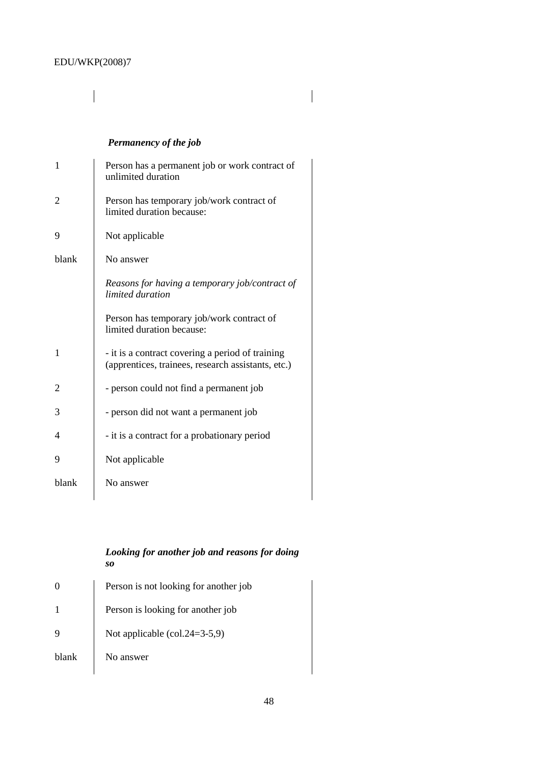***Permanency of the job***

| | |
|---|---|
| 1 | Person has a permanent job or work contract of unlimited duration |
| 2 | Person has temporary job/work contract of limited duration because: |
| 9 | Not applicable |
| blank | No answer |
| | *Reasons for having a temporary job/contract of limited duration* |
| | Person has temporary job/work contract of limited duration because: |
| 1 | - it is a contract covering a period of training (apprentices, trainees, research assistants, etc.) |
| 2 | - person could not find a permanent job |
| 3 | - person did not want a permanent job |
| 4 | - it is a contract for a probationary period |
| 9 | Not applicable |
| blank | No answer |

***Looking for another job and reasons for doing so***

| | |
|---|---|
| 0 | Person is not looking for another job |
| 1 | Person is looking for another job |
| 9 | Not applicable (col.24=3-5,9) |
| blank | No answer |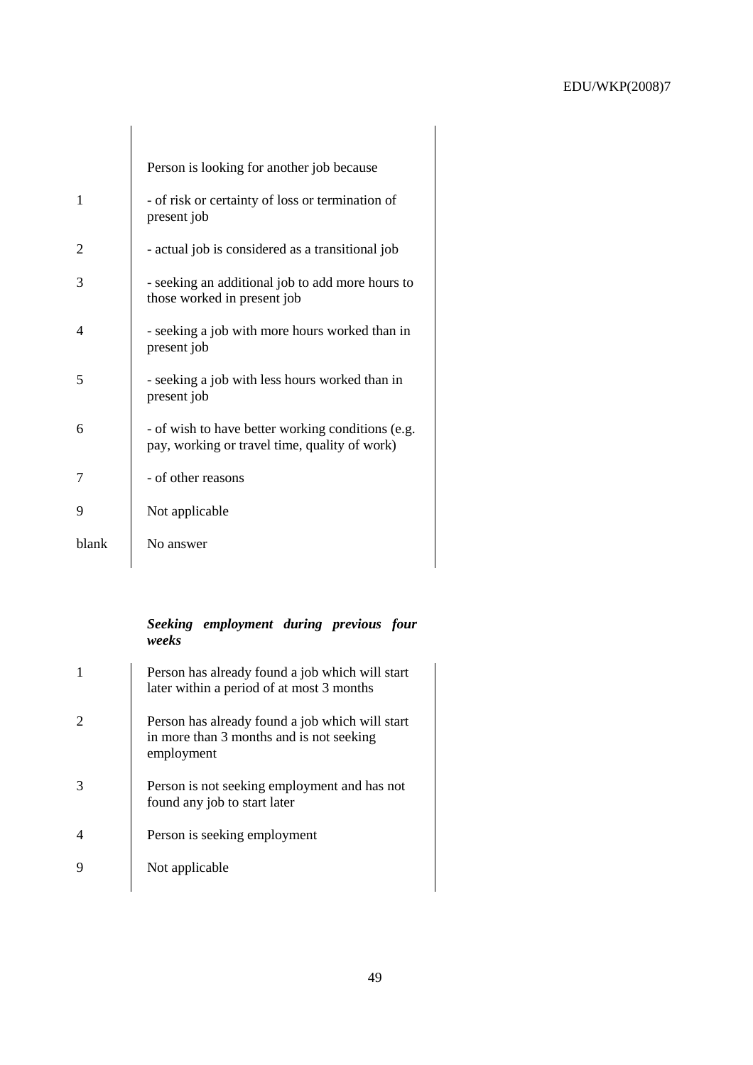| | Person is looking for another job because |
|---|---|
| 1 | - of risk or certainty of loss or termination of present job |
| 2 | - actual job is considered as a transitional job |
| 3 | - seeking an additional job to add more hours to those worked in present job |
| 4 | - seeking a job with more hours worked than in present job |
| 5 | - seeking a job with less hours worked than in present job |
| 6 | - of wish to have better working conditions (e.g. pay, working or travel time, quality of work) |
| 7 | - of other reasons |
| 9 | Not applicable |
| blank | No answer |

***Seeking employment during previous four weeks***

| | |
|---|---|
| 1 | Person has already found a job which will start later within a period of at most 3 months |
| 2 | Person has already found a job which will start in more than 3 months and is not seeking employment |
| 3 | Person is not seeking employment and has not found any job to start later |
| 4 | Person is seeking employment |
| 9 | Not applicable |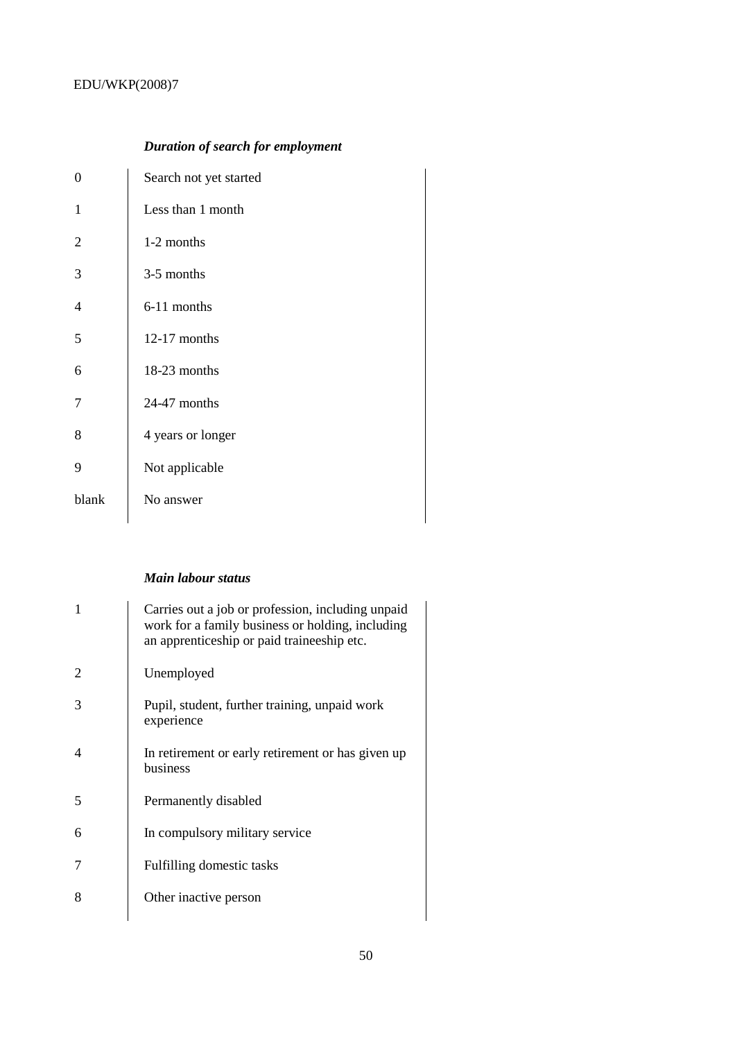***Duration of search for employment***

| Code | Description |
|---|---|
| 0 | Search not yet started |
| 1 | Less than 1 month |
| 2 | 1-2 months |
| 3 | 3-5 months |
| 4 | 6-11 months |
| 5 | 12-17 months |
| 6 | 18-23 months |
| 7 | 24-47 months |
| 8 | 4 years or longer |
| 9 | Not applicable |
| blank | No answer |

***Main labour status***

| Code | Description |
|---|---|
| 1 | Carries out a job or profession, including unpaid work for a family business or holding, including an apprenticeship or paid traineeship etc. |
| 2 | Unemployed |
| 3 | Pupil, student, further training, unpaid work experience |
| 4 | In retirement or early retirement or has given up business |
| 5 | Permanently disabled |
| 6 | In compulsory military service |
| 7 | Fulfilling domestic tasks |
| 8 | Other inactive person |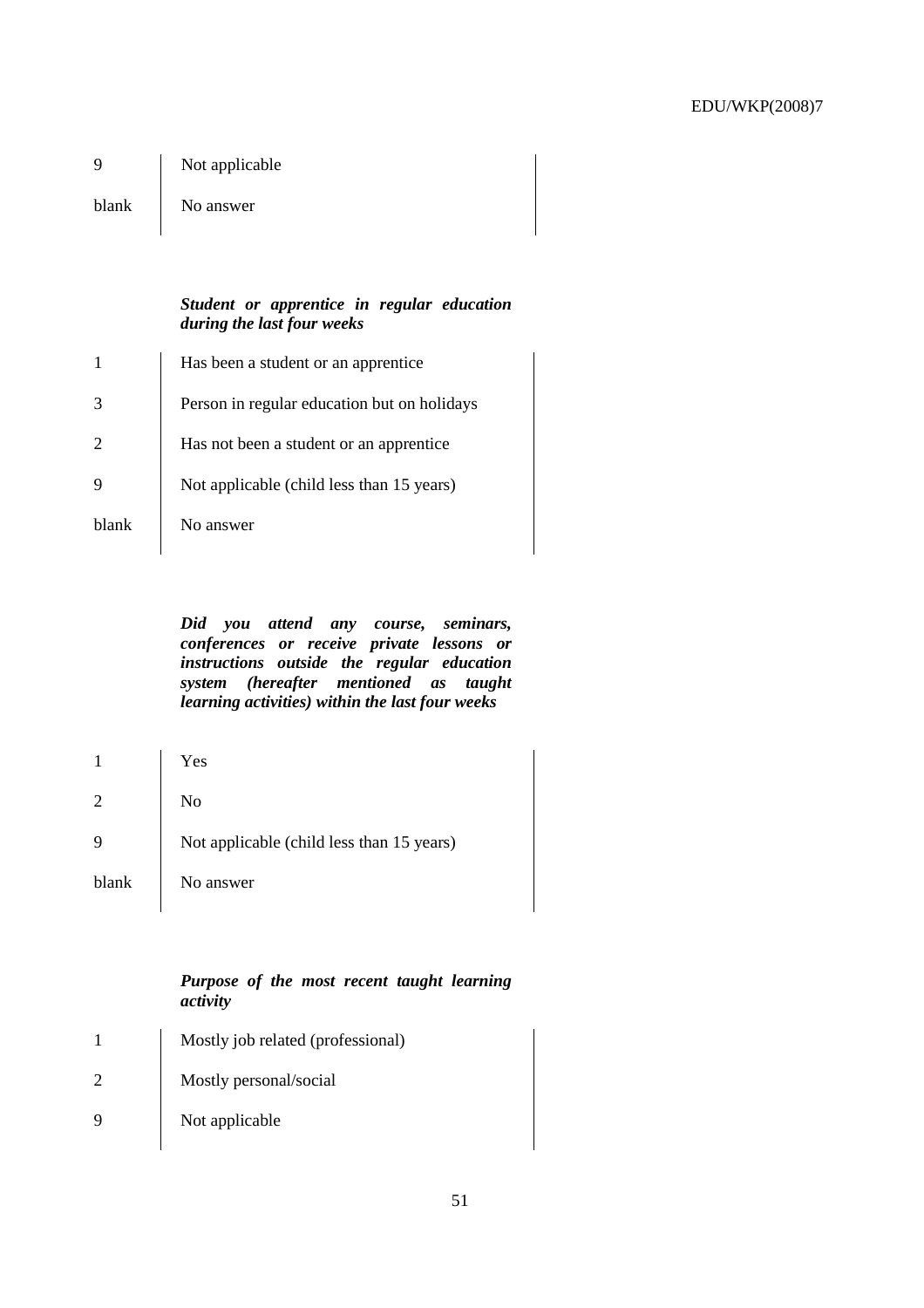| | |
|---|---|
| 9 | Not applicable |
| blank | No answer |

***Student or apprentice in regular education during the last four weeks***

| | |
|---|---|
| 1 | Has been a student or an apprentice |
| 3 | Person in regular education but on holidays |
| 2 | Has not been a student or an apprentice |
| 9 | Not applicable (child less than 15 years) |
| blank | No answer |

***Did you attend any course, seminars, conferences or receive private lessons or instructions outside the regular education system (hereafter mentioned as taught learning activities) within the last four weeks***

| | |
|---|---|
| 1 | Yes |
| 2 | No |
| 9 | Not applicable (child less than 15 years) |
| blank | No answer |

***Purpose of the most recent taught learning activity***

| | |
|---|---|
| 1 | Mostly job related (professional) |
| 2 | Mostly personal/social |
| 9 | Not applicable |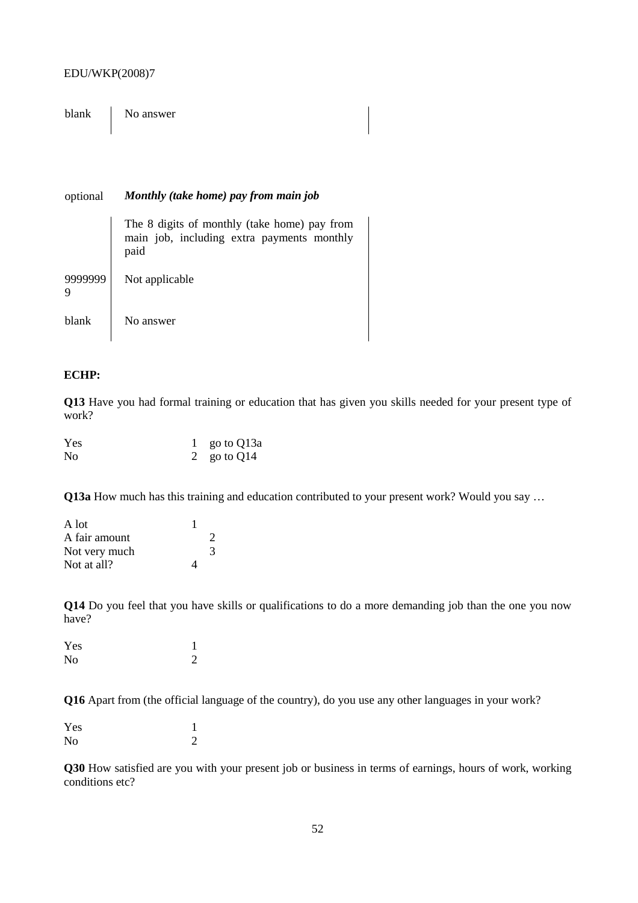| blank | No answer |
|---|---|

optional ***Monthly (take home) pay from main job***

| | |
|---|---|
| | The 8 digits of monthly (take home) pay from main job, including extra payments monthly paid |
| 99999999 | Not applicable |
| blank | No answer |

**ECHP:**

**Q13** Have you had formal training or education that has given you skills needed for your present type of work?

| | | |
|---|---|---|
| Yes | 1 | go to Q13a |
| No | 2 | go to Q14 |

**Q13a** How much has this training and education contributed to your present work? Would you say …

| | |
|---|---|
| A lot | 1 |
| A fair amount | 2 |
| Not very much | 3 |
| Not at all? | 4 |

**Q14** Do you feel that you have skills or qualifications to do a more demanding job than the one you now have?

| | |
|---|---|
| Yes | 1 |
| No | 2 |

**Q16** Apart from (the official language of the country), do you use any other languages in your work?

| | |
|---|---|
| Yes | 1 |
| No | 2 |

**Q30** How satisfied are you with your present job or business in terms of earnings, hours of work, working conditions etc?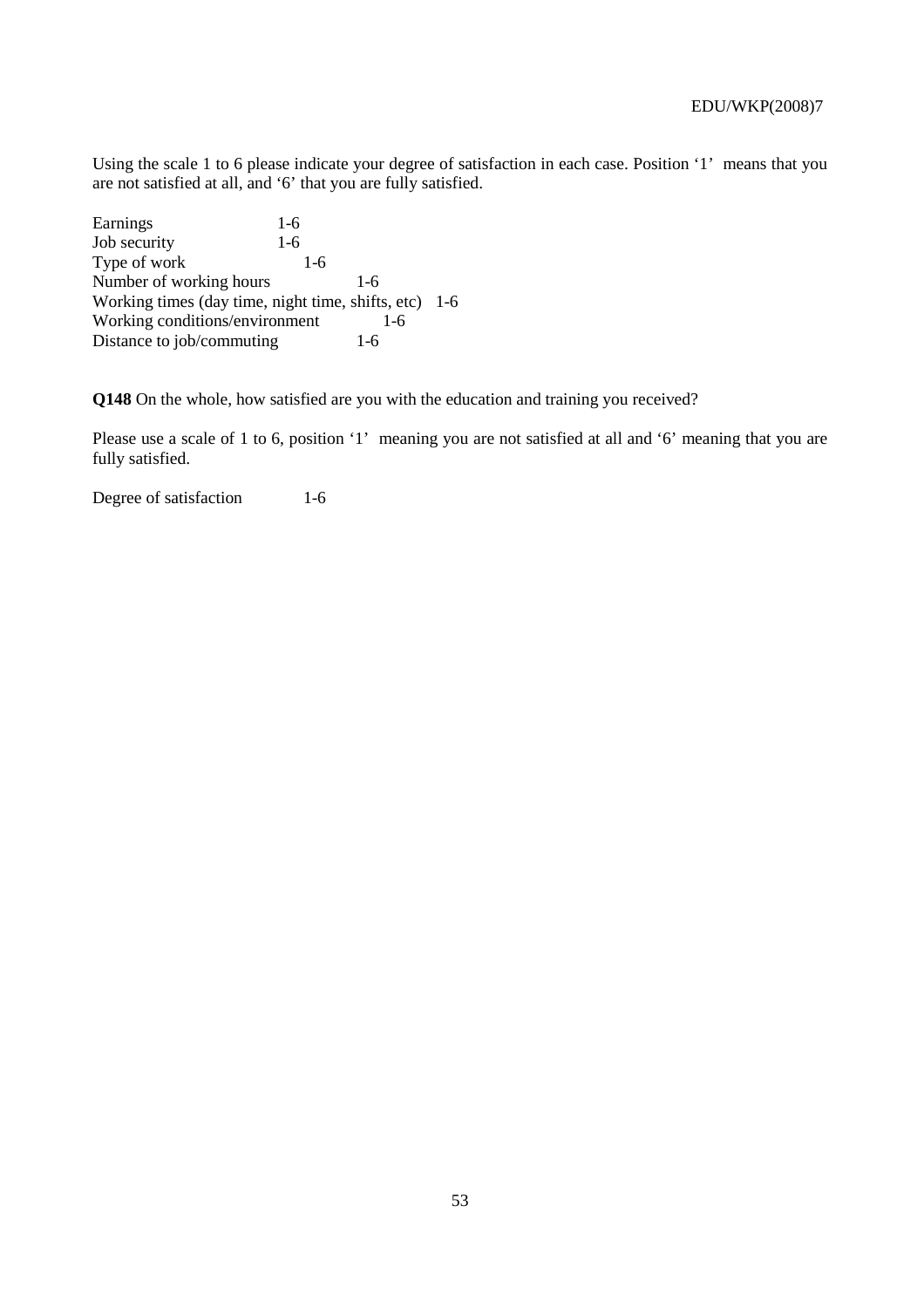Using the scale 1 to 6 please indicate your degree of satisfaction in each case. Position '1' means that you are not satisfied at all, and '6' that you are fully satisfied.

| | |
|---|---|
| Earnings | 1-6 |
| Job security | 1-6 |
| Type of work | 1-6 |
| Number of working hours | 1-6 |
| Working times (day time, night time, shifts, etc) | 1-6 |
| Working conditions/environment | 1-6 |
| Distance to job/commuting | 1-6 |

**Q148** On the whole, how satisfied are you with the education and training you received?

Please use a scale of 1 to 6, position '1' meaning you are not satisfied at all and '6' meaning that you are fully satisfied.

Degree of satisfaction 1-6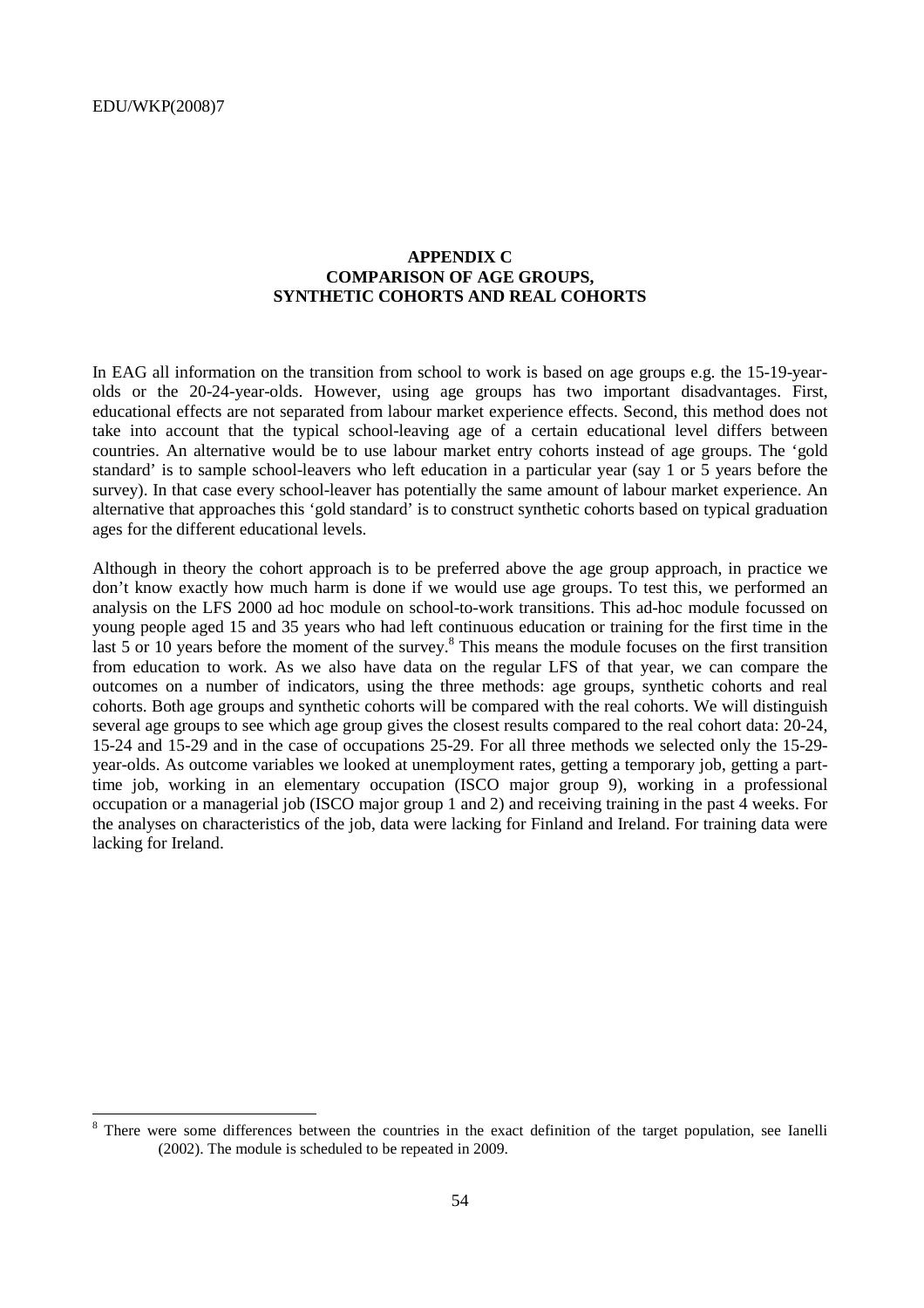# APPENDIX C
# COMPARISON OF AGE GROUPS, SYNTHETIC COHORTS AND REAL COHORTS

In EAG all information on the transition from school to work is based on age groups e.g. the 15-19-year-olds or the 20-24-year-olds. However, using age groups has two important disadvantages. First, educational effects are not separated from labour market experience effects. Second, this method does not take into account that the typical school-leaving age of a certain educational level differs between countries. An alternative would be to use labour market entry cohorts instead of age groups. The 'gold standard' is to sample school-leavers who left education in a particular year (say 1 or 5 years before the survey). In that case every school-leaver has potentially the same amount of labour market experience. An alternative that approaches this 'gold standard' is to construct synthetic cohorts based on typical graduation ages for the different educational levels.

Although in theory the cohort approach is to be preferred above the age group approach, in practice we don't know exactly how much harm is done if we would use age groups. To test this, we performed an analysis on the LFS 2000 ad hoc module on school-to-work transitions. This ad-hoc module focussed on young people aged 15 and 35 years who had left continuous education or training for the first time in the last 5 or 10 years before the moment of the survey.[8] This means the module focuses on the first transition from education to work. As we also have data on the regular LFS of that year, we can compare the outcomes on a number of indicators, using the three methods: age groups, synthetic cohorts and real cohorts. Both age groups and synthetic cohorts will be compared with the real cohorts. We will distinguish several age groups to see which age group gives the closest results compared to the real cohort data: 20-24, 15-24 and 15-29 and in the case of occupations 25-29. For all three methods we selected only the 15-29-year-olds. As outcome variables we looked at unemployment rates, getting a temporary job, getting a part-time job, working in an elementary occupation (ISCO major group 9), working in a professional occupation or a managerial job (ISCO major group 1 and 2) and receiving training in the past 4 weeks. For the analyses on characteristics of the job, data were lacking for Finland and Ireland. For training data were lacking for Ireland.

---

[8] There were some differences between the countries in the exact definition of the target population, see Ianelli (2002). The module is scheduled to be repeated in 2009.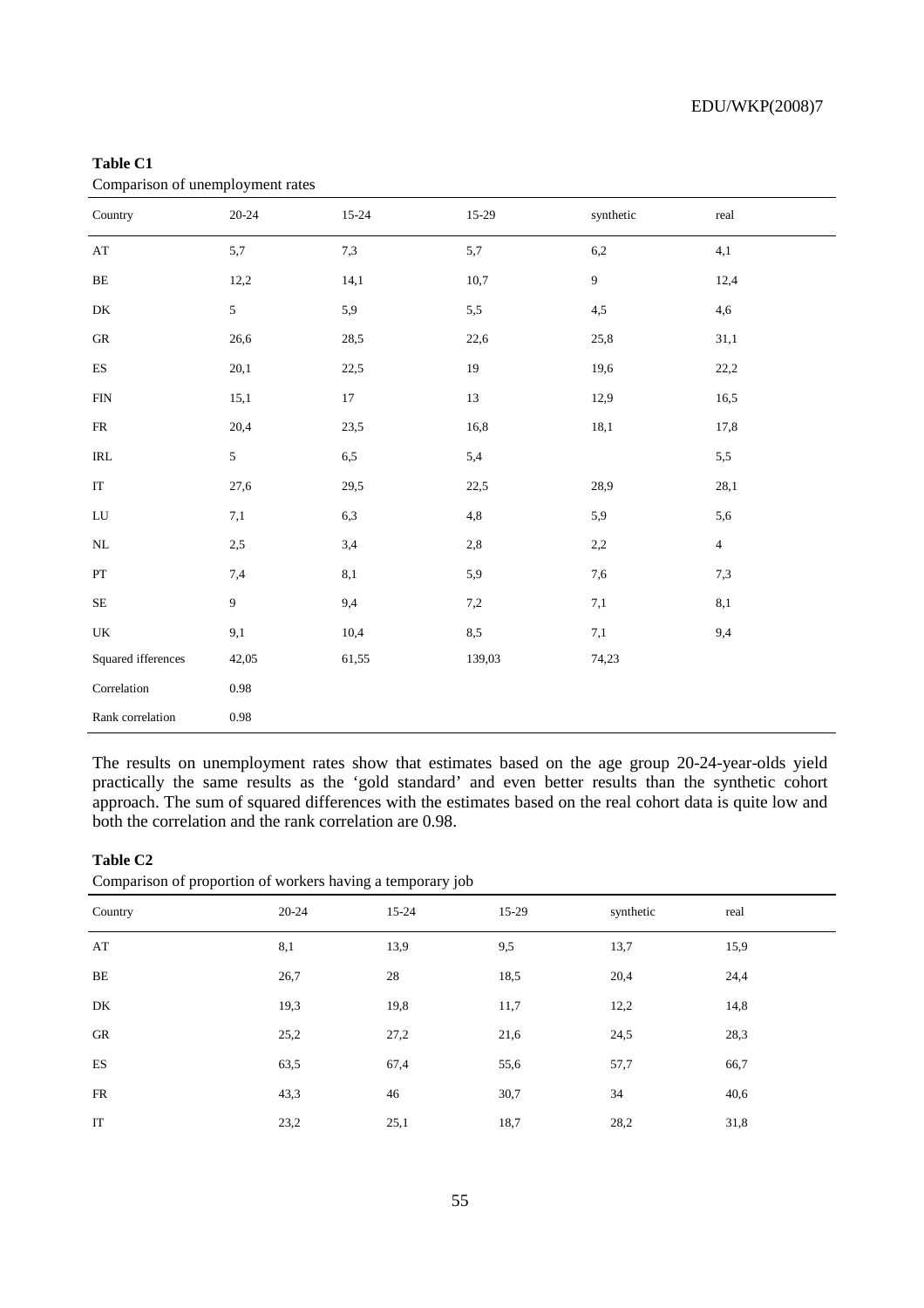**Table C1**

Comparison of unemployment rates

| Country | 20-24 | 15-24 | 15-29 | synthetic | real |
|---|---|---|---|---|---|
| AT | 5,7 | 7,3 | 5,7 | 6,2 | 4,1 |
| BE | 12,2 | 14,1 | 10,7 | 9 | 12,4 |
| DK | 5 | 5,9 | 5,5 | 4,5 | 4,6 |
| GR | 26,6 | 28,5 | 22,6 | 25,8 | 31,1 |
| ES | 20,1 | 22,5 | 19 | 19,6 | 22,2 |
| FIN | 15,1 | 17 | 13 | 12,9 | 16,5 |
| FR | 20,4 | 23,5 | 16,8 | 18,1 | 17,8 |
| IRL | 5 | 6,5 | 5,4 | | 5,5 |
| IT | 27,6 | 29,5 | 22,5 | 28,9 | 28,1 |
| LU | 7,1 | 6,3 | 4,8 | 5,9 | 5,6 |
| NL | 2,5 | 3,4 | 2,8 | 2,2 | 4 |
| PT | 7,4 | 8,1 | 5,9 | 7,6 | 7,3 |
| SE | 9 | 9,4 | 7,2 | 7,1 | 8,1 |
| UK | 9,1 | 10,4 | 8,5 | 7,1 | 9,4 |
| Squared ifferences | 42,05 | 61,55 | 139,03 | 74,23 | |
| Correlation | 0.98 | | | | |
| Rank correlation | 0.98 | | | | |

The results on unemployment rates show that estimates based on the age group 20-24-year-olds yield practically the same results as the 'gold standard' and even better results than the synthetic cohort approach. The sum of squared differences with the estimates based on the real cohort data is quite low and both the correlation and the rank correlation are 0.98.

**Table C2**

Comparison of proportion of workers having a temporary job

| Country | 20-24 | 15-24 | 15-29 | synthetic | real |
|---|---|---|---|---|---|
| AT | 8,1 | 13,9 | 9,5 | 13,7 | 15,9 |
| BE | 26,7 | 28 | 18,5 | 20,4 | 24,4 |
| DK | 19,3 | 19,8 | 11,7 | 12,2 | 14,8 |
| GR | 25,2 | 27,2 | 21,6 | 24,5 | 28,3 |
| ES | 63,5 | 67,4 | 55,6 | 57,7 | 66,7 |
| FR | 43,3 | 46 | 30,7 | 34 | 40,6 |
| IT | 23,2 | 25,1 | 18,7 | 28,2 | 31,8 |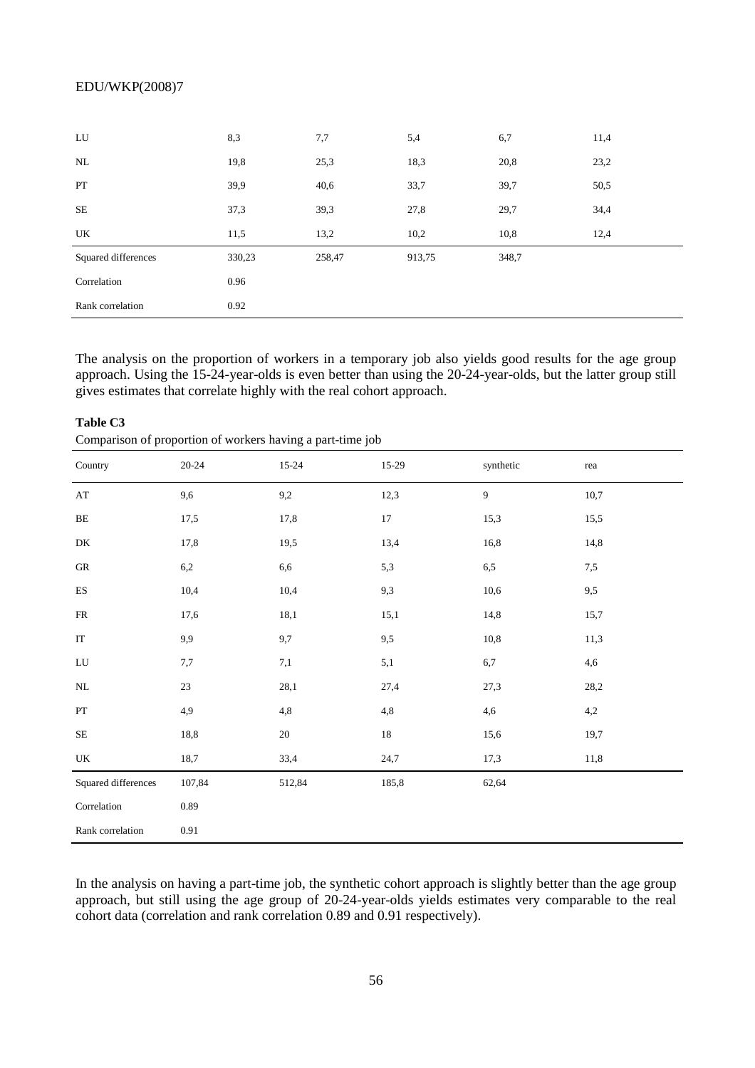| LU | 8,3 | 7,7 | 5,4 | 6,7 | 11,4 |
|---|---|---|---|---|---|
| NL | 19,8 | 25,3 | 18,3 | 20,8 | 23,2 |
| PT | 39,9 | 40,6 | 33,7 | 39,7 | 50,5 |
| SE | 37,3 | 39,3 | 27,8 | 29,7 | 34,4 |
| UK | 11,5 | 13,2 | 10,2 | 10,8 | 12,4 |
| Squared differences | 330,23 | 258,47 | 913,75 | 348,7 | |
| Correlation | 0.96 | | | | |
| Rank correlation | 0.92 | | | | |

The analysis on the proportion of workers in a temporary job also yields good results for the age group approach. Using the 15-24-year-olds is even better than using the 20-24-year-olds, but the latter group still gives estimates that correlate highly with the real cohort approach.

**Table C3**

Comparison of proportion of workers having a part-time job

| Country | 20-24 | 15-24 | 15-29 | synthetic | rea |
|---|---|---|---|---|---|
| AT | 9,6 | 9,2 | 12,3 | 9 | 10,7 |
| BE | 17,5 | 17,8 | 17 | 15,3 | 15,5 |
| DK | 17,8 | 19,5 | 13,4 | 16,8 | 14,8 |
| GR | 6,2 | 6,6 | 5,3 | 6,5 | 7,5 |
| ES | 10,4 | 10,4 | 9,3 | 10,6 | 9,5 |
| FR | 17,6 | 18,1 | 15,1 | 14,8 | 15,7 |
| IT | 9,9 | 9,7 | 9,5 | 10,8 | 11,3 |
| LU | 7,7 | 7,1 | 5,1 | 6,7 | 4,6 |
| NL | 23 | 28,1 | 27,4 | 27,3 | 28,2 |
| PT | 4,9 | 4,8 | 4,8 | 4,6 | 4,2 |
| SE | 18,8 | 20 | 18 | 15,6 | 19,7 |
| UK | 18,7 | 33,4 | 24,7 | 17,3 | 11,8 |
| Squared differences | 107,84 | 512,84 | 185,8 | 62,64 | |
| Correlation | 0.89 | | | | |
| Rank correlation | 0.91 | | | | |

In the analysis on having a part-time job, the synthetic cohort approach is slightly better than the age group approach, but still using the age group of 20-24-year-olds yields estimates very comparable to the real cohort data (correlation and rank correlation 0.89 and 0.91 respectively).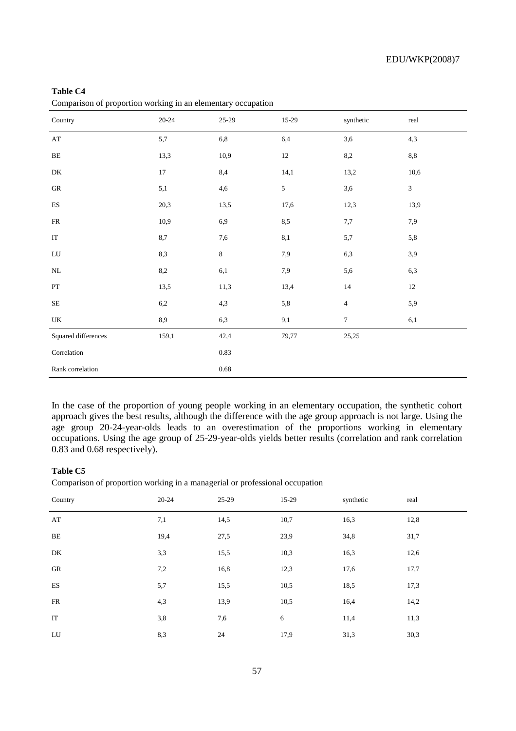**Table C4**

Comparison of proportion working in an elementary occupation

| Country | 20-24 | 25-29 | 15-29 | synthetic | real |
|---|---|---|---|---|---|
| AT | 5,7 | 6,8 | 6,4 | 3,6 | 4,3 |
| BE | 13,3 | 10,9 | 12 | 8,2 | 8,8 |
| DK | 17 | 8,4 | 14,1 | 13,2 | 10,6 |
| GR | 5,1 | 4,6 | 5 | 3,6 | 3 |
| ES | 20,3 | 13,5 | 17,6 | 12,3 | 13,9 |
| FR | 10,9 | 6,9 | 8,5 | 7,7 | 7,9 |
| IT | 8,7 | 7,6 | 8,1 | 5,7 | 5,8 |
| LU | 8,3 | 8 | 7,9 | 6,3 | 3,9 |
| NL | 8,2 | 6,1 | 7,9 | 5,6 | 6,3 |
| PT | 13,5 | 11,3 | 13,4 | 14 | 12 |
| SE | 6,2 | 4,3 | 5,8 | 4 | 5,9 |
| UK | 8,9 | 6,3 | 9,1 | 7 | 6,1 |
| Squared differences | 159,1 | 42,4 | 79,77 | 25,25 | |
| Correlation | | 0.83 | | | |
| Rank correlation | | 0.68 | | | |

In the case of the proportion of young people working in an elementary occupation, the synthetic cohort approach gives the best results, although the difference with the age group approach is not large. Using the age group 20-24-year-olds leads to an overestimation of the proportions working in elementary occupations. Using the age group of 25-29-year-olds yields better results (correlation and rank correlation 0.83 and 0.68 respectively).

**Table C5**

Comparison of proportion working in a managerial or professional occupation

| Country | 20-24 | 25-29 | 15-29 | synthetic | real |
|---|---|---|---|---|---|
| AT | 7,1 | 14,5 | 10,7 | 16,3 | 12,8 |
| BE | 19,4 | 27,5 | 23,9 | 34,8 | 31,7 |
| DK | 3,3 | 15,5 | 10,3 | 16,3 | 12,6 |
| GR | 7,2 | 16,8 | 12,3 | 17,6 | 17,7 |
| ES | 5,7 | 15,5 | 10,5 | 18,5 | 17,3 |
| FR | 4,3 | 13,9 | 10,5 | 16,4 | 14,2 |
| IT | 3,8 | 7,6 | 6 | 11,4 | 11,3 |
| LU | 8,3 | 24 | 17,9 | 31,3 | 30,3 |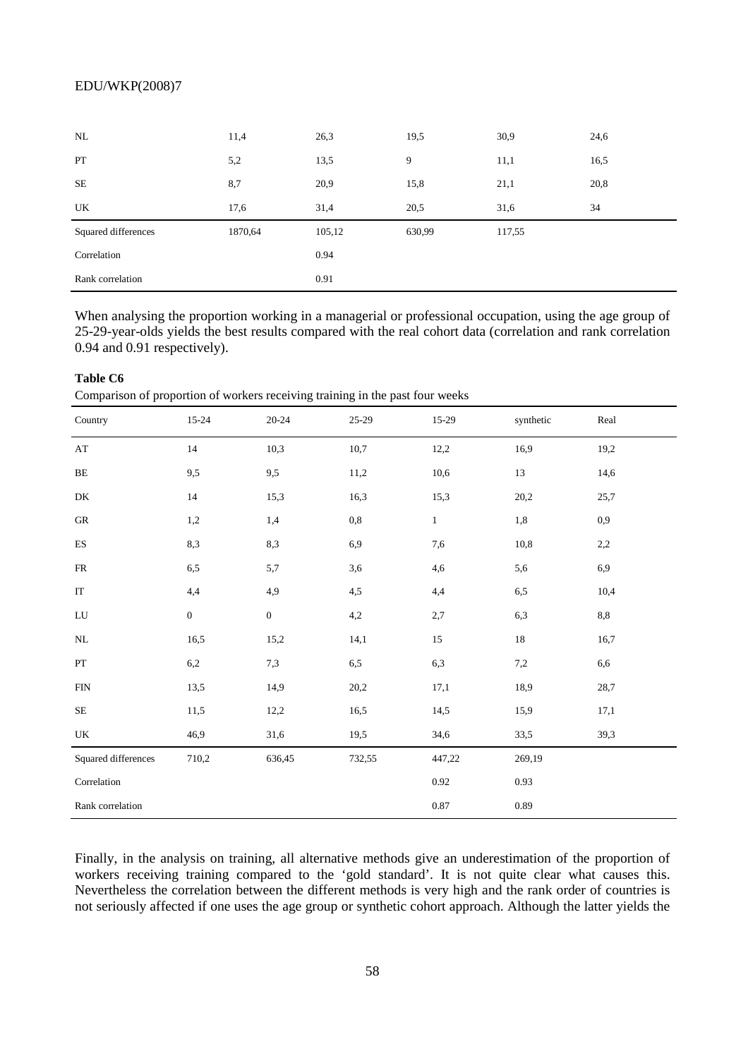| | | | | | |
|---|---|---|---|---|---|
| NL | 11,4 | 26,3 | 19,5 | 30,9 | 24,6 |
| PT | 5,2 | 13,5 | 9 | 11,1 | 16,5 |
| SE | 8,7 | 20,9 | 15,8 | 21,1 | 20,8 |
| UK | 17,6 | 31,4 | 20,5 | 31,6 | 34 |
| Squared differences | 1870,64 | 105,12 | 630,99 | 117,55 | |
| Correlation | | 0.94 | | | |
| Rank correlation | | 0.91 | | | |

When analysing the proportion working in a managerial or professional occupation, using the age group of 25-29-year-olds yields the best results compared with the real cohort data (correlation and rank correlation 0.94 and 0.91 respectively).

**Table C6**

Comparison of proportion of workers receiving training in the past four weeks

| Country | 15-24 | 20-24 | 25-29 | 15-29 | synthetic | Real |
|---|---|---|---|---|---|---|
| AT | 14 | 10,3 | 10,7 | 12,2 | 16,9 | 19,2 |
| BE | 9,5 | 9,5 | 11,2 | 10,6 | 13 | 14,6 |
| DK | 14 | 15,3 | 16,3 | 15,3 | 20,2 | 25,7 |
| GR | 1,2 | 1,4 | 0,8 | 1 | 1,8 | 0,9 |
| ES | 8,3 | 8,3 | 6,9 | 7,6 | 10,8 | 2,2 |
| FR | 6,5 | 5,7 | 3,6 | 4,6 | 5,6 | 6,9 |
| IT | 4,4 | 4,9 | 4,5 | 4,4 | 6,5 | 10,4 |
| LU | 0 | 0 | 4,2 | 2,7 | 6,3 | 8,8 |
| NL | 16,5 | 15,2 | 14,1 | 15 | 18 | 16,7 |
| PT | 6,2 | 7,3 | 6,5 | 6,3 | 7,2 | 6,6 |
| FIN | 13,5 | 14,9 | 20,2 | 17,1 | 18,9 | 28,7 |
| SE | 11,5 | 12,2 | 16,5 | 14,5 | 15,9 | 17,1 |
| UK | 46,9 | 31,6 | 19,5 | 34,6 | 33,5 | 39,3 |
| Squared differences | 710,2 | 636,45 | 732,55 | 447,22 | 269,19 | |
| Correlation | | | | 0.92 | 0.93 | |
| Rank correlation | | | | 0.87 | 0.89 | |

Finally, in the analysis on training, all alternative methods give an underestimation of the proportion of workers receiving training compared to the 'gold standard'. It is not quite clear what causes this. Nevertheless the correlation between the different methods is very high and the rank order of countries is not seriously affected if one uses the age group or synthetic cohort approach. Although the latter yields the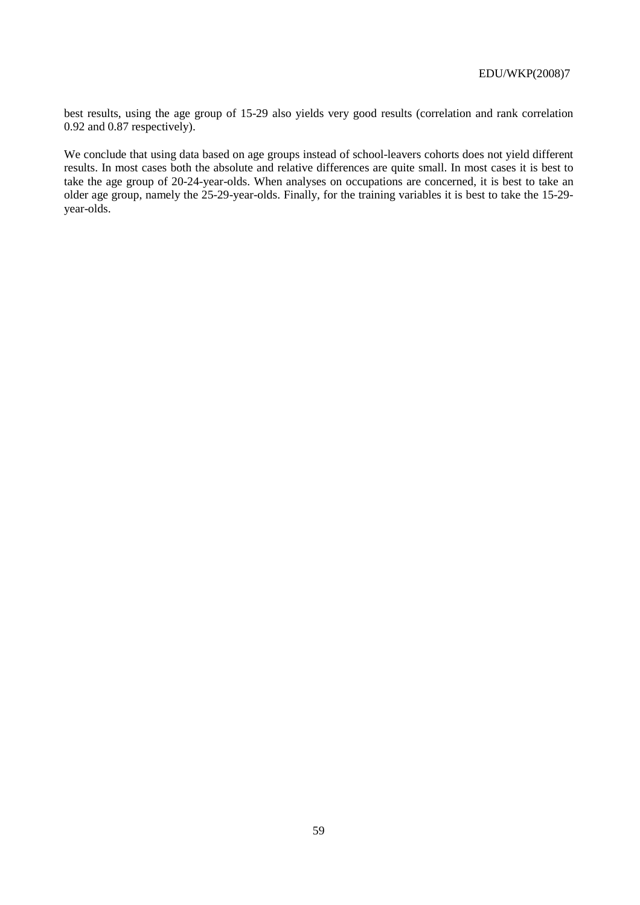best results, using the age group of 15-29 also yields very good results (correlation and rank correlation 0.92 and 0.87 respectively).

We conclude that using data based on age groups instead of school-leavers cohorts does not yield different results. In most cases both the absolute and relative differences are quite small. In most cases it is best to take the age group of 20-24-year-olds. When analyses on occupations are concerned, it is best to take an older age group, namely the 25-29-year-olds. Finally, for the training variables it is best to take the 15-29-year-olds.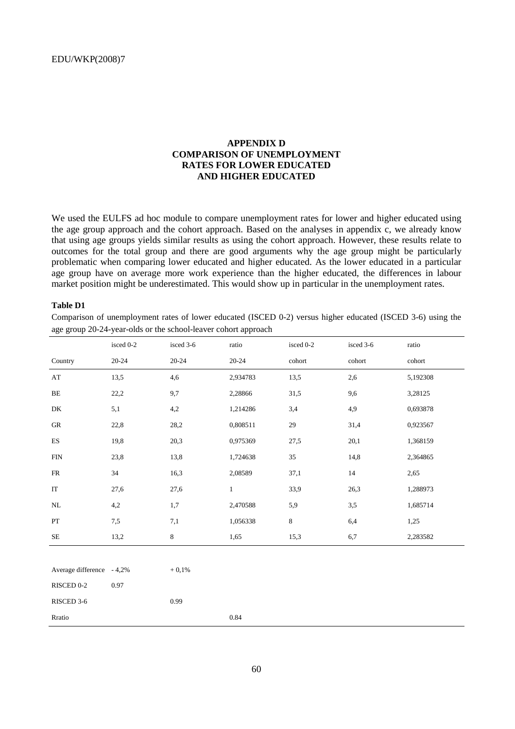## APPENDIX D
## COMPARISON OF UNEMPLOYMENT RATES FOR LOWER EDUCATED AND HIGHER EDUCATED

We used the EULFS ad hoc module to compare unemployment rates for lower and higher educated using the age group approach and the cohort approach. Based on the analyses in appendix c, we already know that using age groups yields similar results as using the cohort approach. However, these results relate to outcomes for the total group and there are good arguments why the age group might be particularly problematic when comparing lower educated and higher educated. As the lower educated in a particular age group have on average more work experience than the higher educated, the differences in labour market position might be underestimated. This would show up in particular in the unemployment rates.

**Table D1**

Comparison of unemployment rates of lower educated (ISCED 0-2) versus higher educated (ISCED 3-6) using the age group 20-24-year-olds or the school-leaver cohort approach

| | isced 0-2 | isced 3-6 | ratio | isced 0-2 | isced 3-6 | ratio |
|---|---|---|---|---|---|---|
| Country | 20-24 | 20-24 | 20-24 | cohort | cohort | cohort |
| AT | 13,5 | 4,6 | 2,934783 | 13,5 | 2,6 | 5,192308 |
| BE | 22,2 | 9,7 | 2,28866 | 31,5 | 9,6 | 3,28125 |
| DK | 5,1 | 4,2 | 1,214286 | 3,4 | 4,9 | 0,693878 |
| GR | 22,8 | 28,2 | 0,808511 | 29 | 31,4 | 0,923567 |
| ES | 19,8 | 20,3 | 0,975369 | 27,5 | 20,1 | 1,368159 |
| FIN | 23,8 | 13,8 | 1,724638 | 35 | 14,8 | 2,364865 |
| FR | 34 | 16,3 | 2,08589 | 37,1 | 14 | 2,65 |
| IT | 27,6 | 27,6 | 1 | 33,9 | 26,3 | 1,288973 |
| NL | 4,2 | 1,7 | 2,470588 | 5,9 | 3,5 | 1,685714 |
| PT | 7,5 | 7,1 | 1,056338 | 8 | 6,4 | 1,25 |
| SE | 13,2 | 8 | 1,65 | 15,3 | 6,7 | 2,283582 |
| | | | | | | |
| Average difference | - 4,2% | + 0,1% | | | | |
| RISCED 0-2 | 0.97 | | | | | |
| RISCED 3-6 | | 0.99 | | | | |
| Rratio | | | 0.84 | | | |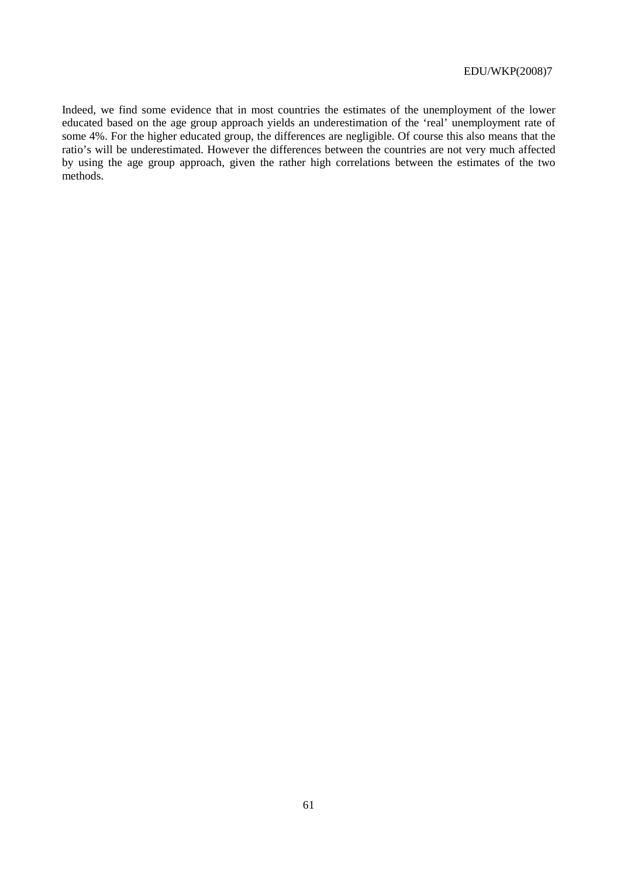Indeed, we find some evidence that in most countries the estimates of the unemployment of the lower educated based on the age group approach yields an underestimation of the 'real' unemployment rate of some 4%. For the higher educated group, the differences are negligible. Of course this also means that the ratio's will be underestimated. However the differences between the countries are not very much affected by using the age group approach, given the rather high correlations between the estimates of the two methods.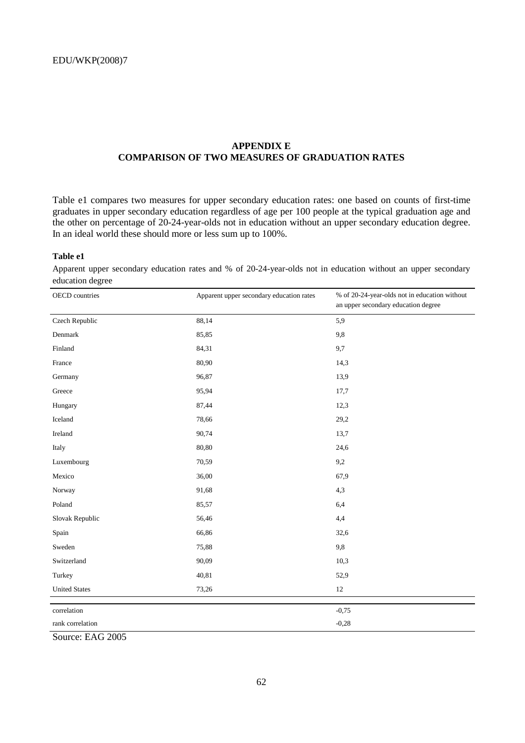## APPENDIX E
## COMPARISON OF TWO MEASURES OF GRADUATION RATES

Table e1 compares two measures for upper secondary education rates: one based on counts of first-time graduates in upper secondary education regardless of age per 100 people at the typical graduation age and the other on percentage of 20-24-year-olds not in education without an upper secondary education degree. In an ideal world these should more or less sum up to 100%.

**Table e1**

Apparent upper secondary education rates and % of 20-24-year-olds not in education without an upper secondary education degree

| OECD countries | Apparent upper secondary education rates | % of 20-24-year-olds not in education without an upper secondary education degree |
|---|---|---|
| Czech Republic | 88,14 | 5,9 |
| Denmark | 85,85 | 9,8 |
| Finland | 84,31 | 9,7 |
| France | 80,90 | 14,3 |
| Germany | 96,87 | 13,9 |
| Greece | 95,94 | 17,7 |
| Hungary | 87,44 | 12,3 |
| Iceland | 78,66 | 29,2 |
| Ireland | 90,74 | 13,7 |
| Italy | 80,80 | 24,6 |
| Luxembourg | 70,59 | 9,2 |
| Mexico | 36,00 | 67,9 |
| Norway | 91,68 | 4,3 |
| Poland | 85,57 | 6,4 |
| Slovak Republic | 56,46 | 4,4 |
| Spain | 66,86 | 32,6 |
| Sweden | 75,88 | 9,8 |
| Switzerland | 90,09 | 10,3 |
| Turkey | 40,81 | 52,9 |
| United States | 73,26 | 12 |
| correlation | | -0,75 |
| rank correlation | | -0,28 |

Source: EAG 2005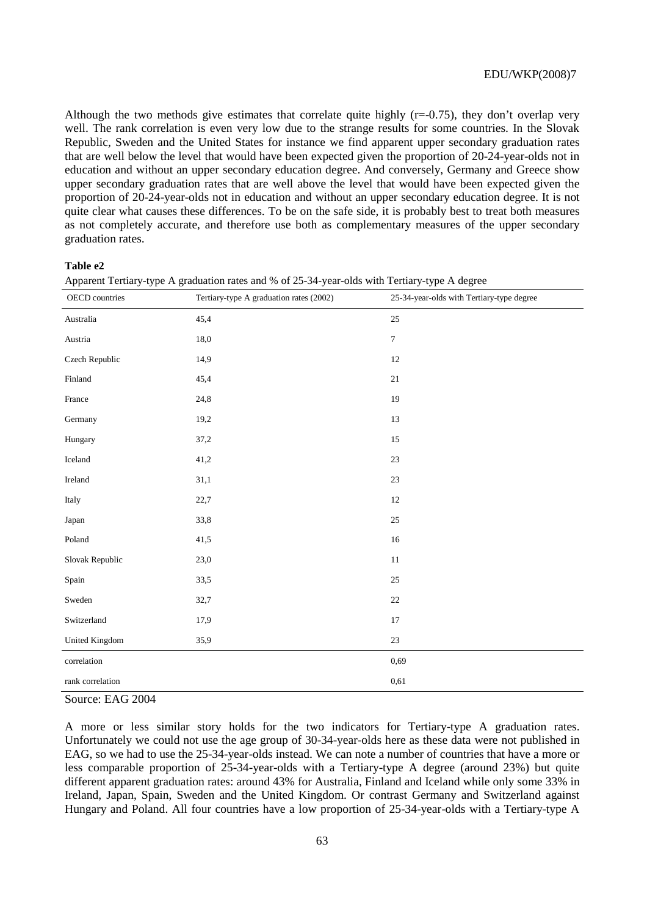Although the two methods give estimates that correlate quite highly (r=-0.75), they don't overlap very well. The rank correlation is even very low due to the strange results for some countries. In the Slovak Republic, Sweden and the United States for instance we find apparent upper secondary graduation rates that are well below the level that would have been expected given the proportion of 20-24-year-olds not in education and without an upper secondary education degree. And conversely, Germany and Greece show upper secondary graduation rates that are well above the level that would have been expected given the proportion of 20-24-year-olds not in education and without an upper secondary education degree. It is not quite clear what causes these differences. To be on the safe side, it is probably best to treat both measures as not completely accurate, and therefore use both as complementary measures of the upper secondary graduation rates.

**Table e2**

Apparent Tertiary-type A graduation rates and % of 25-34-year-olds with Tertiary-type A degree

| OECD countries | Tertiary-type A graduation rates (2002) | 25-34-year-olds with Tertiary-type degree |
|---|---|---|
| Australia | 45,4 | 25 |
| Austria | 18,0 | 7 |
| Czech Republic | 14,9 | 12 |
| Finland | 45,4 | 21 |
| France | 24,8 | 19 |
| Germany | 19,2 | 13 |
| Hungary | 37,2 | 15 |
| Iceland | 41,2 | 23 |
| Ireland | 31,1 | 23 |
| Italy | 22,7 | 12 |
| Japan | 33,8 | 25 |
| Poland | 41,5 | 16 |
| Slovak Republic | 23,0 | 11 |
| Spain | 33,5 | 25 |
| Sweden | 32,7 | 22 |
| Switzerland | 17,9 | 17 |
| United Kingdom | 35,9 | 23 |
| correlation | | 0,69 |
| rank correlation | | 0,61 |

Source: EAG 2004

A more or less similar story holds for the two indicators for Tertiary-type A graduation rates. Unfortunately we could not use the age group of 30-34-year-olds here as these data were not published in EAG, so we had to use the 25-34-year-olds instead. We can note a number of countries that have a more or less comparable proportion of 25-34-year-olds with a Tertiary-type A degree (around 23%) but quite different apparent graduation rates: around 43% for Australia, Finland and Iceland while only some 33% in Ireland, Japan, Spain, Sweden and the United Kingdom. Or contrast Germany and Switzerland against Hungary and Poland. All four countries have a low proportion of 25-34-year-olds with a Tertiary-type A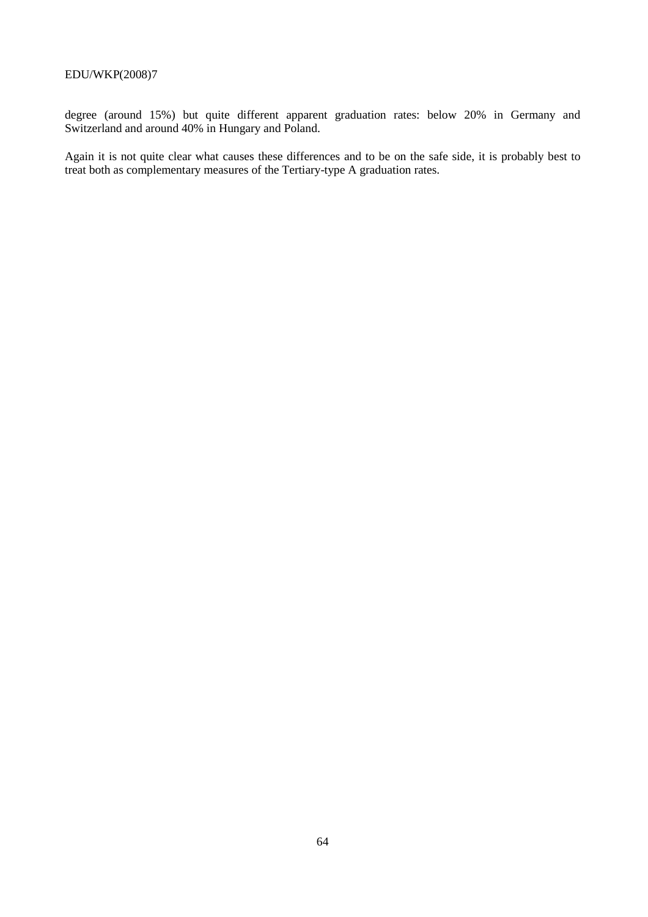degree (around 15%) but quite different apparent graduation rates: below 20% in Germany and Switzerland and around 40% in Hungary and Poland.

Again it is not quite clear what causes these differences and to be on the safe side, it is probably best to treat both as complementary measures of the Tertiary-type A graduation rates.